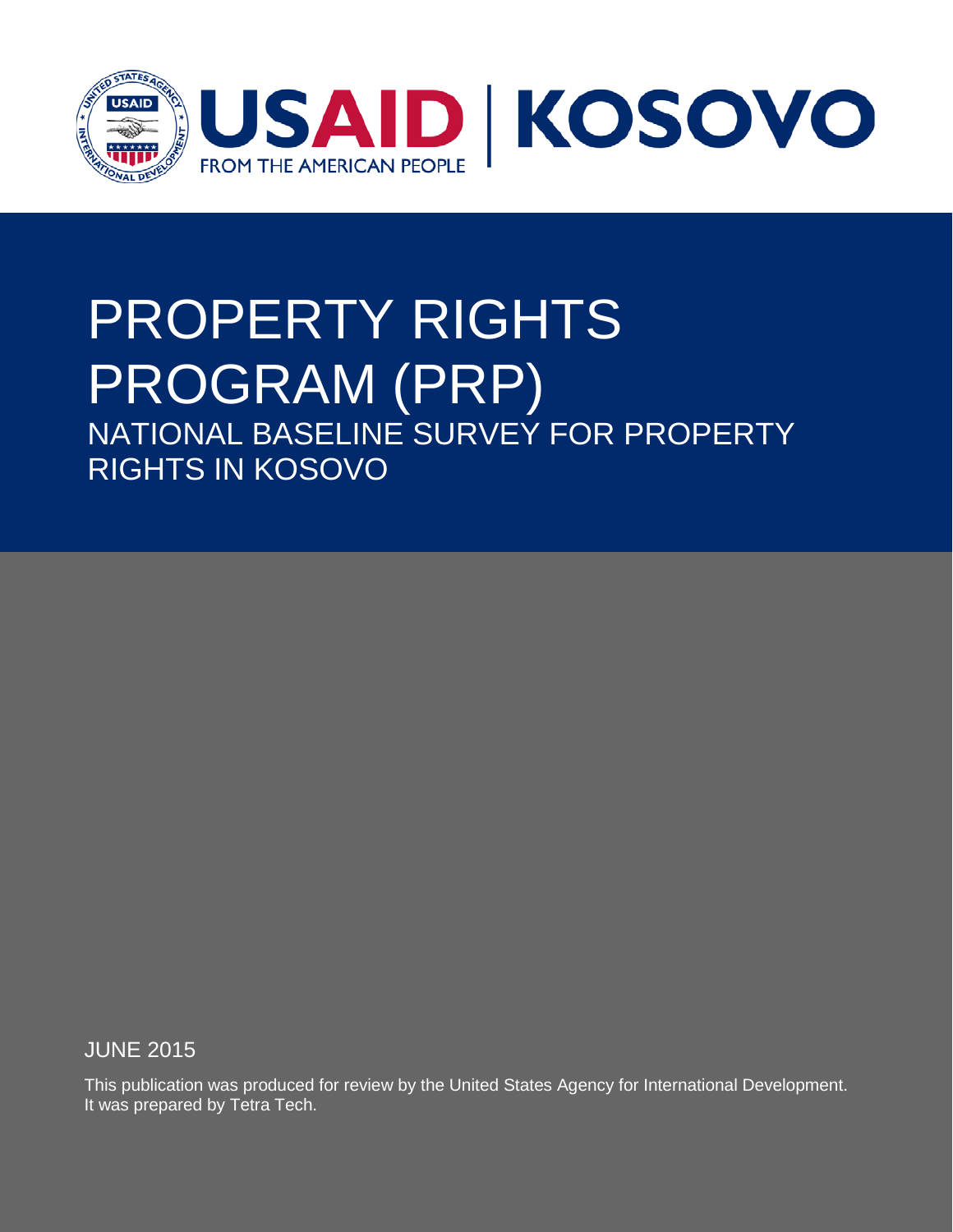USAID | KOSOVO

FROM THE AMERICAN PEOPLE

# PROPERTY RIGHTS PROGRAM (PRP)

## NATIONAL BASELINE SURVEY FOR PROPERTY RIGHTS IN KOSOVO

JUNE 2015

This publication was produced for review by the United States Agency for International Development. It was prepared by Tetra Tech.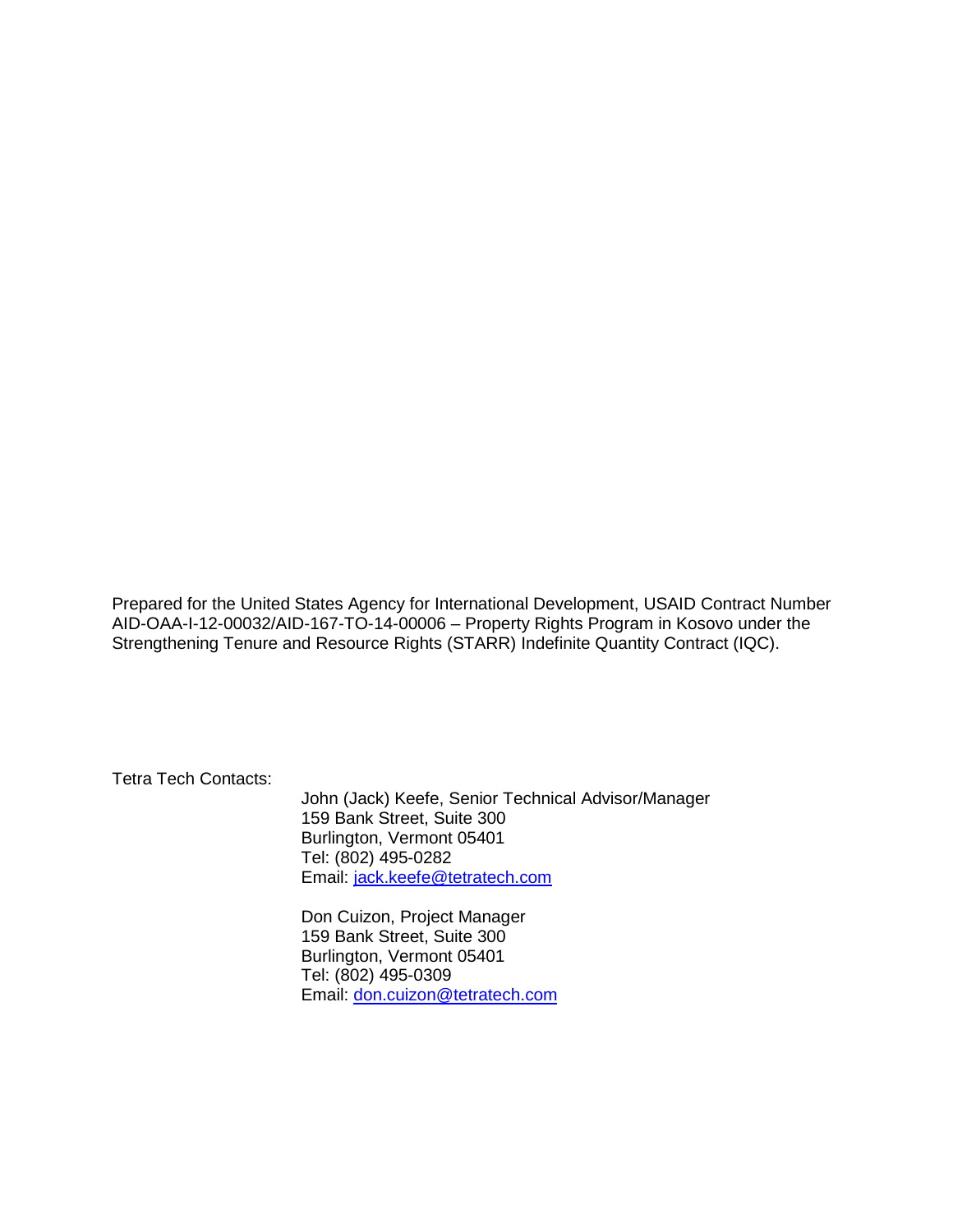Prepared for the United States Agency for International Development, USAID Contract Number AID-OAA-I-12-00032/AID-167-TO-14-00006 – Property Rights Program in Kosovo under the Strengthening Tenure and Resource Rights (STARR) Indefinite Quantity Contract (IQC).

Tetra Tech Contacts:

John (Jack) Keefe, Senior Technical Advisor/Manager
159 Bank Street, Suite 300
Burlington, Vermont 05401
Tel: (802) 495-0282
Email: jack.keefe@tetratech.com

Don Cuizon, Project Manager
159 Bank Street, Suite 300
Burlington, Vermont 05401
Tel: (802) 495-0309
Email: don.cuizon@tetratech.com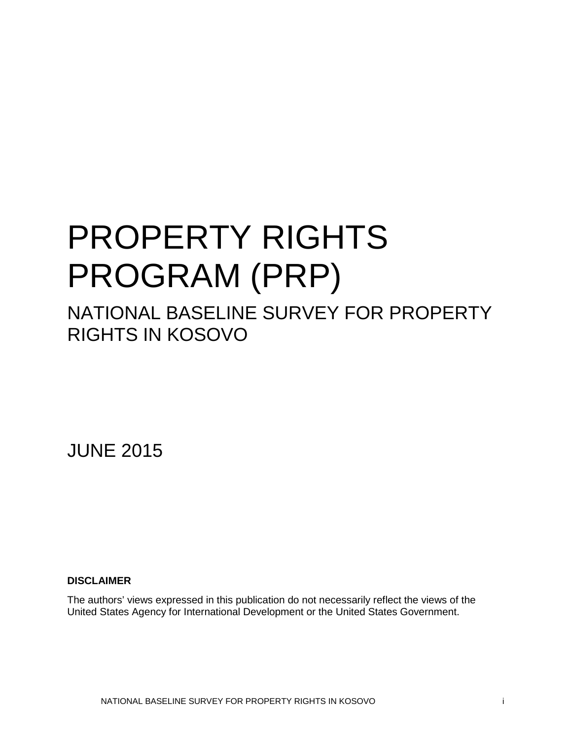# PROPERTY RIGHTS PROGRAM (PRP)

## NATIONAL BASELINE SURVEY FOR PROPERTY RIGHTS IN KOSOVO

JUNE 2015

**DISCLAIMER**

The authors' views expressed in this publication do not necessarily reflect the views of the United States Agency for International Development or the United States Government.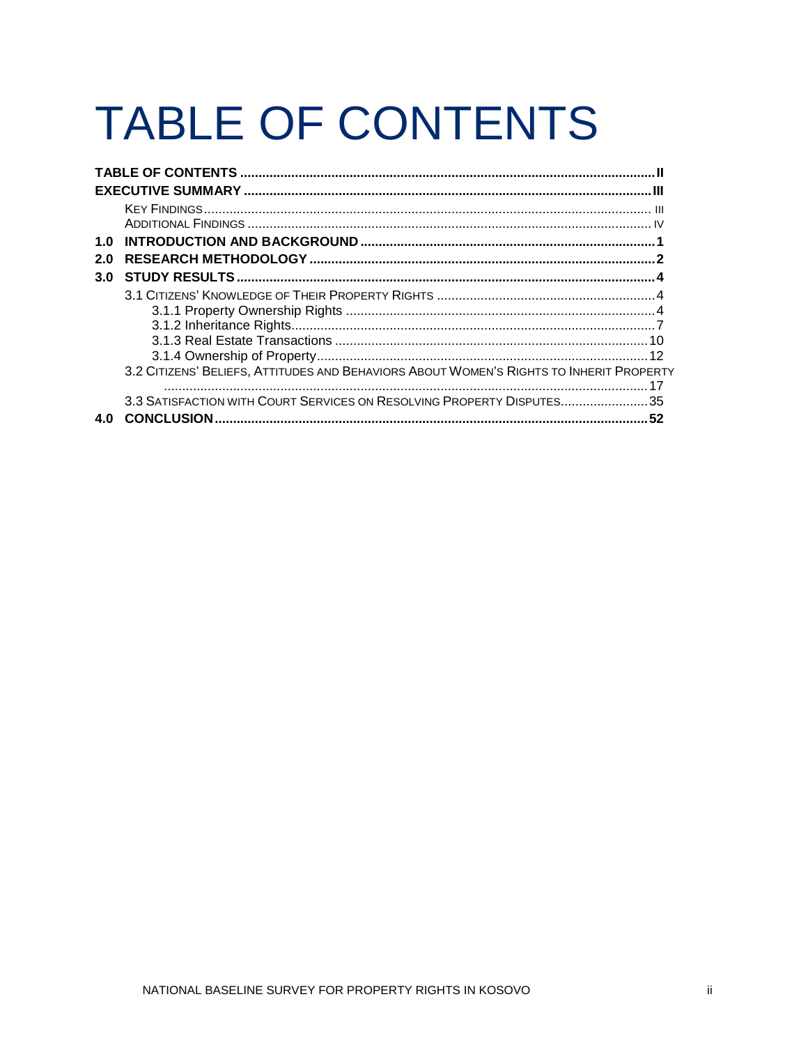# TABLE OF CONTENTS

**TABLE OF CONTENTS** ..... **II**

**EXECUTIVE SUMMARY** ..... **III**

- KEY FINDINGS ..... III
- ADDITIONAL FINDINGS ..... IV

**1.0 INTRODUCTION AND BACKGROUND** ..... **1**

**2.0 RESEARCH METHODOLOGY** ..... **2**

**3.0 STUDY RESULTS** ..... **4**

- 3.1 CITIZENS' KNOWLEDGE OF THEIR PROPERTY RIGHTS ..... 4
  - 3.1.1 Property Ownership Rights ..... 4
  - 3.1.2 Inheritance Rights ..... 7
  - 3.1.3 Real Estate Transactions ..... 10
  - 3.1.4 Ownership of Property ..... 12
- 3.2 CITIZENS' BELIEFS, ATTITUDES AND BEHAVIORS ABOUT WOMEN'S RIGHTS TO INHERIT PROPERTY ..... 17
- 3.3 SATISFACTION WITH COURT SERVICES ON RESOLVING PROPERTY DISPUTES ..... 35

**4.0 CONCLUSION** ..... **52**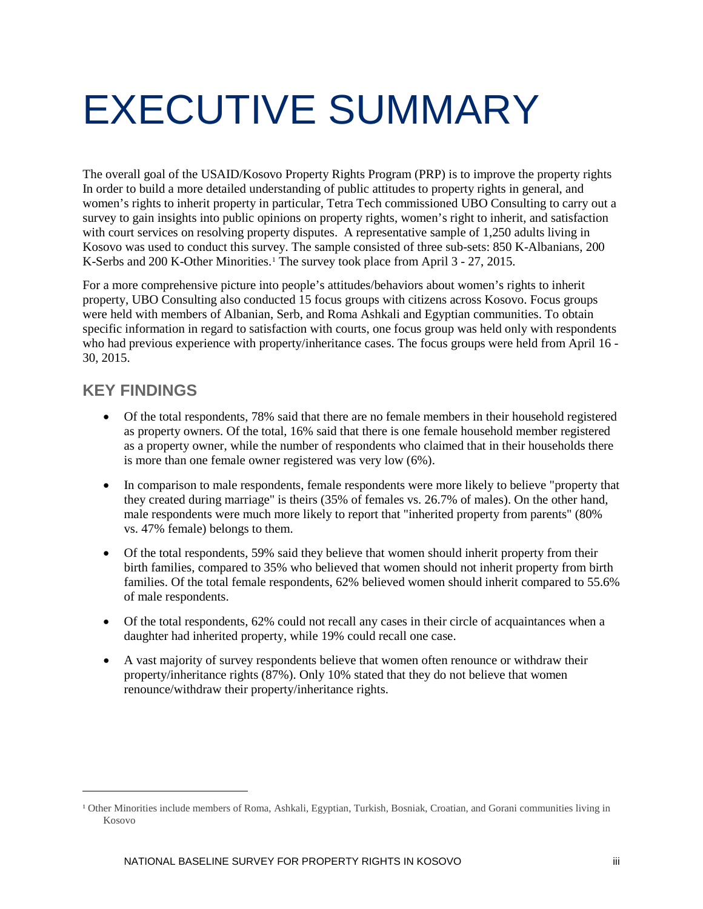# EXECUTIVE SUMMARY

The overall goal of the USAID/Kosovo Property Rights Program (PRP) is to improve the property rights In order to build a more detailed understanding of public attitudes to property rights in general, and women's rights to inherit property in particular, Tetra Tech commissioned UBO Consulting to carry out a survey to gain insights into public opinions on property rights, women's right to inherit, and satisfaction with court services on resolving property disputes. A representative sample of 1,250 adults living in Kosovo was used to conduct this survey. The sample consisted of three sub-sets: 850 K-Albanians, 200 K-Serbs and 200 K-Other Minorities.[1] The survey took place from April 3 - 27, 2015.

For a more comprehensive picture into people's attitudes/behaviors about women's rights to inherit property, UBO Consulting also conducted 15 focus groups with citizens across Kosovo. Focus groups were held with members of Albanian, Serb, and Roma Ashkali and Egyptian communities. To obtain specific information in regard to satisfaction with courts, one focus group was held only with respondents who had previous experience with property/inheritance cases. The focus groups were held from April 16 - 30, 2015.

## KEY FINDINGS

- Of the total respondents, 78% said that there are no female members in their household registered as property owners. Of the total, 16% said that there is one female household member registered as a property owner, while the number of respondents who claimed that in their households there is more than one female owner registered was very low (6%).
- In comparison to male respondents, female respondents were more likely to believe "property that they created during marriage" is theirs (35% of females vs. 26.7% of males). On the other hand, male respondents were much more likely to report that "inherited property from parents" (80% vs. 47% female) belongs to them.
- Of the total respondents, 59% said they believe that women should inherit property from their birth families, compared to 35% who believed that women should not inherit property from birth families. Of the total female respondents, 62% believed women should inherit compared to 55.6% of male respondents.
- Of the total respondents, 62% could not recall any cases in their circle of acquaintances when a daughter had inherited property, while 19% could recall one case.
- A vast majority of survey respondents believe that women often renounce or withdraw their property/inheritance rights (87%). Only 10% stated that they do not believe that women renounce/withdraw their property/inheritance rights.

---

[1] Other Minorities include members of Roma, Ashkali, Egyptian, Turkish, Bosniak, Croatian, and Gorani communities living in Kosovo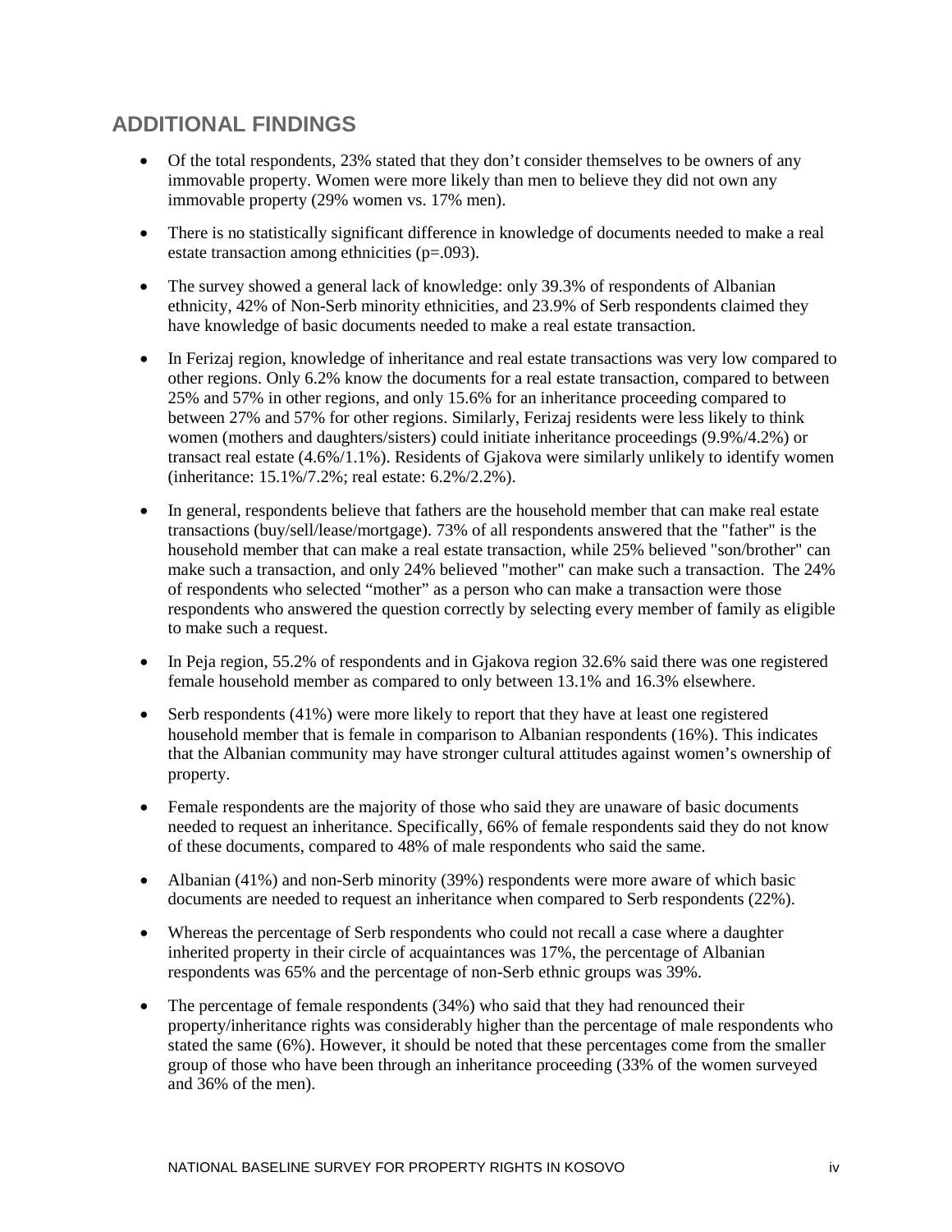## ADDITIONAL FINDINGS

- Of the total respondents, 23% stated that they don't consider themselves to be owners of any immovable property. Women were more likely than men to believe they did not own any immovable property (29% women vs. 17% men).
- There is no statistically significant difference in knowledge of documents needed to make a real estate transaction among ethnicities ($p=.093$).
- The survey showed a general lack of knowledge: only 39.3% of respondents of Albanian ethnicity, 42% of Non-Serb minority ethnicities, and 23.9% of Serb respondents claimed they have knowledge of basic documents needed to make a real estate transaction.
- In Ferizaj region, knowledge of inheritance and real estate transactions was very low compared to other regions. Only 6.2% know the documents for a real estate transaction, compared to between 25% and 57% in other regions, and only 15.6% for an inheritance proceeding compared to between 27% and 57% for other regions. Similarly, Ferizaj residents were less likely to think women (mothers and daughters/sisters) could initiate inheritance proceedings (9.9%/4.2%) or transact real estate (4.6%/1.1%). Residents of Gjakova were similarly unlikely to identify women (inheritance: 15.1%/7.2%; real estate: 6.2%/2.2%).
- In general, respondents believe that fathers are the household member that can make real estate transactions (buy/sell/lease/mortgage). 73% of all respondents answered that the "father" is the household member that can make a real estate transaction, while 25% believed "son/brother" can make such a transaction, and only 24% believed "mother" can make such a transaction. The 24% of respondents who selected "mother" as a person who can make a transaction were those respondents who answered the question correctly by selecting every member of family as eligible to make such a request.
- In Peja region, 55.2% of respondents and in Gjakova region 32.6% said there was one registered female household member as compared to only between 13.1% and 16.3% elsewhere.
- Serb respondents (41%) were more likely to report that they have at least one registered household member that is female in comparison to Albanian respondents (16%). This indicates that the Albanian community may have stronger cultural attitudes against women's ownership of property.
- Female respondents are the majority of those who said they are unaware of basic documents needed to request an inheritance. Specifically, 66% of female respondents said they do not know of these documents, compared to 48% of male respondents who said the same.
- Albanian (41%) and non-Serb minority (39%) respondents were more aware of which basic documents are needed to request an inheritance when compared to Serb respondents (22%).
- Whereas the percentage of Serb respondents who could not recall a case where a daughter inherited property in their circle of acquaintances was 17%, the percentage of Albanian respondents was 65% and the percentage of non-Serb ethnic groups was 39%.
- The percentage of female respondents (34%) who said that they had renounced their property/inheritance rights was considerably higher than the percentage of male respondents who stated the same (6%). However, it should be noted that these percentages come from the smaller group of those who have been through an inheritance proceeding (33% of the women surveyed and 36% of the men).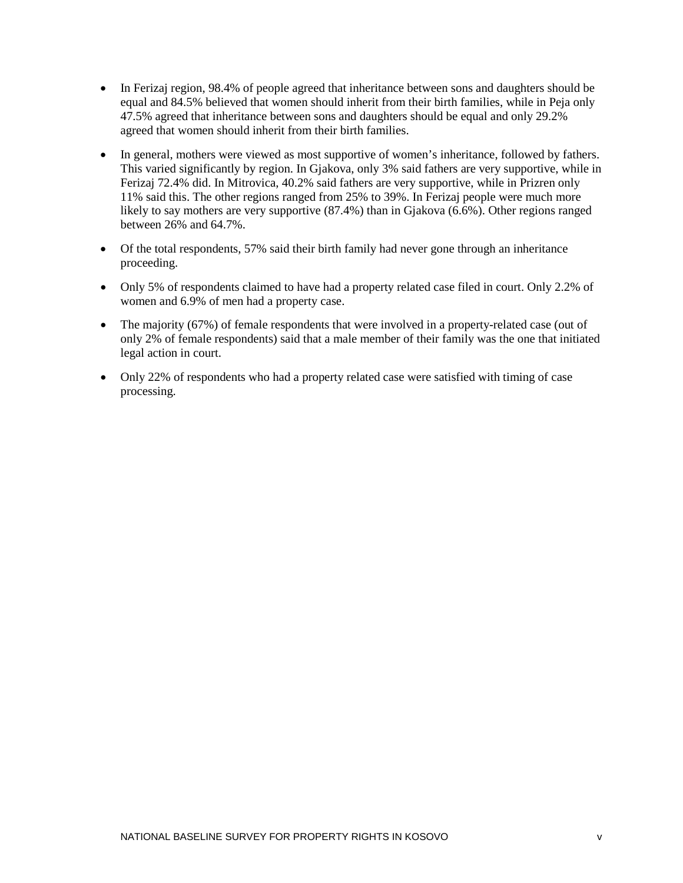- In Ferizaj region, 98.4% of people agreed that inheritance between sons and daughters should be equal and 84.5% believed that women should inherit from their birth families, while in Peja only 47.5% agreed that inheritance between sons and daughters should be equal and only 29.2% agreed that women should inherit from their birth families.
- In general, mothers were viewed as most supportive of women's inheritance, followed by fathers. This varied significantly by region. In Gjakova, only 3% said fathers are very supportive, while in Ferizaj 72.4% did. In Mitrovica, 40.2% said fathers are very supportive, while in Prizren only 11% said this. The other regions ranged from 25% to 39%. In Ferizaj people were much more likely to say mothers are very supportive (87.4%) than in Gjakova (6.6%). Other regions ranged between 26% and 64.7%.
- Of the total respondents, 57% said their birth family had never gone through an inheritance proceeding.
- Only 5% of respondents claimed to have had a property related case filed in court. Only 2.2% of women and 6.9% of men had a property case.
- The majority (67%) of female respondents that were involved in a property-related case (out of only 2% of female respondents) said that a male member of their family was the one that initiated legal action in court.
- Only 22% of respondents who had a property related case were satisfied with timing of case processing.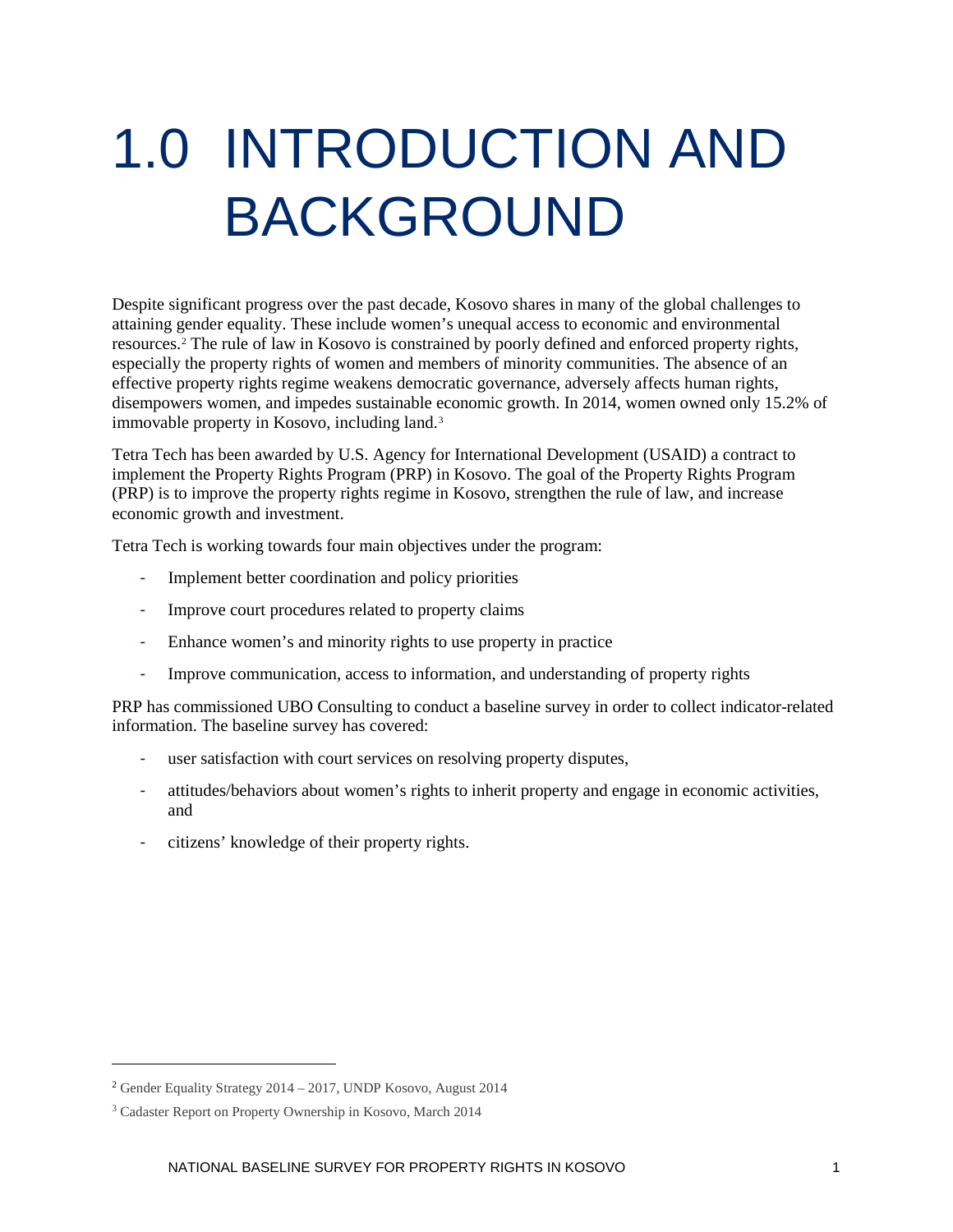# 1.0 INTRODUCTION AND BACKGROUND

Despite significant progress over the past decade, Kosovo shares in many of the global challenges to attaining gender equality. These include women's unequal access to economic and environmental resources.[2] The rule of law in Kosovo is constrained by poorly defined and enforced property rights, especially the property rights of women and members of minority communities. The absence of an effective property rights regime weakens democratic governance, adversely affects human rights, disempowers women, and impedes sustainable economic growth. In 2014, women owned only 15.2% of immovable property in Kosovo, including land.[3]

Tetra Tech has been awarded by U.S. Agency for International Development (USAID) a contract to implement the Property Rights Program (PRP) in Kosovo. The goal of the Property Rights Program (PRP) is to improve the property rights regime in Kosovo, strengthen the rule of law, and increase economic growth and investment.

Tetra Tech is working towards four main objectives under the program:

- Implement better coordination and policy priorities
- Improve court procedures related to property claims
- Enhance women's and minority rights to use property in practice
- Improve communication, access to information, and understanding of property rights

PRP has commissioned UBO Consulting to conduct a baseline survey in order to collect indicator-related information. The baseline survey has covered:

- user satisfaction with court services on resolving property disputes,
- attitudes/behaviors about women's rights to inherit property and engage in economic activities, and
- citizens' knowledge of their property rights.

---

[2] Gender Equality Strategy 2014 – 2017, UNDP Kosovo, August 2014

[3] Cadaster Report on Property Ownership in Kosovo, March 2014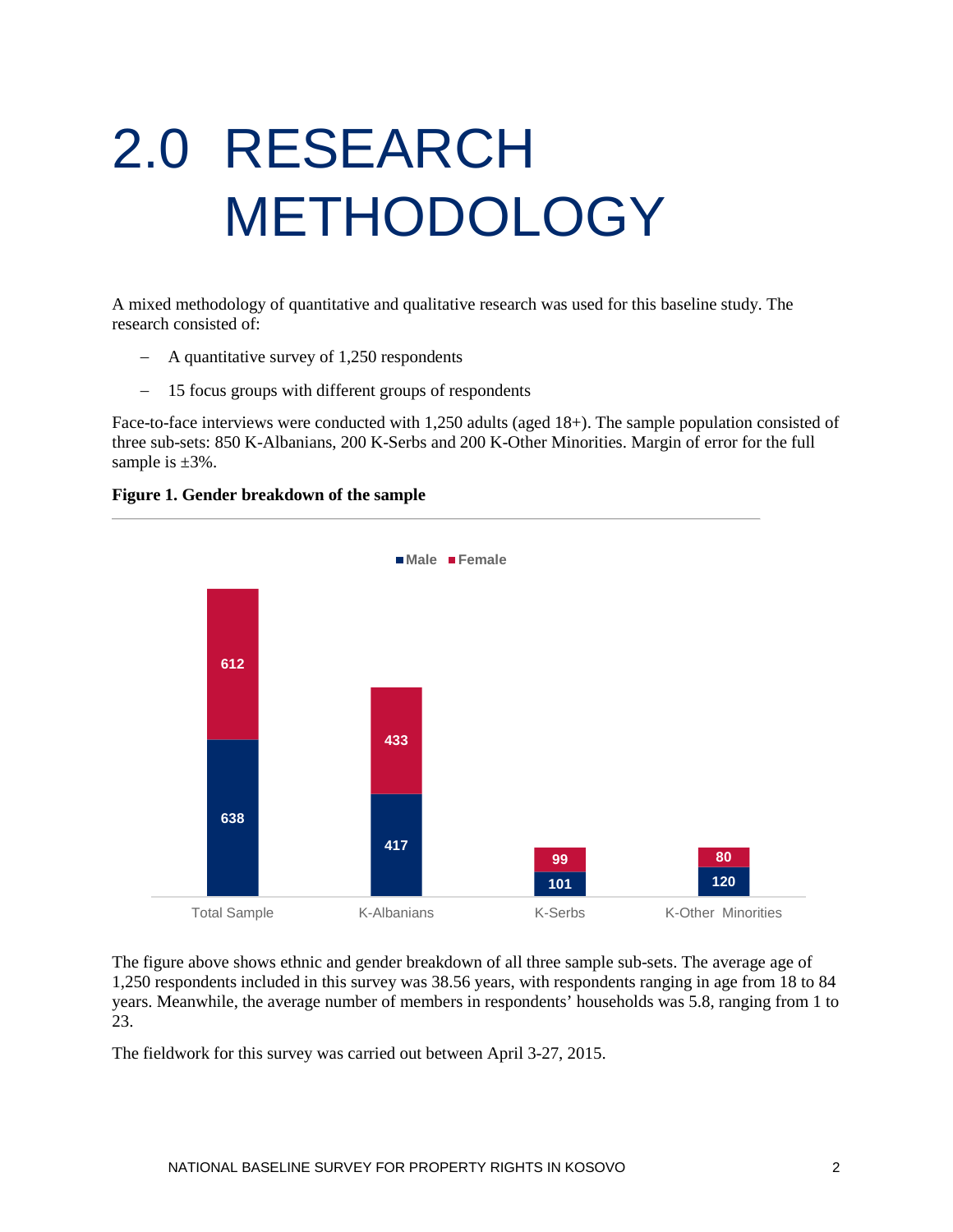# 2.0 RESEARCH METHODOLOGY

A mixed methodology of quantitative and qualitative research was used for this baseline study. The research consisted of:

- A quantitative survey of 1,250 respondents
- 15 focus groups with different groups of respondents

Face-to-face interviews were conducted with 1,250 adults (aged 18+). The sample population consisted of three sub-sets: 850 K-Albanians, 200 K-Serbs and 200 K-Other Minorities. Margin of error for the full sample is ±3%.

**Figure 1. Gender breakdown of the sample**

| | Male | Female |
|---|---|---|
| Total Sample | 638 | 612 |
| K-Albanians | 417 | 433 |
| K-Serbs | 101 | 99 |
| K-Other Minorities | 120 | 80 |

The figure above shows ethnic and gender breakdown of all three sample sub-sets. The average age of 1,250 respondents included in this survey was 38.56 years, with respondents ranging in age from 18 to 84 years. Meanwhile, the average number of members in respondents' households was 5.8, ranging from 1 to 23.

The fieldwork for this survey was carried out between April 3-27, 2015.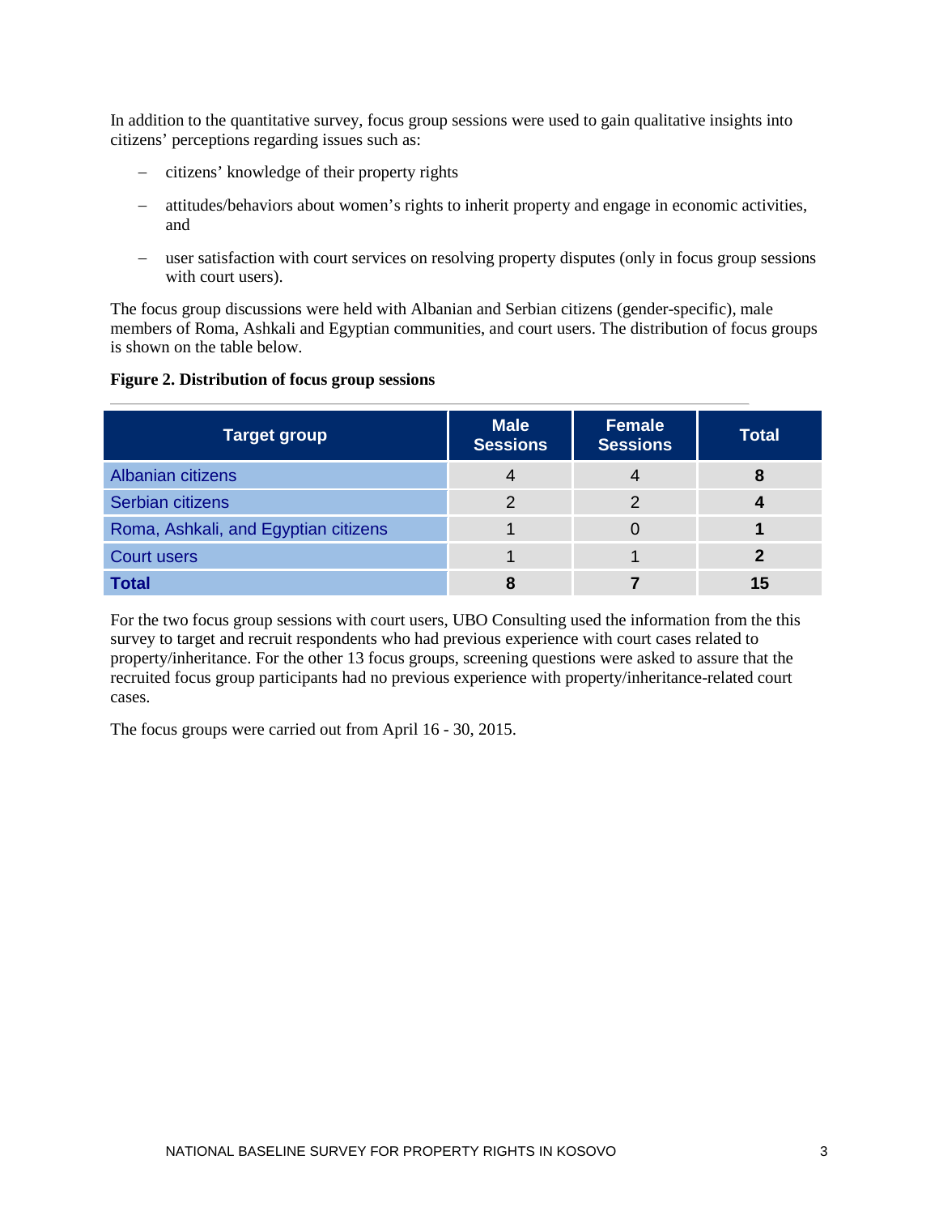In addition to the quantitative survey, focus group sessions were used to gain qualitative insights into citizens' perceptions regarding issues such as:

- citizens' knowledge of their property rights
- attitudes/behaviors about women's rights to inherit property and engage in economic activities, and
- user satisfaction with court services on resolving property disputes (only in focus group sessions with court users).

The focus group discussions were held with Albanian and Serbian citizens (gender-specific), male members of Roma, Ashkali and Egyptian communities, and court users. The distribution of focus groups is shown on the table below.

**Figure 2. Distribution of focus group sessions**

| Target group | Male Sessions | Female Sessions | Total |
|---|---|---|---|
| Albanian citizens | 4 | 4 | **8** |
| Serbian citizens | 2 | 2 | **4** |
| Roma, Ashkali, and Egyptian citizens | 1 | 0 | **1** |
| Court users | 1 | 1 | **2** |
| **Total** | **8** | **7** | **15** |

For the two focus group sessions with court users, UBO Consulting used the information from the this survey to target and recruit respondents who had previous experience with court cases related to property/inheritance. For the other 13 focus groups, screening questions were asked to assure that the recruited focus group participants had no previous experience with property/inheritance-related court cases.

The focus groups were carried out from April 16 - 30, 2015.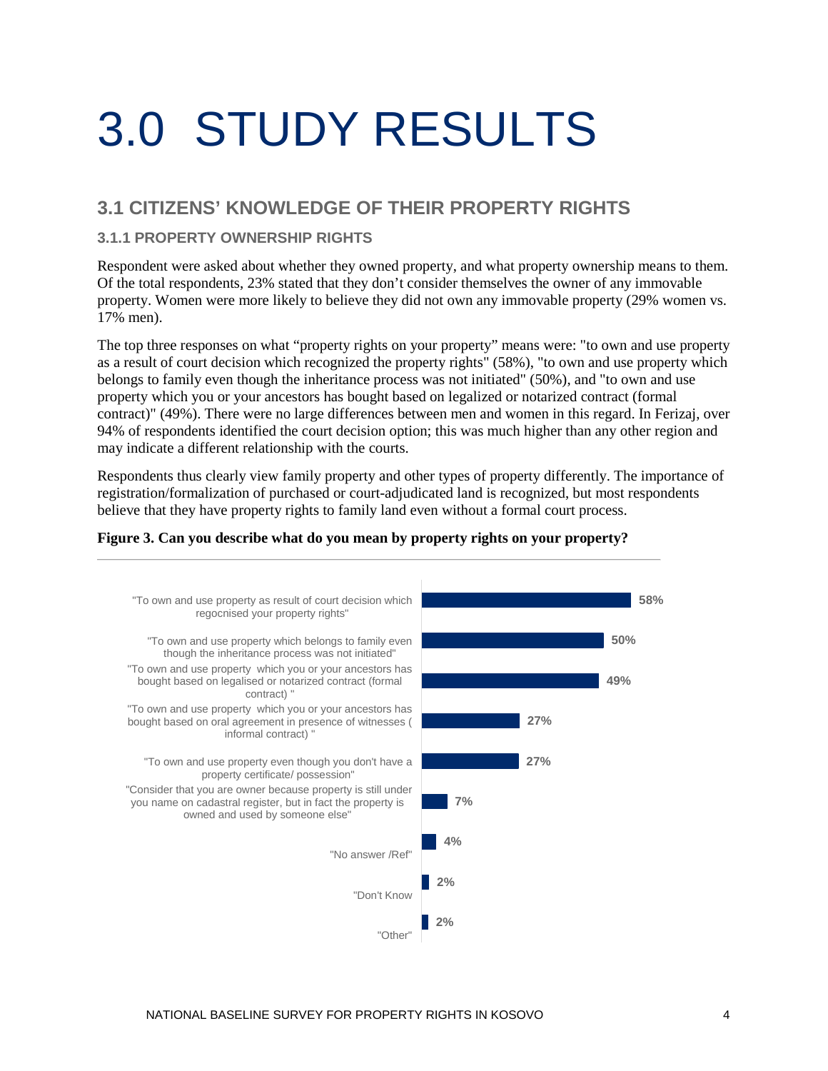# 3.0 STUDY RESULTS

## 3.1 CITIZENS' KNOWLEDGE OF THEIR PROPERTY RIGHTS

### 3.1.1 PROPERTY OWNERSHIP RIGHTS

Respondent were asked about whether they owned property, and what property ownership means to them. Of the total respondents, 23% stated that they don't consider themselves the owner of any immovable property. Women were more likely to believe they did not own any immovable property (29% women vs. 17% men).

The top three responses on what "property rights on your property" means were: "to own and use property as a result of court decision which recognized the property rights" (58%), "to own and use property which belongs to family even though the inheritance process was not initiated" (50%), and "to own and use property which you or your ancestors has bought based on legalized or notarized contract (formal contract)" (49%). There were no large differences between men and women in this regard. In Ferizaj, over 94% of respondents identified the court decision option; this was much higher than any other region and may indicate a different relationship with the courts.

Respondents thus clearly view family property and other types of property differently. The importance of registration/formalization of purchased or court-adjudicated land is recognized, but most respondents believe that they have property rights to family land even without a formal court process.

**Figure 3. Can you describe what do you mean by property rights on your property?**

| Response | % |
|---|---|
| "To own and use property as result of court decision which regocnised your property rights" | 58% |
| "To own and use property which belongs to family even though the inheritance process was not initiated" | 50% |
| "To own and use property which you or your ancestors has bought based on legalised or notarized contract (formal contract) " | 49% |
| "To own and use property which you or your ancestors has bought based on oral agreement in presence of witnesses ( informal contract) " | 27% |
| "To own and use property even though you don't have a property certificate/ possession" | 27% |
| "Consider that you are owner because property is still under you name on cadastral register, but in fact the property is owned and used by someone else" | 7% |
| "No answer /Ref" | 4% |
| "Don't Know | 2% |
| "Other" | 2% |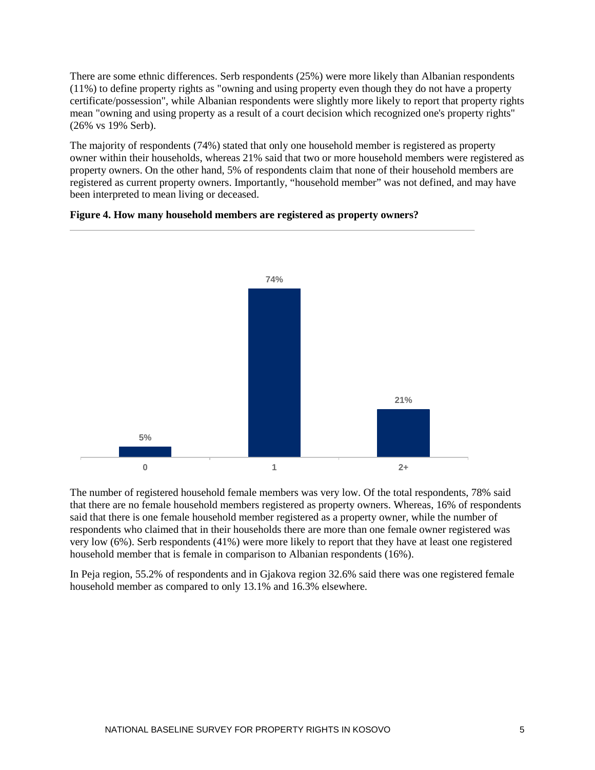There are some ethnic differences. Serb respondents (25%) were more likely than Albanian respondents (11%) to define property rights as "owning and using property even though they do not have a property certificate/possession", while Albanian respondents were slightly more likely to report that property rights mean "owning and using property as a result of a court decision which recognized one's property rights" (26% vs 19% Serb).

The majority of respondents (74%) stated that only one household member is registered as property owner within their households, whereas 21% said that two or more household members were registered as property owners. On the other hand, 5% of respondents claim that none of their household members are registered as current property owners. Importantly, “household member” was not defined, and may have been interpreted to mean living or deceased.

**Figure 4. How many household members are registered as property owners?**

| Number of registered household members | Percentage |
|---|---|
| 0 | 5% |
| 1 | 74% |
| 2+ | 21% |

The number of registered household female members was very low. Of the total respondents, 78% said that there are no female household members registered as property owners. Whereas, 16% of respondents said that there is one female household member registered as a property owner, while the number of respondents who claimed that in their households there are more than one female owner registered was very low (6%). Serb respondents (41%) were more likely to report that they have at least one registered household member that is female in comparison to Albanian respondents (16%).

In Peja region, 55.2% of respondents and in Gjakova region 32.6% said there was one registered female household member as compared to only 13.1% and 16.3% elsewhere.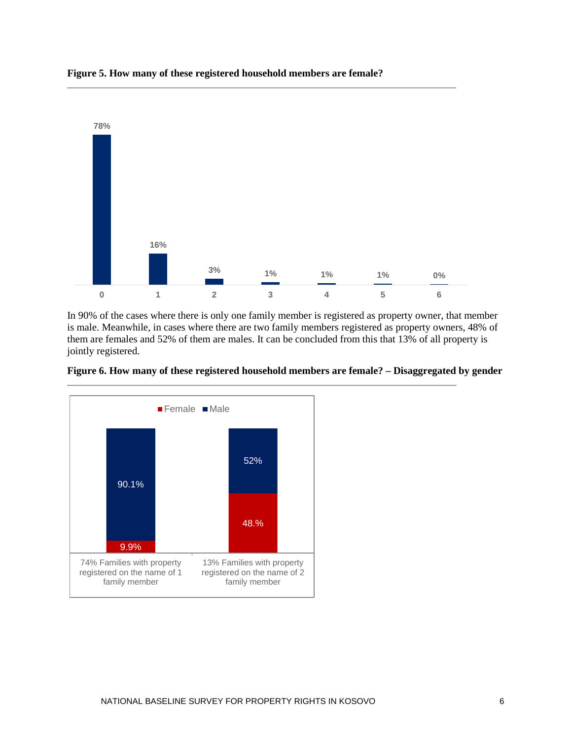**Figure 5. How many of these registered household members are female?**

| Number of female registered household members | Percentage |
|---|---|
| 0 | 78% |
| 1 | 16% |
| 2 | 3% |
| 3 | 1% |
| 4 | 1% |
| 5 | 1% |
| 6 | 0% |

In 90% of the cases where there is only one family member is registered as property owner, that member is male. Meanwhile, in cases where there are two family members registered as property owners, 48% of them are females and 52% of them are males. It can be concluded from this that 13% of all property is jointly registered.

**Figure 6. How many of these registered household members are female? – Disaggregated by gender**

| | Female | Male |
|---|---|---|
| 74% Families with property registered on the name of 1 family member | 9.9% | 90.1% |
| 13% Families with property registered on the name of 2 family member | 48.% | 52% |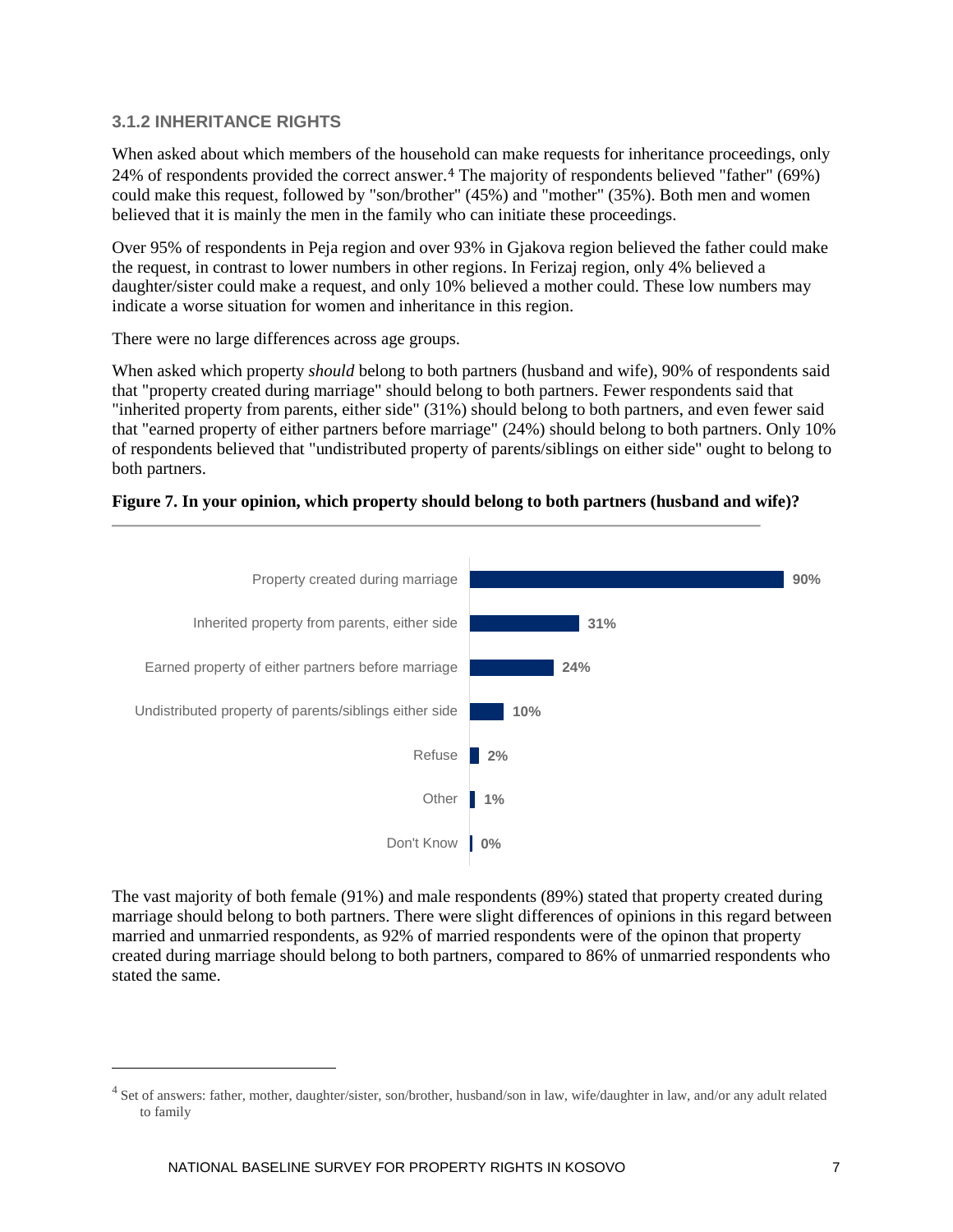### 3.1.2 INHERITANCE RIGHTS

When asked about which members of the household can make requests for inheritance proceedings, only 24% of respondents provided the correct answer.[4] The majority of respondents believed "father" (69%) could make this request, followed by "son/brother" (45%) and "mother" (35%). Both men and women believed that it is mainly the men in the family who can initiate these proceedings.

Over 95% of respondents in Peja region and over 93% in Gjakova region believed the father could make the request, in contrast to lower numbers in other regions. In Ferizaj region, only 4% believed a daughter/sister could make a request, and only 10% believed a mother could. These low numbers may indicate a worse situation for women and inheritance in this region.

There were no large differences across age groups.

When asked which property *should* belong to both partners (husband and wife), 90% of respondents said that "property created during marriage" should belong to both partners. Fewer respondents said that "inherited property from parents, either side" (31%) should belong to both partners, and even fewer said that "earned property of either partners before marriage" (24%) should belong to both partners. Only 10% of respondents believed that "undistributed property of parents/siblings on either side" ought to belong to both partners.

**Figure 7. In your opinion, which property should belong to both partners (husband and wife)?**

| Response | % |
|---|---|
| Property created during marriage | 90% |
| Inherited property from parents, either side | 31% |
| Earned property of either partners before marriage | 24% |
| Undistributed property of parents/siblings either side | 10% |
| Refuse | 2% |
| Other | 1% |
| Don't Know | 0% |

The vast majority of both female (91%) and male respondents (89%) stated that property created during marriage should belong to both partners. There were slight differences of opinions in this regard between married and unmarried respondents, as 92% of married respondents were of the opinon that property created during marriage should belong to both partners, compared to 86% of unmarried respondents who stated the same.

---

[4] Set of answers: father, mother, daughter/sister, son/brother, husband/son in law, wife/daughter in law, and/or any adult related to family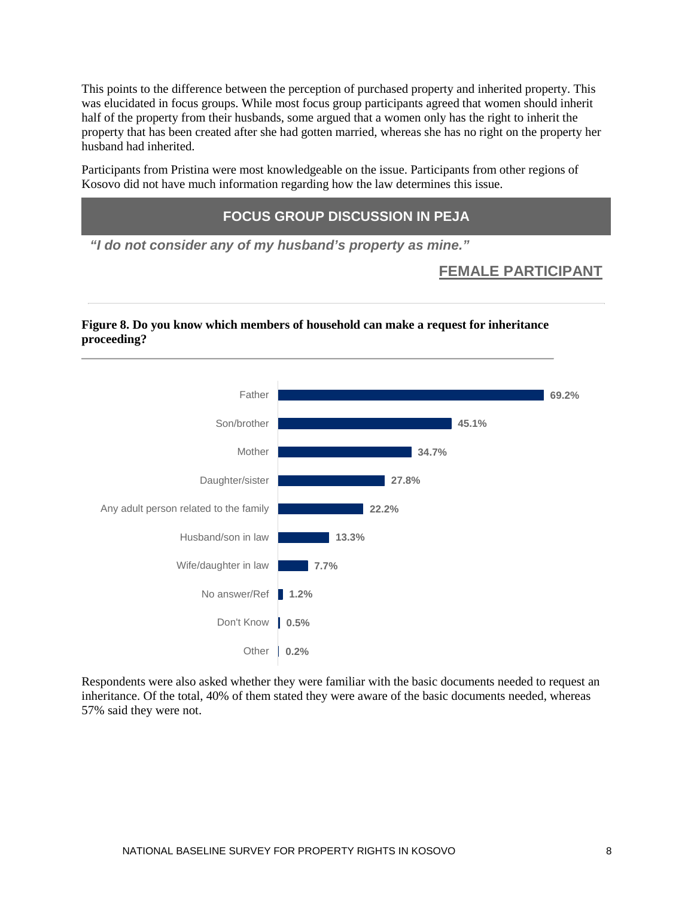This points to the difference between the perception of purchased property and inherited property. This was elucidated in focus groups. While most focus group participants agreed that women should inherit half of the property from their husbands, some argued that a women only has the right to inherit the property that has been created after she had gotten married, whereas she has no right on the property her husband had inherited.

Participants from Pristina were most knowledgeable on the issue. Participants from other regions of Kosovo did not have much information regarding how the law determines this issue.

**FOCUS GROUP DISCUSSION IN PEJA**

***"I do not consider any of my husband's property as mine."***

**FEMALE PARTICIPANT**

**Figure 8. Do you know which members of household can make a request for inheritance proceeding?**

| Response | Percentage |
|---|---|
| Father | 69.2% |
| Son/brother | 45.1% |
| Mother | 34.7% |
| Daughter/sister | 27.8% |
| Any adult person related to the family | 22.2% |
| Husband/son in law | 13.3% |
| Wife/daughter in law | 7.7% |
| No answer/Ref | 1.2% |
| Don't Know | 0.5% |
| Other | 0.2% |

Respondents were also asked whether they were familiar with the basic documents needed to request an inheritance. Of the total, 40% of them stated they were aware of the basic documents needed, whereas 57% said they were not.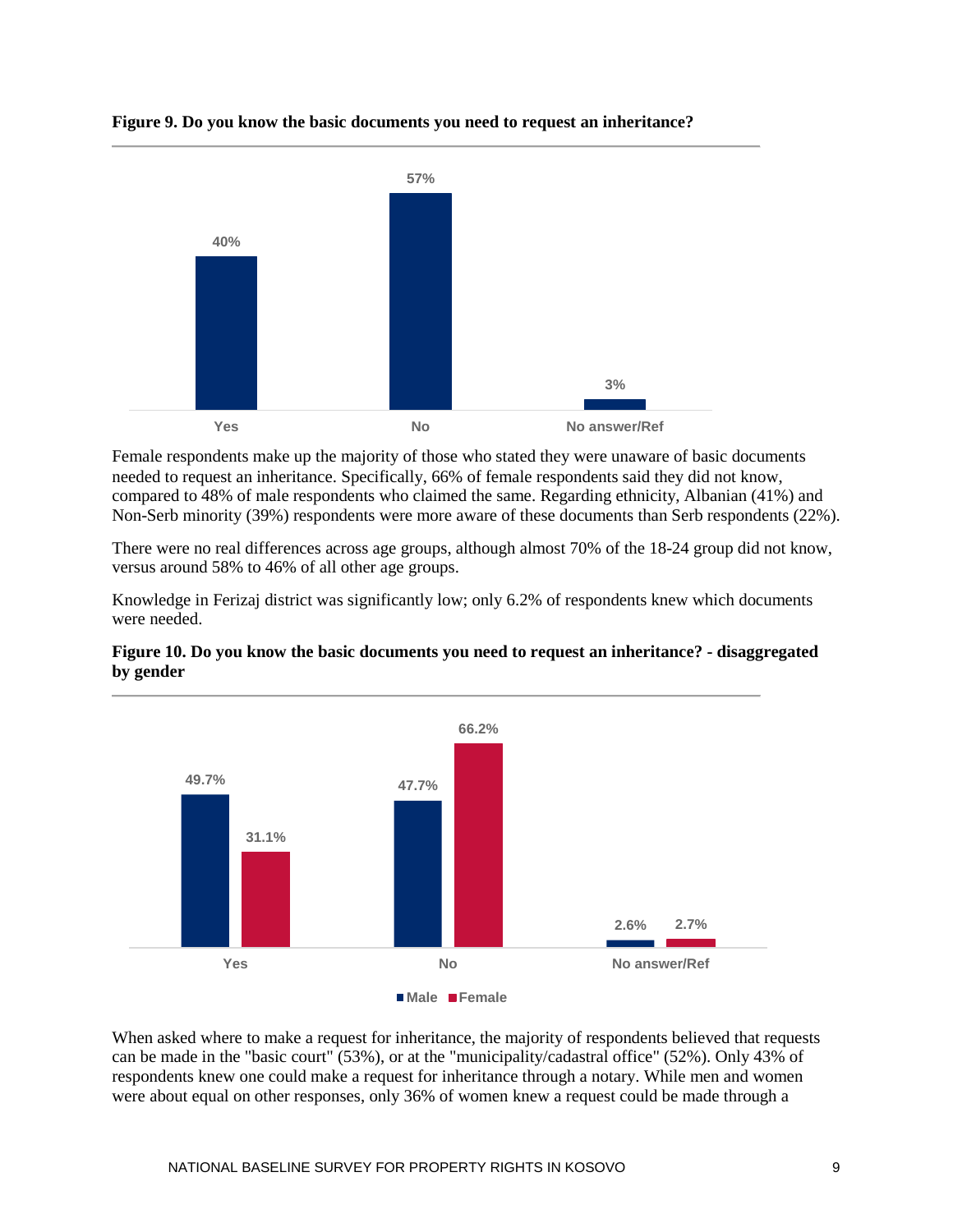**Figure 9. Do you know the basic documents you need to request an inheritance?**

| Yes | No | No answer/Ref |
|---|---|---|
| 40% | 57% | 3% |

Female respondents make up the majority of those who stated they were unaware of basic documents needed to request an inheritance. Specifically, 66% of female respondents said they did not know, compared to 48% of male respondents who claimed the same. Regarding ethnicity, Albanian (41%) and Non-Serb minority (39%) respondents were more aware of these documents than Serb respondents (22%).

There were no real differences across age groups, although almost 70% of the 18-24 group did not know, versus around 58% to 46% of all other age groups.

Knowledge in Ferizaj district was significantly low; only 6.2% of respondents knew which documents were needed.

**Figure 10. Do you know the basic documents you need to request an inheritance? - disaggregated by gender**

| | Yes | No | No answer/Ref |
|---|---|---|---|
| Male | 49.7% | 47.7% | 2.6% |
| Female | 31.1% | 66.2% | 2.7% |

When asked where to make a request for inheritance, the majority of respondents believed that requests can be made in the "basic court" (53%), or at the "municipality/cadastral office" (52%). Only 43% of respondents knew one could make a request for inheritance through a notary. While men and women were about equal on other responses, only 36% of women knew a request could be made through a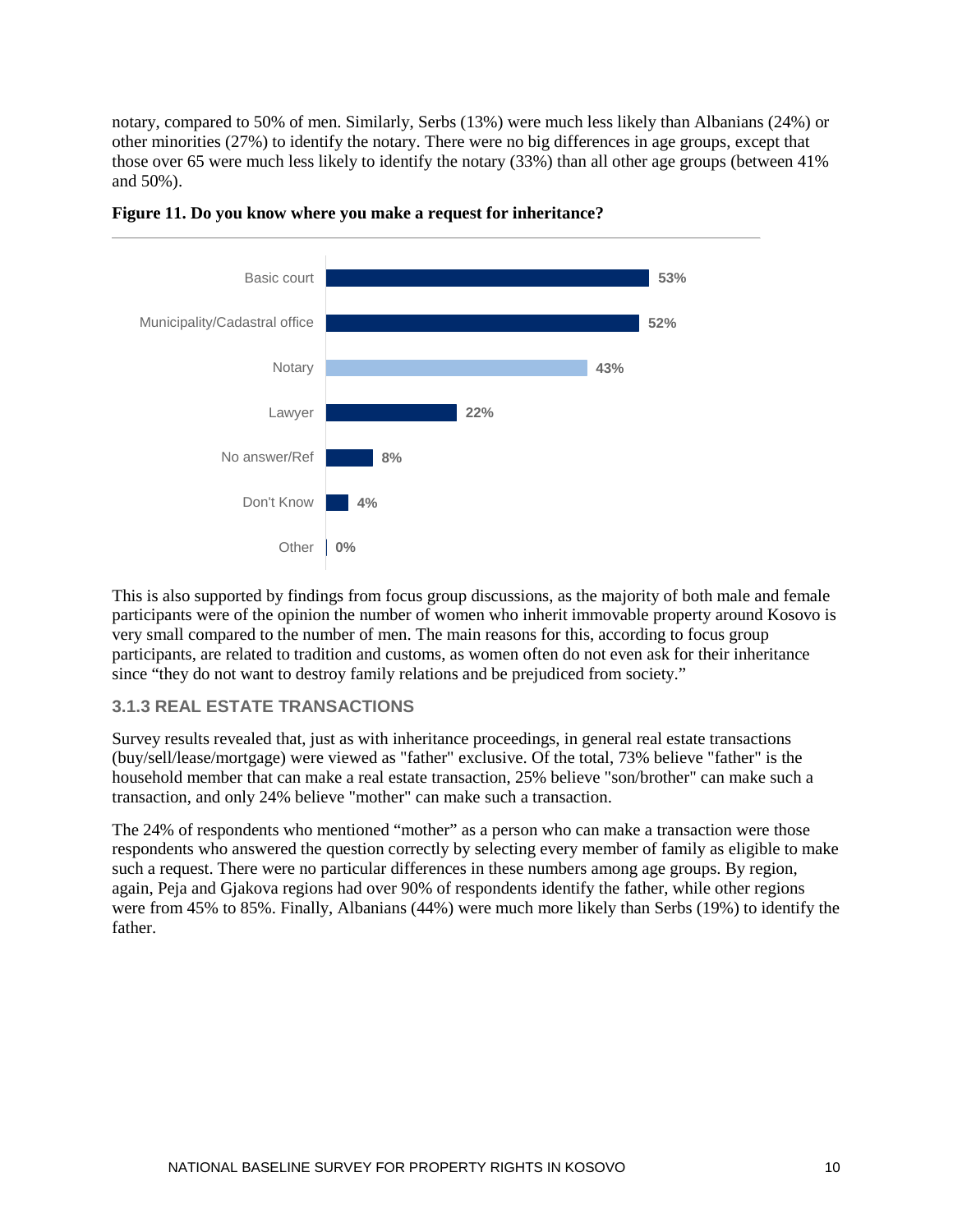notary, compared to 50% of men. Similarly, Serbs (13%) were much less likely than Albanians (24%) or other minorities (27%) to identify the notary. There were no big differences in age groups, except that those over 65 were much less likely to identify the notary (33%) than all other age groups (between 41% and 50%).

**Figure 11. Do you know where you make a request for inheritance?**

| Response | Percentage |
|---|---|
| Basic court | 53% |
| Municipality/Cadastral office | 52% |
| Notary | 43% |
| Lawyer | 22% |
| No answer/Ref | 8% |
| Don't Know | 4% |
| Other | 0% |

This is also supported by findings from focus group discussions, as the majority of both male and female participants were of the opinion the number of women who inherit immovable property around Kosovo is very small compared to the number of men. The main reasons for this, according to focus group participants, are related to tradition and customs, as women often do not even ask for their inheritance since "they do not want to destroy family relations and be prejudiced from society."

### 3.1.3 REAL ESTATE TRANSACTIONS

Survey results revealed that, just as with inheritance proceedings, in general real estate transactions (buy/sell/lease/mortgage) were viewed as "father" exclusive. Of the total, 73% believe "father" is the household member that can make a real estate transaction, 25% believe "son/brother" can make such a transaction, and only 24% believe "mother" can make such a transaction.

The 24% of respondents who mentioned "mother" as a person who can make a transaction were those respondents who answered the question correctly by selecting every member of family as eligible to make such a request. There were no particular differences in these numbers among age groups. By region, again, Peja and Gjakova regions had over 90% of respondents identify the father, while other regions were from 45% to 85%. Finally, Albanians (44%) were much more likely than Serbs (19%) to identify the father.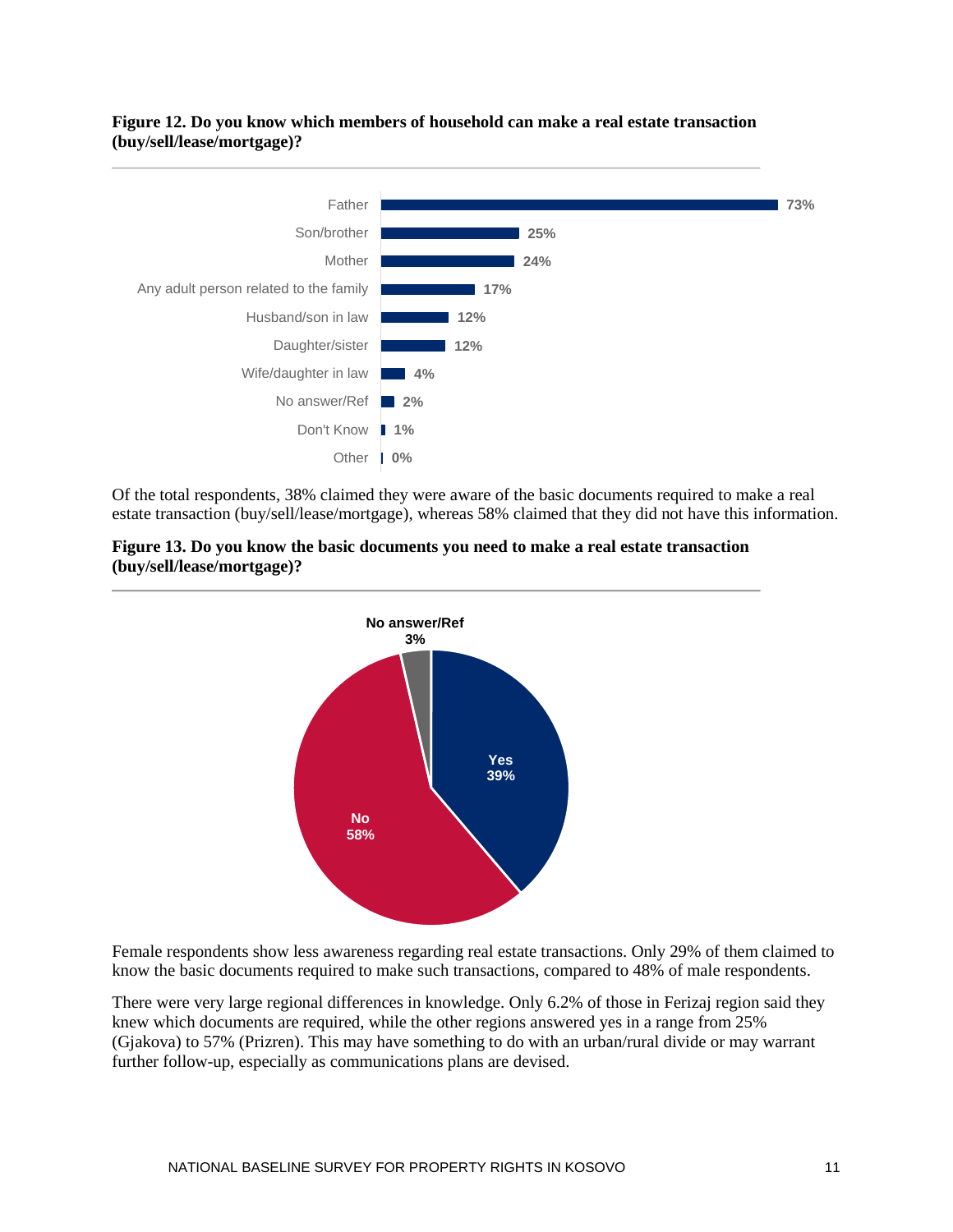**Figure 12. Do you know which members of household can make a real estate transaction (buy/sell/lease/mortgage)?**

| Response | % |
|---|---|
| Father | 73% |
| Son/brother | 25% |
| Mother | 24% |
| Any adult person related to the family | 17% |
| Husband/son in law | 12% |
| Daughter/sister | 12% |
| Wife/daughter in law | 4% |
| No answer/Ref | 2% |
| Don't Know | 1% |
| Other | 0% |

Of the total respondents, 38% claimed they were aware of the basic documents required to make a real estate transaction (buy/sell/lease/mortgage), whereas 58% claimed that they did not have this information.

**Figure 13. Do you know the basic documents you need to make a real estate transaction (buy/sell/lease/mortgage)?**

| Response | % |
|---|---|
| Yes | 39% |
| No | 58% |
| No answer/Ref | 3% |

Female respondents show less awareness regarding real estate transactions. Only 29% of them claimed to know the basic documents required to make such transactions, compared to 48% of male respondents.

There were very large regional differences in knowledge. Only 6.2% of those in Ferizaj region said they knew which documents are required, while the other regions answered yes in a range from 25% (Gjakova) to 57% (Prizren). This may have something to do with an urban/rural divide or may warrant further follow-up, especially as communications plans are devised.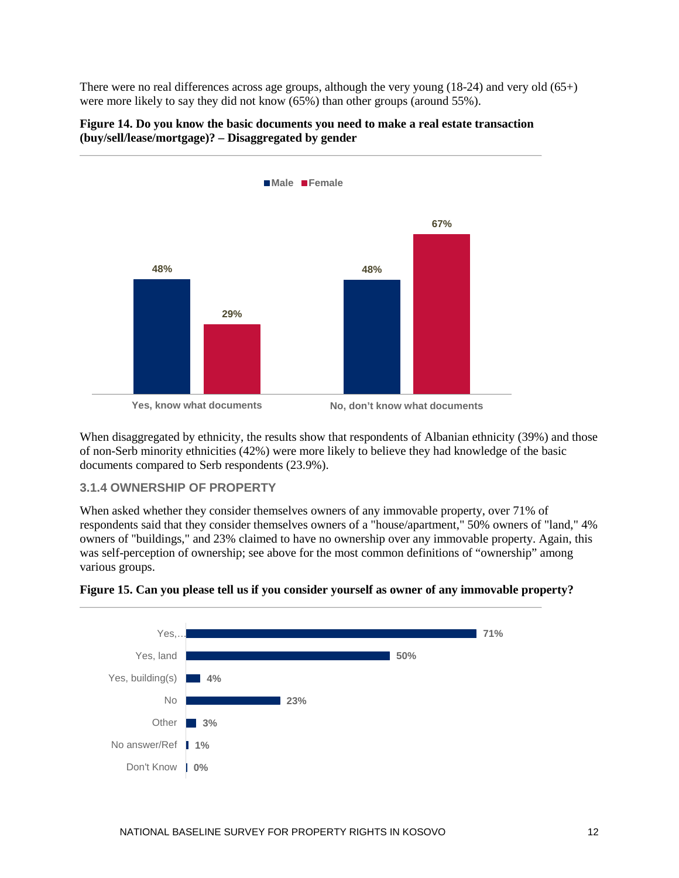There were no real differences across age groups, although the very young (18-24) and very old (65+) were more likely to say they did not know (65%) than other groups (around 55%).

**Figure 14. Do you know the basic documents you need to make a real estate transaction (buy/sell/lease/mortgage)? – Disaggregated by gender**

| | Male | Female |
|---|---|---|
| Yes, know what documents | 48% | 29% |
| No, don't know what documents | 48% | 67% |

When disaggregated by ethnicity, the results show that respondents of Albanian ethnicity (39%) and those of non-Serb minority ethnicities (42%) were more likely to believe they had knowledge of the basic documents compared to Serb respondents (23.9%).

### 3.1.4 OWNERSHIP OF PROPERTY

When asked whether they consider themselves owners of any immovable property, over 71% of respondents said that they consider themselves owners of a "house/apartment," 50% owners of "land," 4% owners of "buildings," and 23% claimed to have no ownership over any immovable property. Again, this was self-perception of ownership; see above for the most common definitions of "ownership" among various groups.

**Figure 15. Can you please tell us if you consider yourself as owner of any immovable property?**

| Response | % |
|---|---|
| Yes,… | 71% |
| Yes, land | 50% |
| Yes, building(s) | 4% |
| No | 23% |
| Other | 3% |
| No answer/Ref | 1% |
| Don't Know | 0% |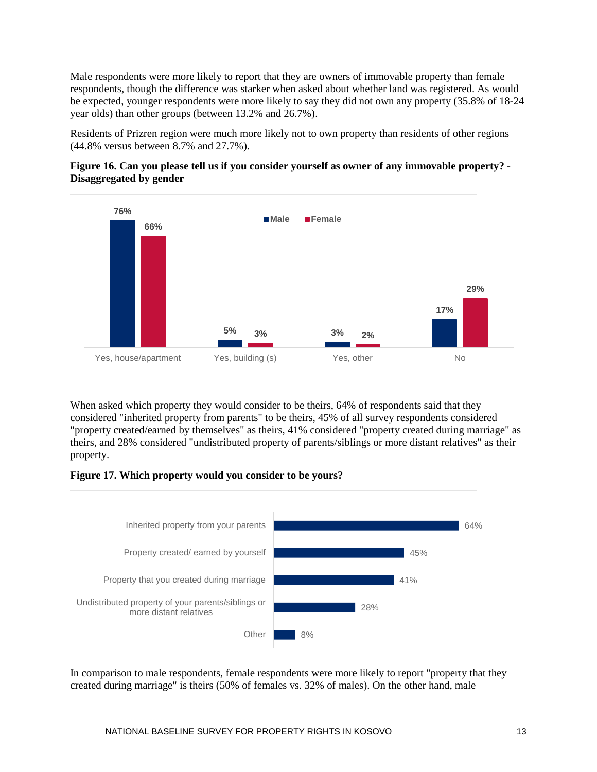Male respondents were more likely to report that they are owners of immovable property than female respondents, though the difference was starker when asked about whether land was registered. As would be expected, younger respondents were more likely to say they did not own any property (35.8% of 18-24 year olds) than other groups (between 13.2% and 26.7%).

Residents of Prizren region were much more likely not to own property than residents of other regions (44.8% versus between 8.7% and 27.7%).

**Figure 16. Can you please tell us if you consider yourself as owner of any immovable property? - Disaggregated by gender**

| | Male | Female |
|---|---|---|
| Yes, house/apartment | 76% | 66% |
| Yes, building (s) | 5% | 3% |
| Yes, other | 3% | 2% |
| No | 17% | 29% |

When asked which property they would consider to be theirs, 64% of respondents said that they considered "inherited property from parents" to be theirs, 45% of all survey respondents considered "property created/earned by themselves" as theirs, 41% considered "property created during marriage" as theirs, and 28% considered "undistributed property of parents/siblings or more distant relatives" as their property.

**Figure 17. Which property would you consider to be yours?**

| | |
|---|---|
| Inherited property from your parents | 64% |
| Property created/ earned by yourself | 45% |
| Property that you created during marriage | 41% |
| Undistributed property of your parents/siblings or more distant relatives | 28% |
| Other | 8% |

In comparison to male respondents, female respondents were more likely to report "property that they created during marriage" is theirs (50% of females vs. 32% of males). On the other hand, male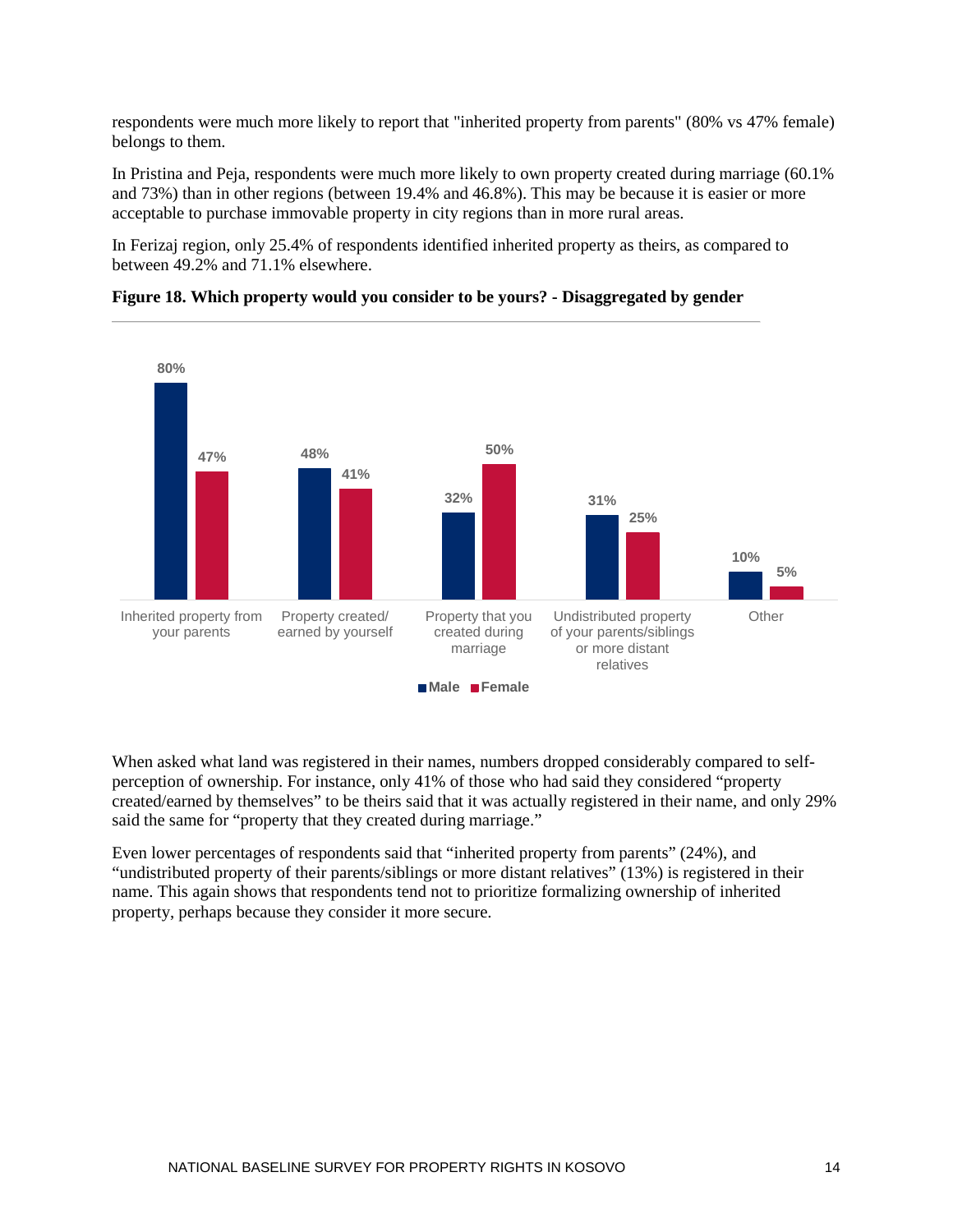respondents were much more likely to report that "inherited property from parents" (80% vs 47% female) belongs to them.

In Pristina and Peja, respondents were much more likely to own property created during marriage (60.1% and 73%) than in other regions (between 19.4% and 46.8%). This may be because it is easier or more acceptable to purchase immovable property in city regions than in more rural areas.

In Ferizaj region, only 25.4% of respondents identified inherited property as theirs, as compared to between 49.2% and 71.1% elsewhere.

**Figure 18. Which property would you consider to be yours? - Disaggregated by gender**

| | Male | Female |
|---|---|---|
| Inherited property from your parents | 80% | 47% |
| Property created/ earned by yourself | 48% | 41% |
| Property that you created during marriage | 32% | 50% |
| Undistributed property of your parents/siblings or more distant relatives | 31% | 25% |
| Other | 10% | 5% |

When asked what land was registered in their names, numbers dropped considerably compared to self-perception of ownership. For instance, only 41% of those who had said they considered "property created/earned by themselves" to be theirs said that it was actually registered in their name, and only 29% said the same for "property that they created during marriage."

Even lower percentages of respondents said that "inherited property from parents" (24%), and "undistributed property of their parents/siblings or more distant relatives" (13%) is registered in their name. This again shows that respondents tend not to prioritize formalizing ownership of inherited property, perhaps because they consider it more secure.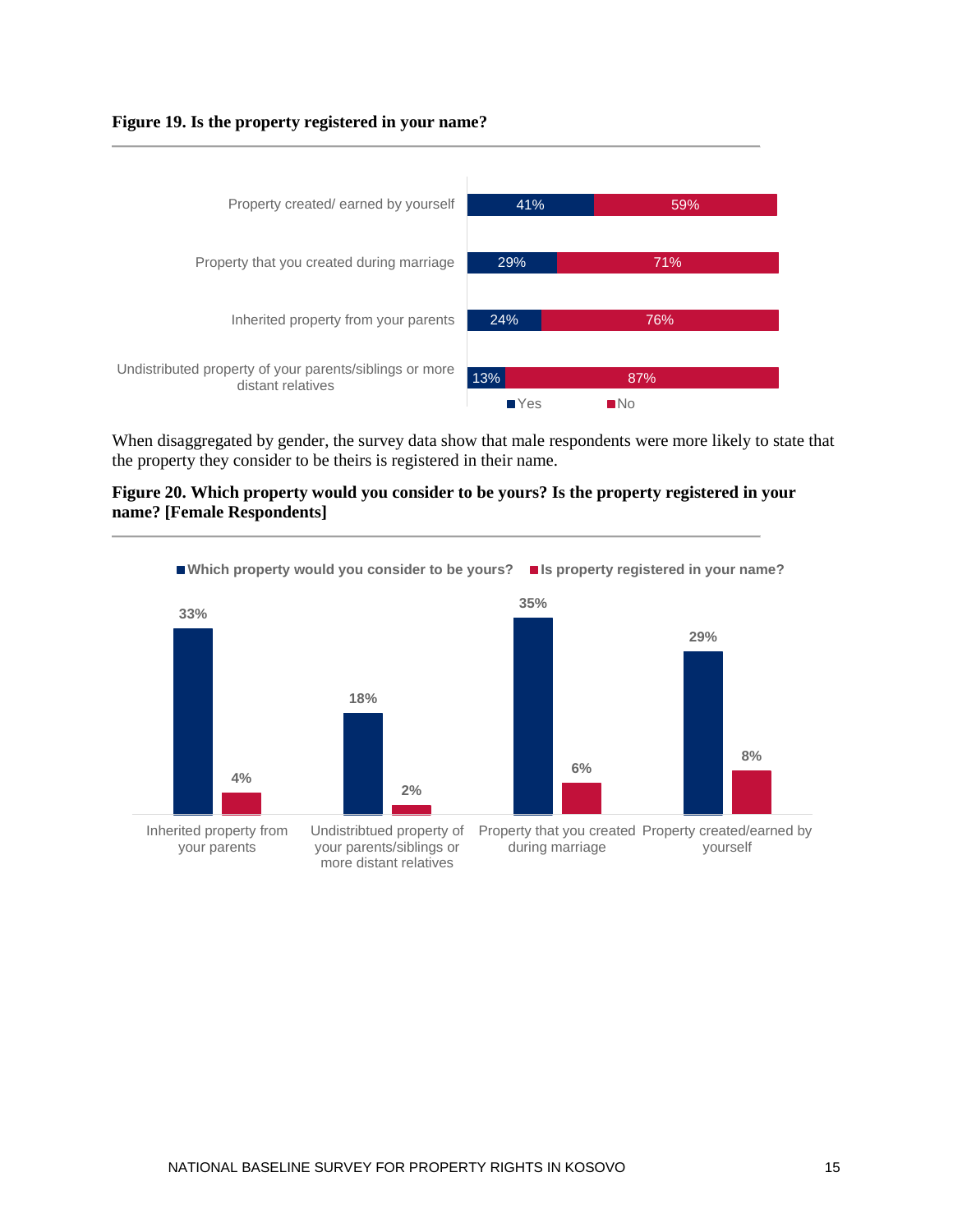**Figure 19. Is the property registered in your name?**

| | Yes | No |
|---|---|---|
| Property created/ earned by yourself | 41% | 59% |
| Property that you created during marriage | 29% | 71% |
| Inherited property from your parents | 24% | 76% |
| Undistributed property of your parents/siblings or more distant relatives | 13% | 87% |

When disaggregated by gender, the survey data show that male respondents were more likely to state that the property they consider to be theirs is registered in their name.

**Figure 20. Which property would you consider to be yours? Is the property registered in your name? [Female Respondents]**

| | Which property would you consider to be yours? | Is property registered in your name? |
|---|---|---|
| Inherited property from your parents | 33% | 4% |
| Undistribtued property of your parents/siblings or more distant relatives | 18% | 2% |
| Property that you created during marriage | 35% | 6% |
| Property created/earned by yourself | 29% | 8% |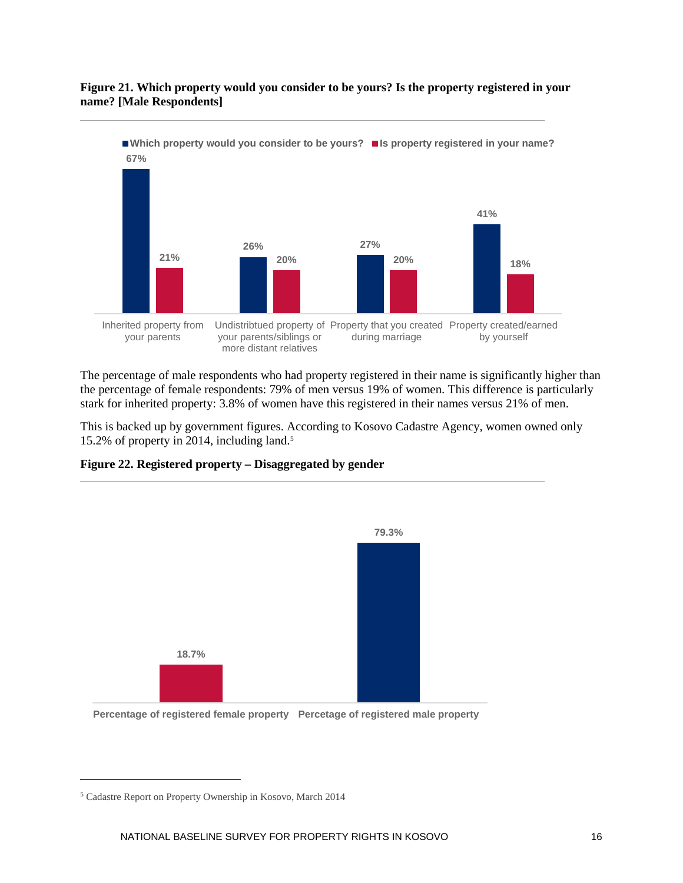**Figure 21. Which property would you consider to be yours? Is the property registered in your name? [Male Respondents]**

| | Which property would you consider to be yours? | Is property registered in your name? |
|---|---|---|
| Inherited property from your parents | 67% | 21% |
| Undistribtued property of your parents/siblings or more distant relatives | 26% | 20% |
| Property that you created during marriage | 27% | 20% |
| Property created/earned by yourself | 41% | 18% |

The percentage of male respondents who had property registered in their name is significantly higher than the percentage of female respondents: 79% of men versus 19% of women. This difference is particularly stark for inherited property: 3.8% of women have this registered in their names versus 21% of men.

This is backed up by government figures. According to Kosovo Cadastre Agency, women owned only 15.2% of property in 2014, including land.[5]

**Figure 22. Registered property – Disaggregated by gender**

| Percentage of registered female property | Percetage of registered male property |
|---|---|
| 18.7% | 79.3% |

[5] Cadastre Report on Property Ownership in Kosovo, March 2014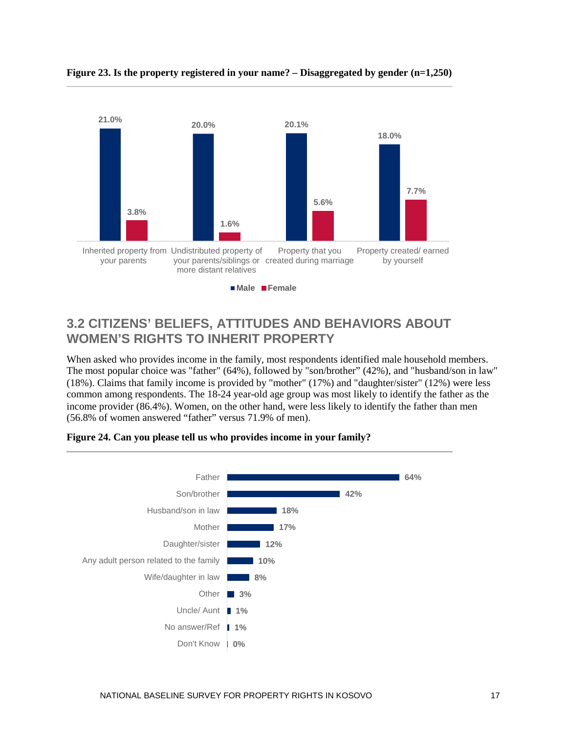**Figure 23. Is the property registered in your name? – Disaggregated by gender (n=1,250)**

| | Male | Female |
|---|---|---|
| Inherited property from your parents | 21.0% | 3.8% |
| Undistributed property of your parents/siblings or more distant relatives | 20.0% | 1.6% |
| Property that you created during marriage | 20.1% | 5.6% |
| Property created/ earned by yourself | 18.0% | 7.7% |

## 3.2 CITIZENS' BELIEFS, ATTITUDES AND BEHAVIORS ABOUT WOMEN'S RIGHTS TO INHERIT PROPERTY

When asked who provides income in the family, most respondents identified male household members. The most popular choice was "father" (64%), followed by "son/brother" (42%), and "husband/son in law" (18%). Claims that family income is provided by "mother" (17%) and "daughter/sister" (12%) were less common among respondents. The 18-24 year-old age group was most likely to identify the father as the income provider (86.4%). Women, on the other hand, were less likely to identify the father than men (56.8% of women answered "father" versus 71.9% of men).

**Figure 24. Can you please tell us who provides income in your family?**

| | % |
|---|---|
| Father | 64% |
| Son/brother | 42% |
| Husband/son in law | 18% |
| Mother | 17% |
| Daughter/sister | 12% |
| Any adult person related to the family | 10% |
| Wife/daughter in law | 8% |
| Other | 3% |
| Uncle/ Aunt | 1% |
| No answer/Ref | 1% |
| Don't Know | 0% |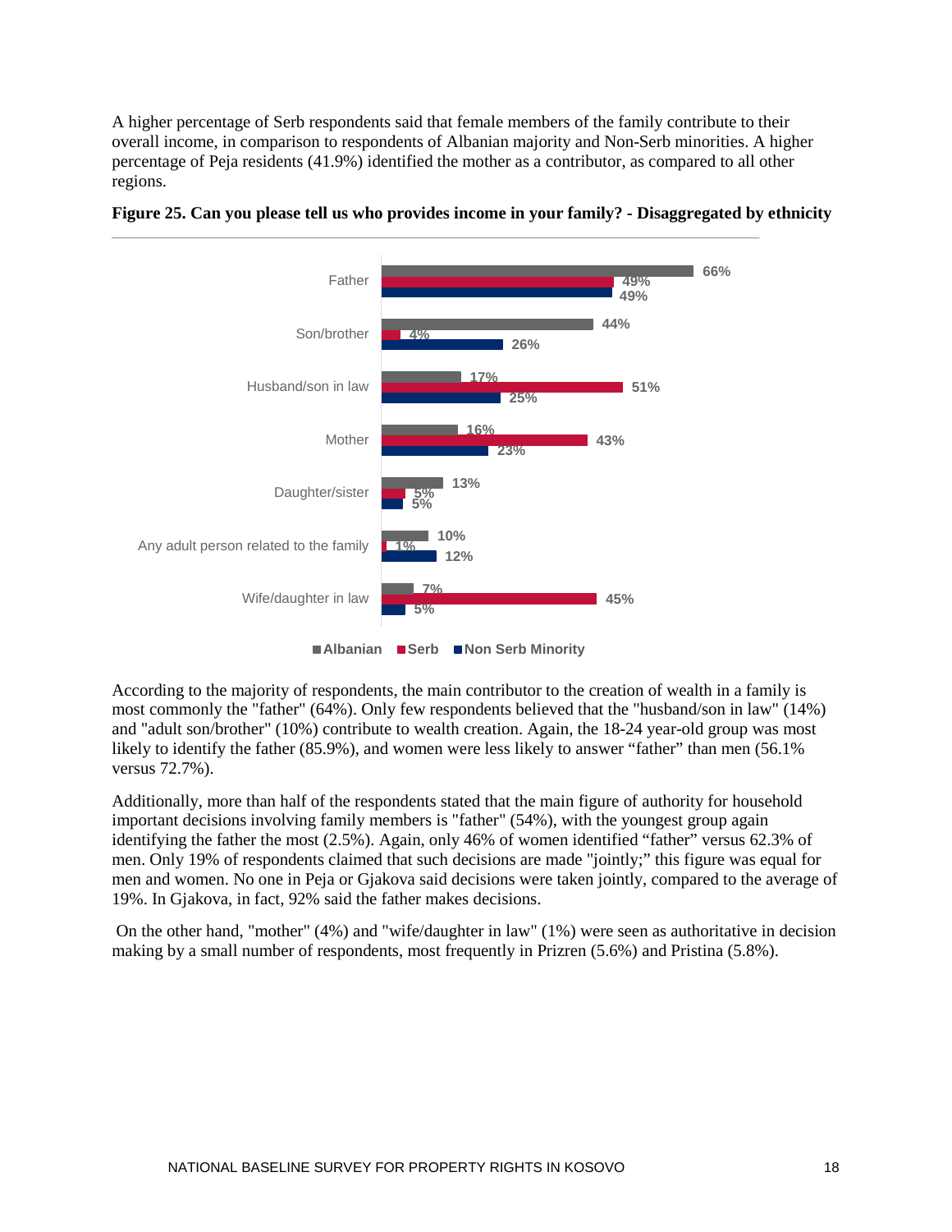A higher percentage of Serb respondents said that female members of the family contribute to their overall income, in comparison to respondents of Albanian majority and Non-Serb minorities. A higher percentage of Peja residents (41.9%) identified the mother as a contributor, as compared to all other regions.

**Figure 25. Can you please tell us who provides income in your family? - Disaggregated by ethnicity**

| | Albanian | Serb | Non Serb Minority |
|---|---|---|---|
| Father | 66% | 49% | 49% |
| Son/brother | 44% | 4% | 26% |
| Husband/son in law | 17% | 51% | 25% |
| Mother | 16% | 43% | 23% |
| Daughter/sister | 13% | 5% | 5% |
| Any adult person related to the family | 10% | 1% | 12% |
| Wife/daughter in law | 7% | 45% | 5% |

According to the majority of respondents, the main contributor to the creation of wealth in a family is most commonly the "father" (64%). Only few respondents believed that the "husband/son in law" (14%) and "adult son/brother" (10%) contribute to wealth creation. Again, the 18-24 year-old group was most likely to identify the father (85.9%), and women were less likely to answer "father" than men (56.1% versus 72.7%).

Additionally, more than half of the respondents stated that the main figure of authority for household important decisions involving family members is "father" (54%), with the youngest group again identifying the father the most (2.5%). Again, only 46% of women identified "father" versus 62.3% of men. Only 19% of respondents claimed that such decisions are made "jointly;" this figure was equal for men and women. No one in Peja or Gjakova said decisions were taken jointly, compared to the average of 19%. In Gjakova, in fact, 92% said the father makes decisions.

On the other hand, "mother" (4%) and "wife/daughter in law" (1%) were seen as authoritative in decision making by a small number of respondents, most frequently in Prizren (5.6%) and Pristina (5.8%).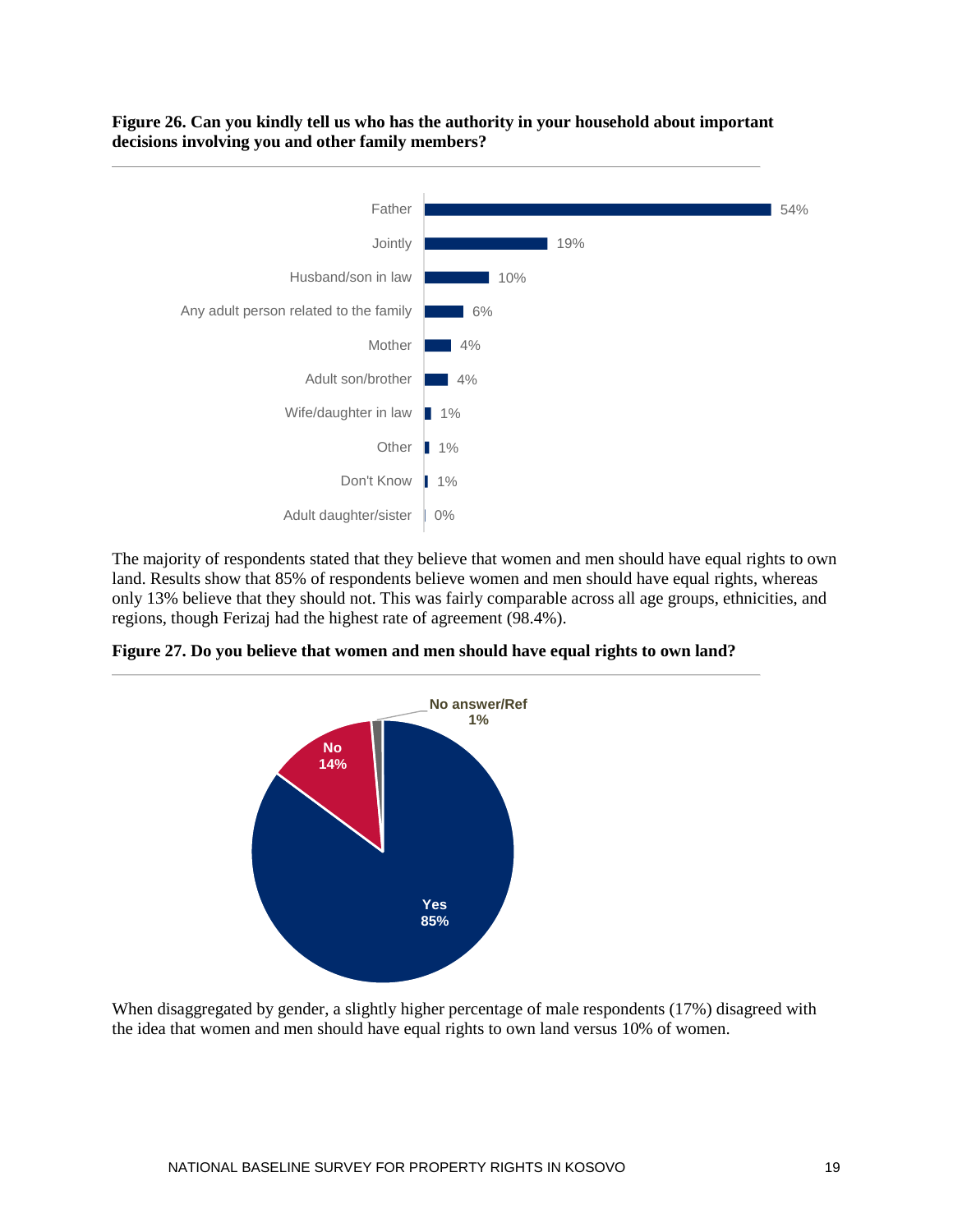**Figure 26. Can you kindly tell us who has the authority in your household about important decisions involving you and other family members?**

| Response | Percentage |
|---|---|
| Father | 54% |
| Jointly | 19% |
| Husband/son in law | 10% |
| Any adult person related to the family | 6% |
| Mother | 4% |
| Adult son/brother | 4% |
| Wife/daughter in law | 1% |
| Other | 1% |
| Don't Know | 1% |
| Adult daughter/sister | 0% |

The majority of respondents stated that they believe that women and men should have equal rights to own land. Results show that 85% of respondents believe women and men should have equal rights, whereas only 13% believe that they should not. This was fairly comparable across all age groups, ethnicities, and regions, though Ferizaj had the highest rate of agreement (98.4%).

**Figure 27. Do you believe that women and men should have equal rights to own land?**

| Response | Percentage |
|---|---|
| Yes | 85% |
| No | 14% |
| No answer/Ref | 1% |

When disaggregated by gender, a slightly higher percentage of male respondents (17%) disagreed with the idea that women and men should have equal rights to own land versus 10% of women.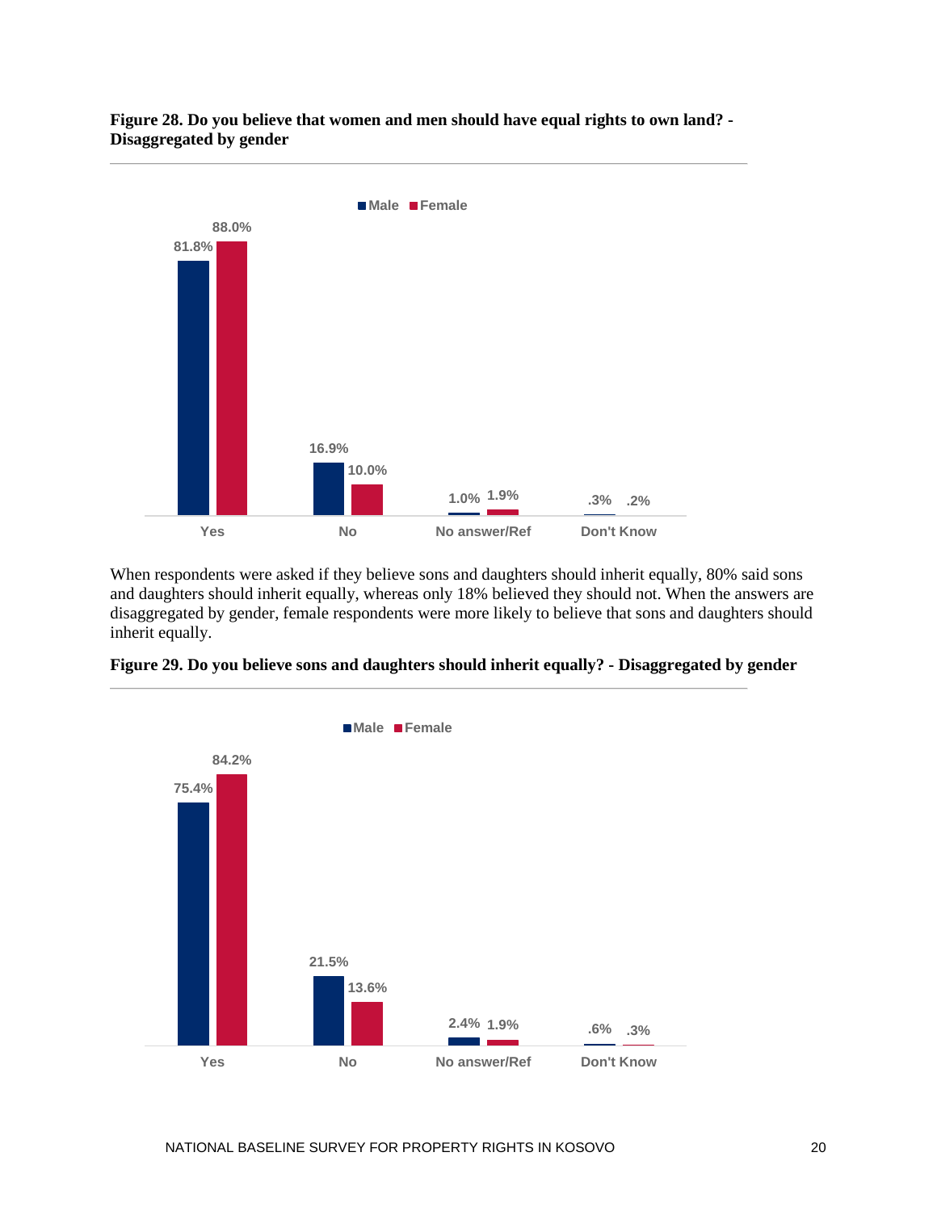**Figure 28. Do you believe that women and men should have equal rights to own land? - Disaggregated by gender**

| | Male | Female |
|---|---|---|
| Yes | 81.8% | 88.0% |
| No | 16.9% | 10.0% |
| No answer/Ref | 1.0% | 1.9% |
| Don't Know | .3% | .2% |

When respondents were asked if they believe sons and daughters should inherit equally, 80% said sons and daughters should inherit equally, whereas only 18% believed they should not. When the answers are disaggregated by gender, female respondents were more likely to believe that sons and daughters should inherit equally.

**Figure 29. Do you believe sons and daughters should inherit equally? - Disaggregated by gender**

| | Male | Female |
|---|---|---|
| Yes | 75.4% | 84.2% |
| No | 21.5% | 13.6% |
| No answer/Ref | 2.4% | 1.9% |
| Don't Know | .6% | .3% |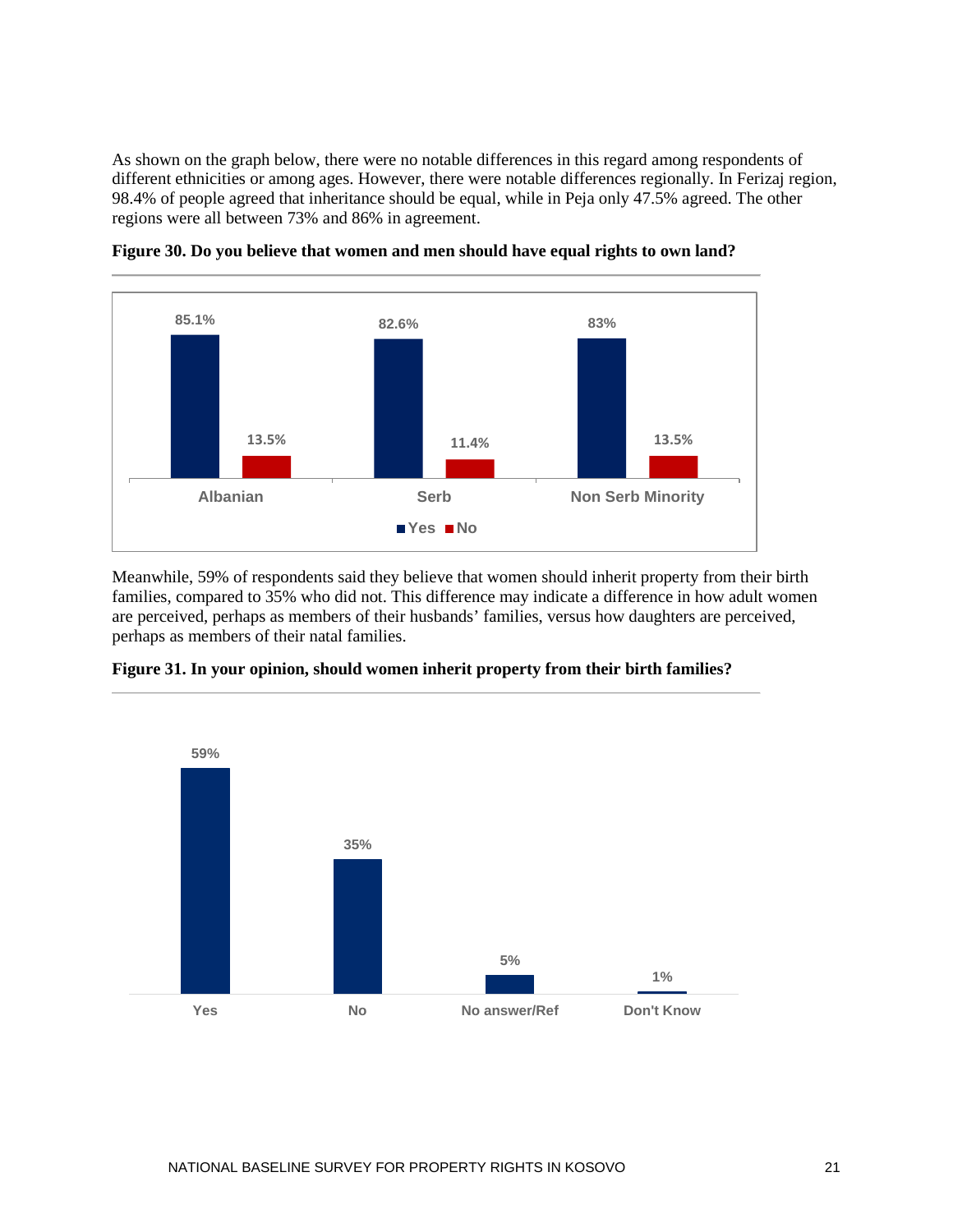As shown on the graph below, there were no notable differences in this regard among respondents of different ethnicities or among ages. However, there were notable differences regionally. In Ferizaj region, 98.4% of people agreed that inheritance should be equal, while in Peja only 47.5% agreed. The other regions were all between 73% and 86% in agreement.

**Figure 30. Do you believe that women and men should have equal rights to own land?**

| | Yes | No |
|---|---|---|
| Albanian | 85.1% | 13.5% |
| Serb | 82.6% | 11.4% |
| Non Serb Minority | 83% | 13.5% |

Meanwhile, 59% of respondents said they believe that women should inherit property from their birth families, compared to 35% who did not. This difference may indicate a difference in how adult women are perceived, perhaps as members of their husbands' families, versus how daughters are perceived, perhaps as members of their natal families.

**Figure 31. In your opinion, should women inherit property from their birth families?**

| Yes | No | No answer/Ref | Don't Know |
|---|---|---|---|
| 59% | 35% | 5% | 1% |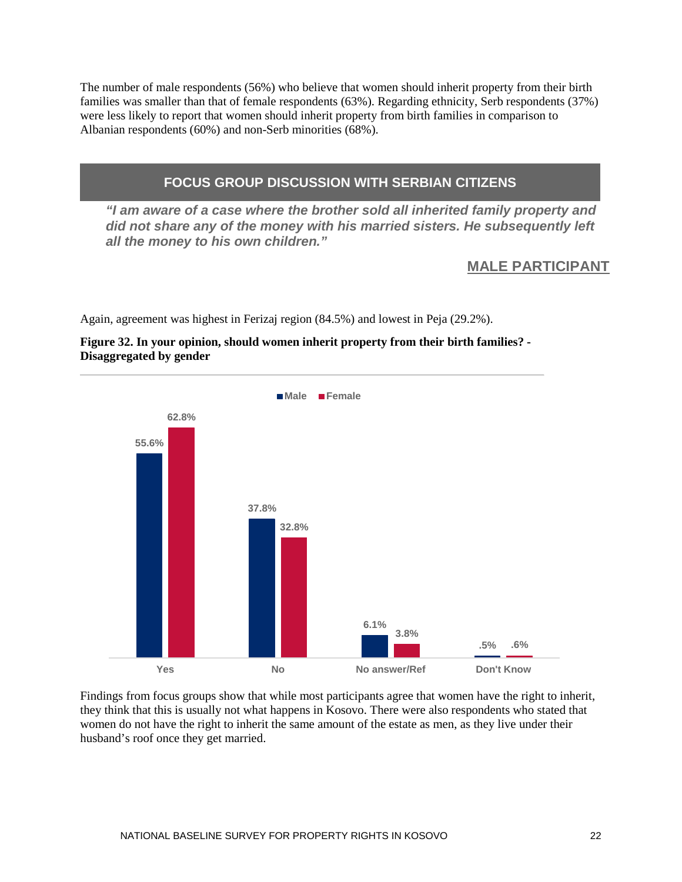The number of male respondents (56%) who believe that women should inherit property from their birth families was smaller than that of female respondents (63%). Regarding ethnicity, Serb respondents (37%) were less likely to report that women should inherit property from birth families in comparison to Albanian respondents (60%) and non-Serb minorities (68%).

## FOCUS GROUP DISCUSSION WITH SERBIAN CITIZENS

***"I am aware of a case where the brother sold all inherited family property and did not share any of the money with his married sisters. He subsequently left all the money to his own children."***

**MALE PARTICIPANT**

Again, agreement was highest in Ferizaj region (84.5%) and lowest in Peja (29.2%).

**Figure 32. In your opinion, should women inherit property from their birth families? - Disaggregated by gender**

| | Male | Female |
|---|---|---|
| Yes | 55.6% | 62.8% |
| No | 37.8% | 32.8% |
| No answer/Ref | 6.1% | 3.8% |
| Don't Know | .5% | .6% |

Findings from focus groups show that while most participants agree that women have the right to inherit, they think that this is usually not what happens in Kosovo. There were also respondents who stated that women do not have the right to inherit the same amount of the estate as men, as they live under their husband's roof once they get married.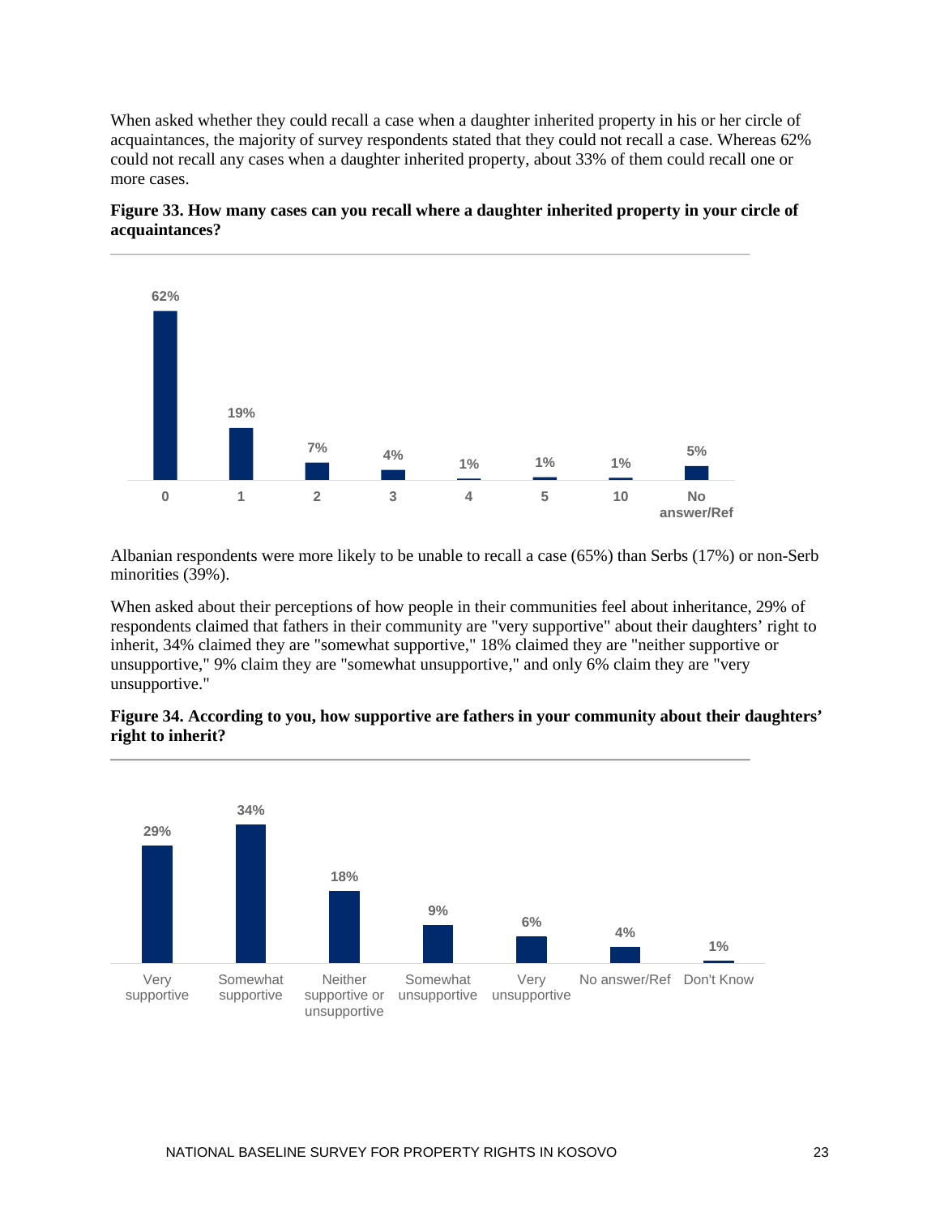When asked whether they could recall a case when a daughter inherited property in his or her circle of acquaintances, the majority of survey respondents stated that they could not recall a case. Whereas 62% could not recall any cases when a daughter inherited property, about 33% of them could recall one or more cases.

**Figure 33. How many cases can you recall where a daughter inherited property in your circle of acquaintances?**

| 0 | 1 | 2 | 3 | 4 | 5 | 10 | No answer/Ref |
|---|---|---|---|---|---|---|---|
| 62% | 19% | 7% | 4% | 1% | 1% | 1% | 5% |

Albanian respondents were more likely to be unable to recall a case (65%) than Serbs (17%) or non-Serb minorities (39%).

When asked about their perceptions of how people in their communities feel about inheritance, 29% of respondents claimed that fathers in their community are "very supportive" about their daughters' right to inherit, 34% claimed they are "somewhat supportive," 18% claimed they are "neither supportive or unsupportive," 9% claim they are "somewhat unsupportive," and only 6% claim they are "very unsupportive."

**Figure 34. According to you, how supportive are fathers in your community about their daughters' right to inherit?**

| Very supportive | Somewhat supportive | Neither supportive or unsupportive | Somewhat unsupportive | Very unsupportive | No answer/Ref | Don't Know |
|---|---|---|---|---|---|---|
| 29% | 34% | 18% | 9% | 6% | 4% | 1% |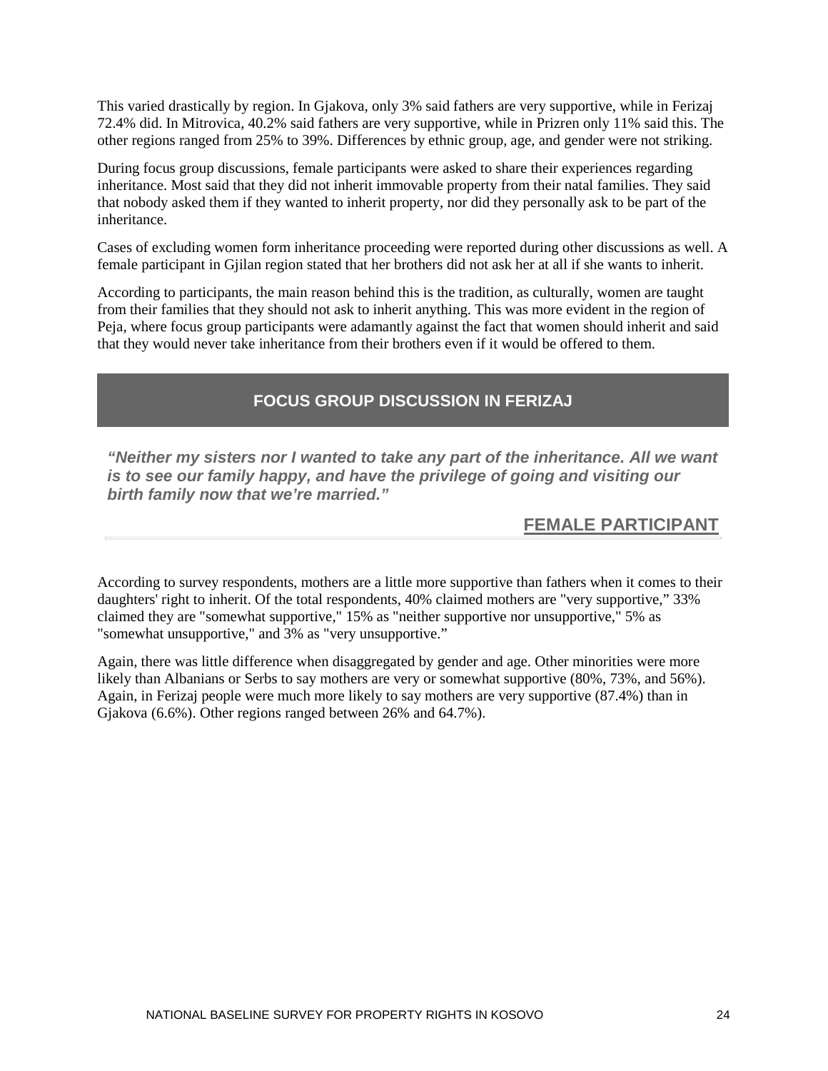This varied drastically by region. In Gjakova, only 3% said fathers are very supportive, while in Ferizaj 72.4% did. In Mitrovica, 40.2% said fathers are very supportive, while in Prizren only 11% said this. The other regions ranged from 25% to 39%. Differences by ethnic group, age, and gender were not striking.

During focus group discussions, female participants were asked to share their experiences regarding inheritance. Most said that they did not inherit immovable property from their natal families. They said that nobody asked them if they wanted to inherit property, nor did they personally ask to be part of the inheritance.

Cases of excluding women form inheritance proceeding were reported during other discussions as well. A female participant in Gjilan region stated that her brothers did not ask her at all if she wants to inherit.

According to participants, the main reason behind this is the tradition, as culturally, women are taught from their families that they should not ask to inherit anything. This was more evident in the region of Peja, where focus group participants were adamantly against the fact that women should inherit and said that they would never take inheritance from their brothers even if it would be offered to them.

**FOCUS GROUP DISCUSSION IN FERIZAJ**

***"Neither my sisters nor I wanted to take any part of the inheritance. All we want is to see our family happy, and have the privilege of going and visiting our birth family now that we're married."***

**FEMALE PARTICIPANT**

According to survey respondents, mothers are a little more supportive than fathers when it comes to their daughters' right to inherit. Of the total respondents, 40% claimed mothers are "very supportive," 33% claimed they are "somewhat supportive," 15% as "neither supportive nor unsupportive," 5% as "somewhat unsupportive," and 3% as "very unsupportive."

Again, there was little difference when disaggregated by gender and age. Other minorities were more likely than Albanians or Serbs to say mothers are very or somewhat supportive (80%, 73%, and 56%). Again, in Ferizaj people were much more likely to say mothers are very supportive (87.4%) than in Gjakova (6.6%). Other regions ranged between 26% and 64.7%).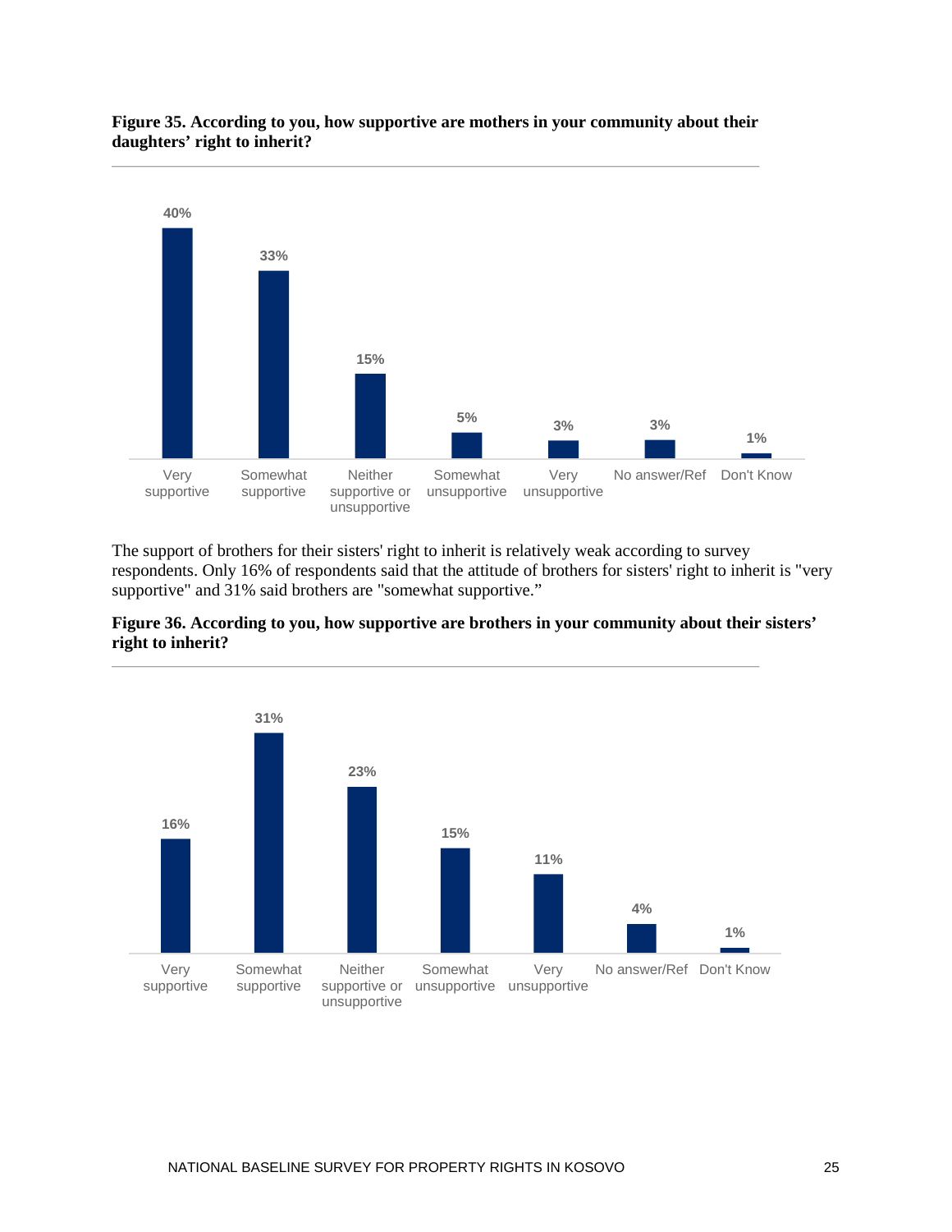**Figure 35. According to you, how supportive are mothers in your community about their daughters' right to inherit?**

| Response | Percentage |
| --- | --- |
| Very supportive | 40% |
| Somewhat supportive | 33% |
| Neither supportive or unsupportive | 15% |
| Somewhat unsupportive | 5% |
| Very unsupportive | 3% |
| No answer/Ref | 3% |
| Don't Know | 1% |

The support of brothers for their sisters' right to inherit is relatively weak according to survey respondents. Only 16% of respondents said that the attitude of brothers for sisters' right to inherit is "very supportive" and 31% said brothers are "somewhat supportive."

**Figure 36. According to you, how supportive are brothers in your community about their sisters' right to inherit?**

| Response | Percentage |
| --- | --- |
| Very supportive | 16% |
| Somewhat supportive | 31% |
| Neither supportive or unsupportive | 23% |
| Somewhat unsupportive | 15% |
| Very unsupportive | 11% |
| No answer/Ref | 4% |
| Don't Know | 1% |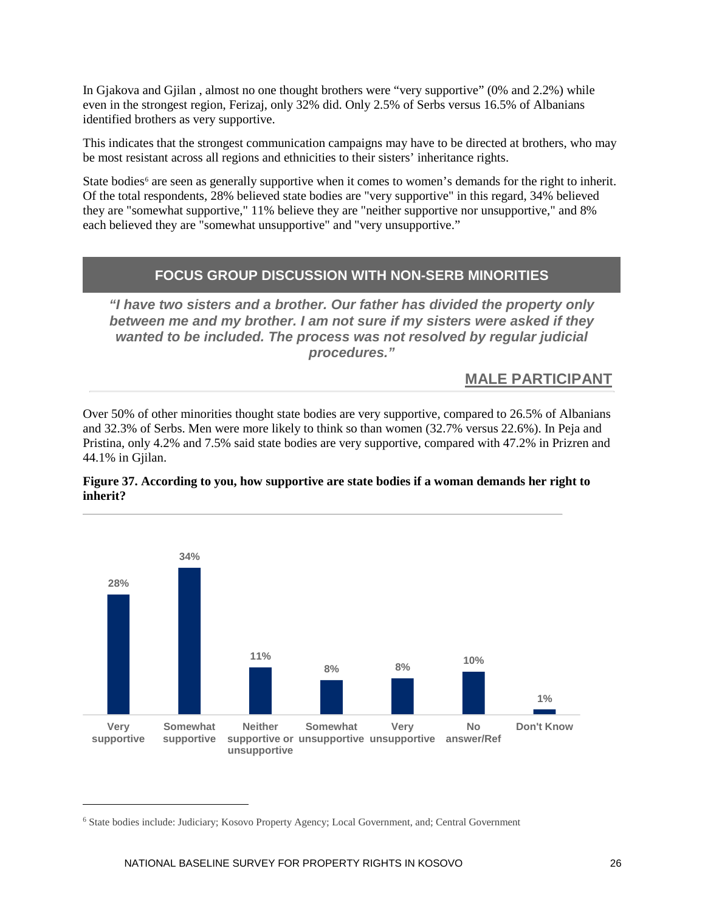In Gjakova and Gjilan , almost no one thought brothers were "very supportive" (0% and 2.2%) while even in the strongest region, Ferizaj, only 32% did. Only 2.5% of Serbs versus 16.5% of Albanians identified brothers as very supportive.

This indicates that the strongest communication campaigns may have to be directed at brothers, who may be most resistant across all regions and ethnicities to their sisters' inheritance rights.

State bodies[6] are seen as generally supportive when it comes to women's demands for the right to inherit. Of the total respondents, 28% believed state bodies are "very supportive" in this regard, 34% believed they are "somewhat supportive," 11% believe they are "neither supportive nor unsupportive," and 8% each believed they are "somewhat unsupportive" and "very unsupportive."

## FOCUS GROUP DISCUSSION WITH NON-SERB MINORITIES

***"I have two sisters and a brother. Our father has divided the property only between me and my brother. I am not sure if my sisters were asked if they wanted to be included. The process was not resolved by regular judicial procedures."***

**MALE PARTICIPANT**

Over 50% of other minorities thought state bodies are very supportive, compared to 26.5% of Albanians and 32.3% of Serbs. Men were more likely to think so than women (32.7% versus 22.6%). In Peja and Pristina, only 4.2% and 7.5% said state bodies are very supportive, compared with 47.2% in Prizren and 44.1% in Gjilan.

**Figure 37. According to you, how supportive are state bodies if a woman demands her right to inherit?**

| Response | Percentage |
|---|---|
| Very supportive | 28% |
| Somewhat supportive | 34% |
| Neither supportive or unsupportive | 11% |
| Somewhat unsupportive | 8% |
| Very unsupportive | 8% |
| No answer/Ref | 10% |
| Don't Know | 1% |

[6] State bodies include: Judiciary; Kosovo Property Agency; Local Government, and; Central Government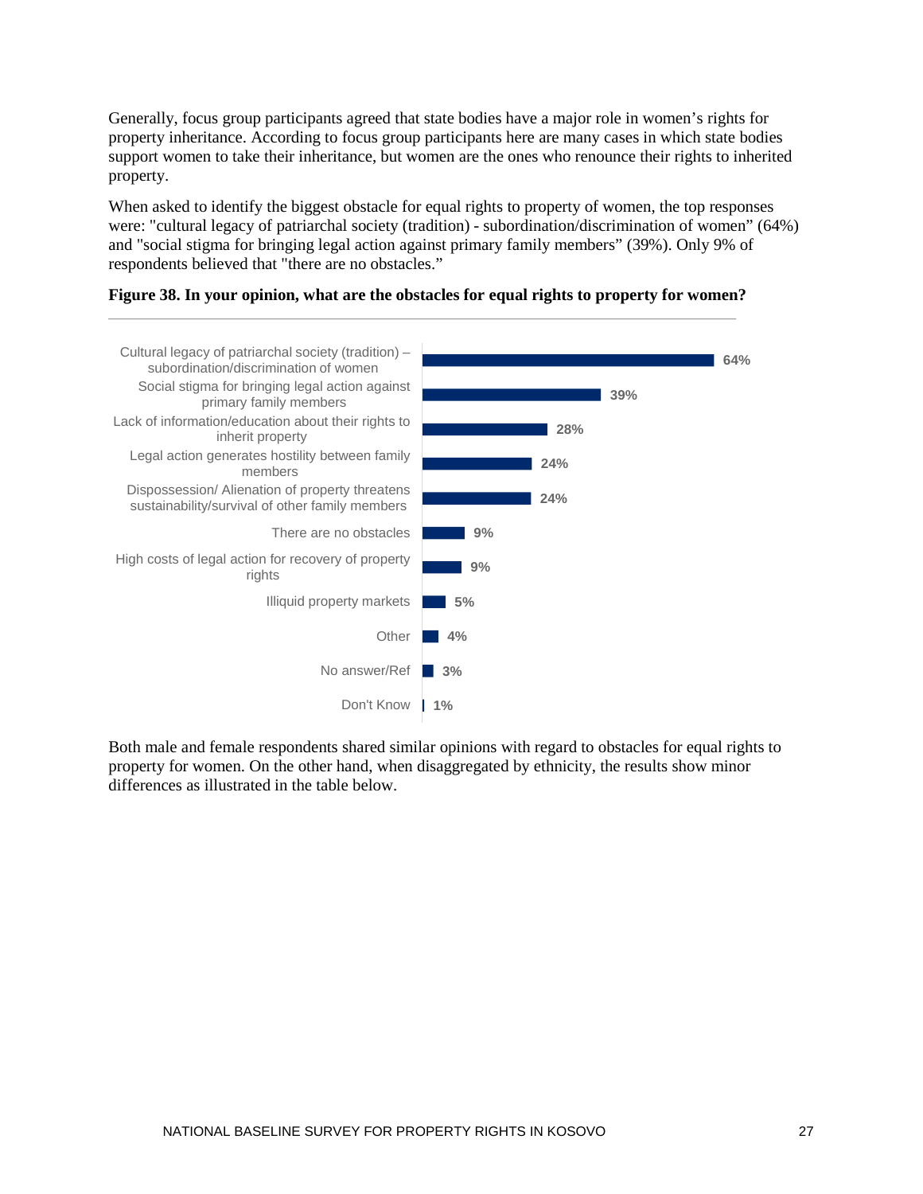Generally, focus group participants agreed that state bodies have a major role in women's rights for property inheritance. According to focus group participants here are many cases in which state bodies support women to take their inheritance, but women are the ones who renounce their rights to inherited property.

When asked to identify the biggest obstacle for equal rights to property of women, the top responses were: "cultural legacy of patriarchal society (tradition) - subordination/discrimination of women" (64%) and "social stigma for bringing legal action against primary family members" (39%). Only 9% of respondents believed that "there are no obstacles."

**Figure 38. In your opinion, what are the obstacles for equal rights to property for women?**

| Obstacle | % |
|---|---|
| Cultural legacy of patriarchal society (tradition) – subordination/discrimination of women | 64% |
| Social stigma for bringing legal action against primary family members | 39% |
| Lack of information/education about their rights to inherit property | 28% |
| Legal action generates hostility between family members | 24% |
| Dispossession/ Alienation of property threatens sustainability/survival of other family members | 24% |
| There are no obstacles | 9% |
| High costs of legal action for recovery of property rights | 9% |
| Illiquid property markets | 5% |
| Other | 4% |
| No answer/Ref | 3% |
| Don't Know | 1% |

Both male and female respondents shared similar opinions with regard to obstacles for equal rights to property for women. On the other hand, when disaggregated by ethnicity, the results show minor differences as illustrated in the table below.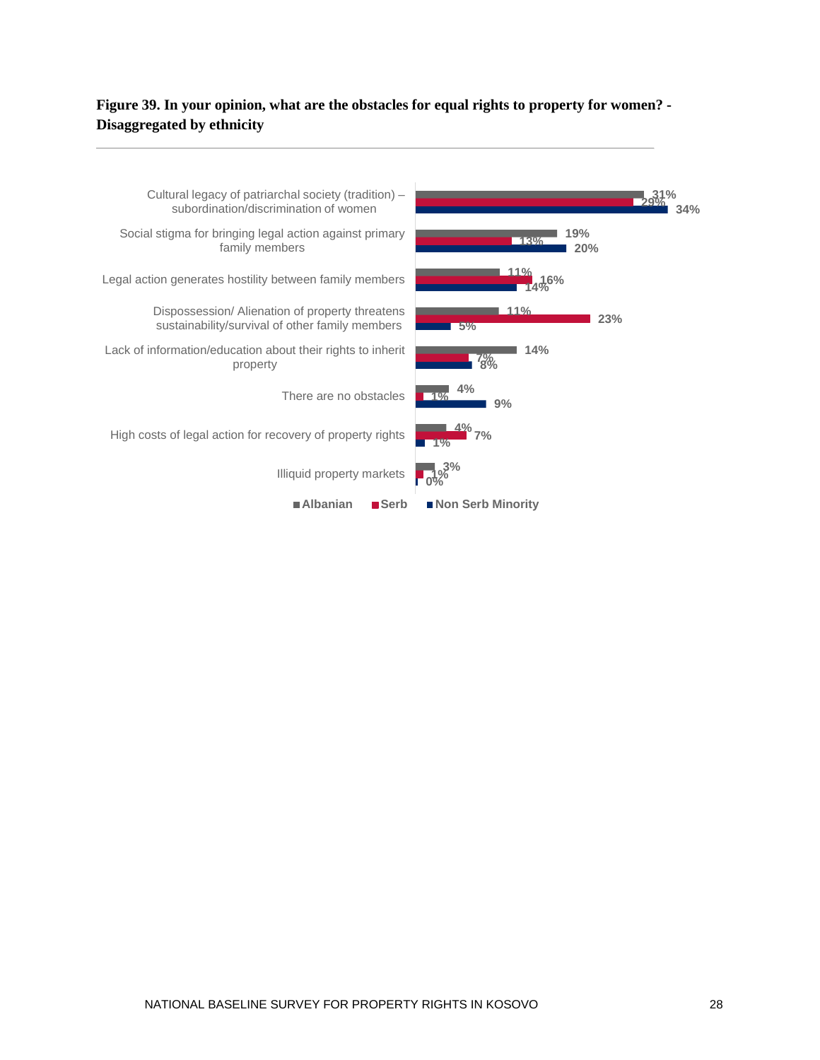**Figure 39. In your opinion, what are the obstacles for equal rights to property for women? - Disaggregated by ethnicity**

| Obstacle | Albanian | Serb | Non Serb Minority |
|---|---|---|---|
| Cultural legacy of patriarchal society (tradition) – subordination/discrimination of women | 31% | 29% | 34% |
| Social stigma for bringing legal action against primary family members | 19% | 13% | 20% |
| Legal action generates hostility between family members | 11% | 16% | 14% |
| Dispossession/ Alienation of property threatens sustainability/survival of other family members | 11% | 23% | 5% |
| Lack of information/education about their rights to inherit property | 14% | 7% | 8% |
| There are no obstacles | 4% | 1% | 9% |
| High costs of legal action for recovery of property rights | 4% | 7% | 1% |
| Illiquid property markets | 3% | 1% | 0% |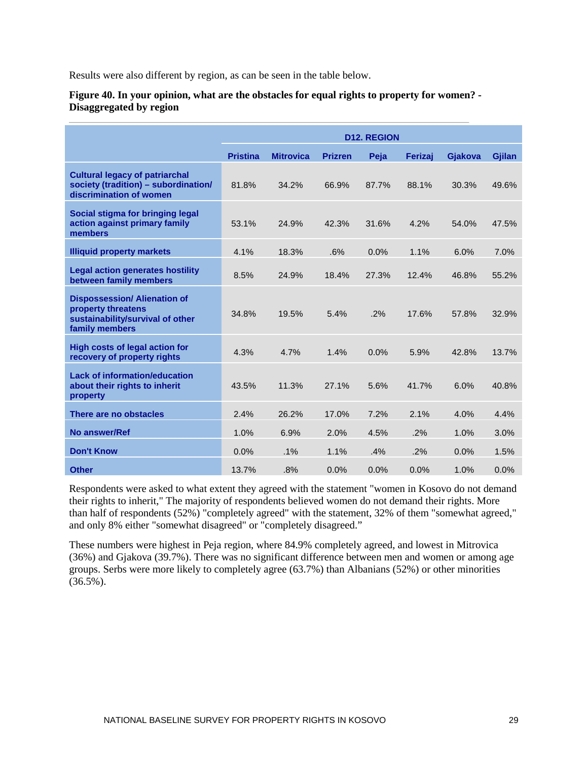Results were also different by region, as can be seen in the table below.

**Figure 40. In your opinion, what are the obstacles for equal rights to property for women? - Disaggregated by region**

| | D12. REGION | | | | | | |
|---|---|---|---|---|---|---|---|
| | Pristina | Mitrovica | Prizren | Peja | Ferizaj | Gjakova | Gjilan |
| Cultural legacy of patriarchal society (tradition) – subordination/ discrimination of women | 81.8% | 34.2% | 66.9% | 87.7% | 88.1% | 30.3% | 49.6% |
| Social stigma for bringing legal action against primary family members | 53.1% | 24.9% | 42.3% | 31.6% | 4.2% | 54.0% | 47.5% |
| Illiquid property markets | 4.1% | 18.3% | .6% | 0.0% | 1.1% | 6.0% | 7.0% |
| Legal action generates hostility between family members | 8.5% | 24.9% | 18.4% | 27.3% | 12.4% | 46.8% | 55.2% |
| Dispossession/ Alienation of property threatens sustainability/survival of other family members | 34.8% | 19.5% | 5.4% | .2% | 17.6% | 57.8% | 32.9% |
| High costs of legal action for recovery of property rights | 4.3% | 4.7% | 1.4% | 0.0% | 5.9% | 42.8% | 13.7% |
| Lack of information/education about their rights to inherit property | 43.5% | 11.3% | 27.1% | 5.6% | 41.7% | 6.0% | 40.8% |
| There are no obstacles | 2.4% | 26.2% | 17.0% | 7.2% | 2.1% | 4.0% | 4.4% |
| No answer/Ref | 1.0% | 6.9% | 2.0% | 4.5% | .2% | 1.0% | 3.0% |
| Don't Know | 0.0% | .1% | 1.1% | .4% | .2% | 0.0% | 1.5% |
| Other | 13.7% | .8% | 0.0% | 0.0% | 0.0% | 1.0% | 0.0% |

Respondents were asked to what extent they agreed with the statement "women in Kosovo do not demand their rights to inherit," The majority of respondents believed women do not demand their rights. More than half of respondents (52%) "completely agreed" with the statement, 32% of them "somewhat agreed," and only 8% either "somewhat disagreed" or "completely disagreed."

These numbers were highest in Peja region, where 84.9% completely agreed, and lowest in Mitrovica (36%) and Gjakova (39.7%). There was no significant difference between men and women or among age groups. Serbs were more likely to completely agree (63.7%) than Albanians (52%) or other minorities (36.5%).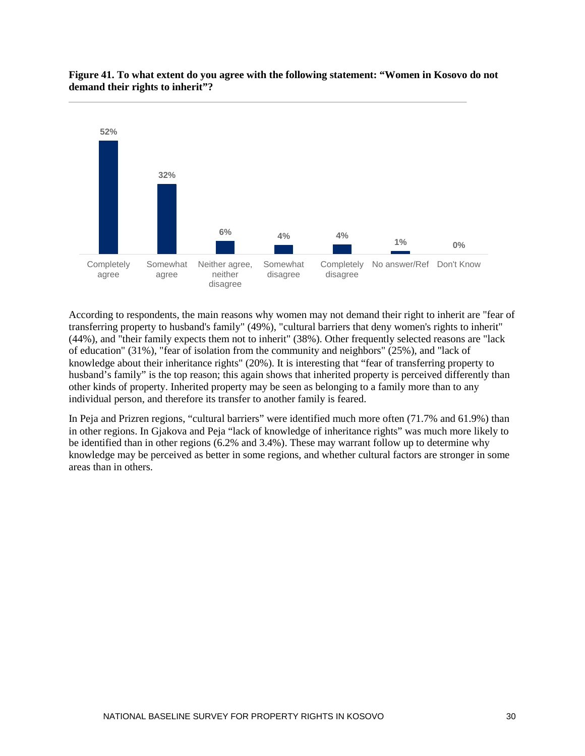**Figure 41. To what extent do you agree with the following statement: "Women in Kosovo do not demand their rights to inherit"?**

| Completely agree | Somewhat agree | Neither agree, neither disagree | Somewhat disagree | Completely disagree | No answer/Ref | Don't Know |
|---|---|---|---|---|---|---|
| 52% | 32% | 6% | 4% | 4% | 1% | 0% |

According to respondents, the main reasons why women may not demand their right to inherit are "fear of transferring property to husband's family" (49%), "cultural barriers that deny women's rights to inherit" (44%), and "their family expects them not to inherit" (38%). Other frequently selected reasons are "lack of education" (31%), "fear of isolation from the community and neighbors" (25%), and "lack of knowledge about their inheritance rights" (20%). It is interesting that "fear of transferring property to husband's family" is the top reason; this again shows that inherited property is perceived differently than other kinds of property. Inherited property may be seen as belonging to a family more than to any individual person, and therefore its transfer to another family is feared.

In Peja and Prizren regions, "cultural barriers" were identified much more often (71.7% and 61.9%) than in other regions. In Gjakova and Peja "lack of knowledge of inheritance rights" was much more likely to be identified than in other regions (6.2% and 3.4%). These may warrant follow up to determine why knowledge may be perceived as better in some regions, and whether cultural factors are stronger in some areas than in others.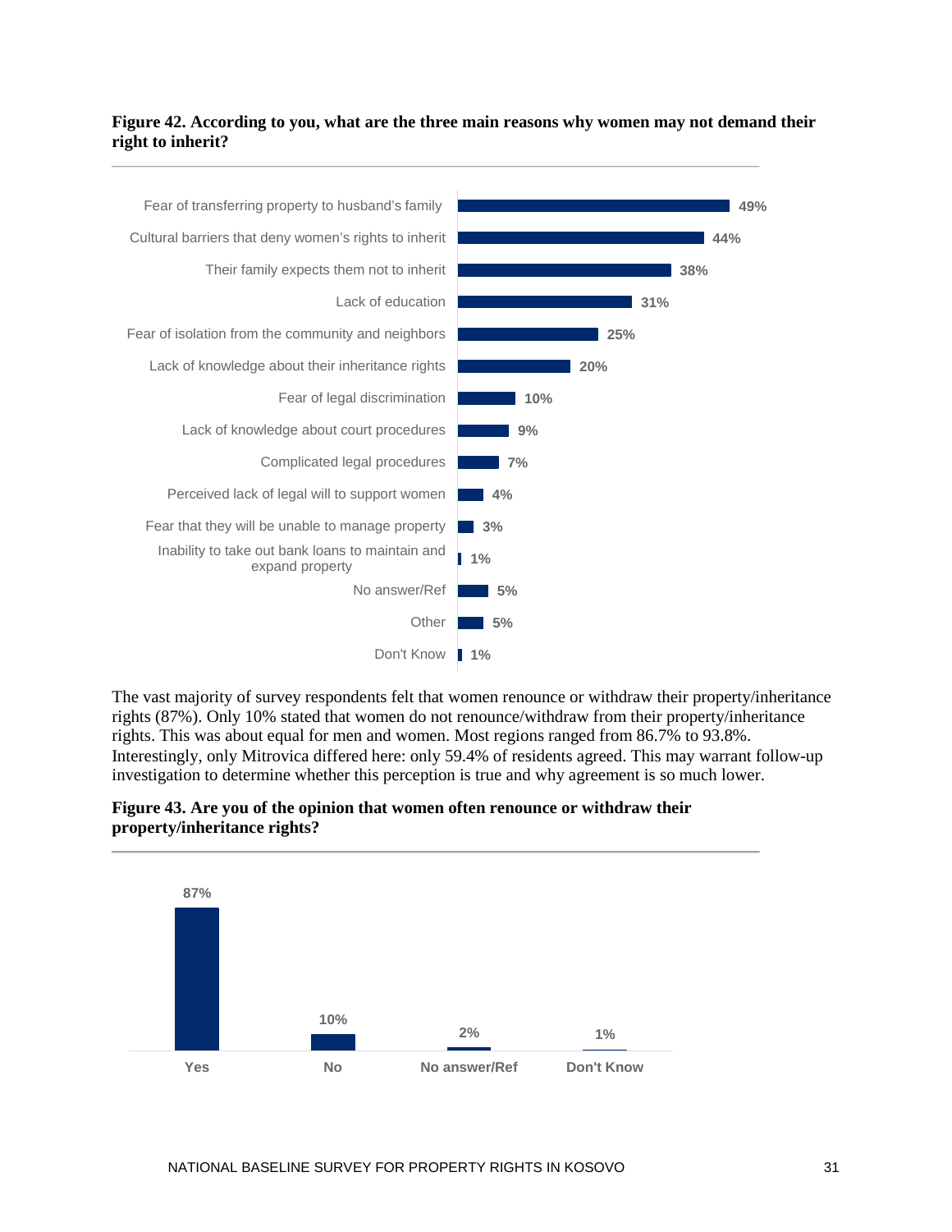**Figure 42. According to you, what are the three main reasons why women may not demand their right to inherit?**

| Reason | % |
|---|---|
| Fear of transferring property to husband's family | 49% |
| Cultural barriers that deny women's rights to inherit | 44% |
| Their family expects them not to inherit | 38% |
| Lack of education | 31% |
| Fear of isolation from the community and neighbors | 25% |
| Lack of knowledge about their inheritance rights | 20% |
| Fear of legal discrimination | 10% |
| Lack of knowledge about court procedures | 9% |
| Complicated legal procedures | 7% |
| Perceived lack of legal will to support women | 4% |
| Fear that they will be unable to manage property | 3% |
| Inability to take out bank loans to maintain and expand property | 1% |
| No answer/Ref | 5% |
| Other | 5% |
| Don't Know | 1% |

The vast majority of survey respondents felt that women renounce or withdraw their property/inheritance rights (87%). Only 10% stated that women do not renounce/withdraw from their property/inheritance rights. This was about equal for men and women. Most regions ranged from 86.7% to 93.8%. Interestingly, only Mitrovica differed here: only 59.4% of residents agreed. This may warrant follow-up investigation to determine whether this perception is true and why agreement is so much lower.

**Figure 43. Are you of the opinion that women often renounce or withdraw their property/inheritance rights?**

| Response | % |
|---|---|
| Yes | 87% |
| No | 10% |
| No answer/Ref | 2% |
| Don't Know | 1% |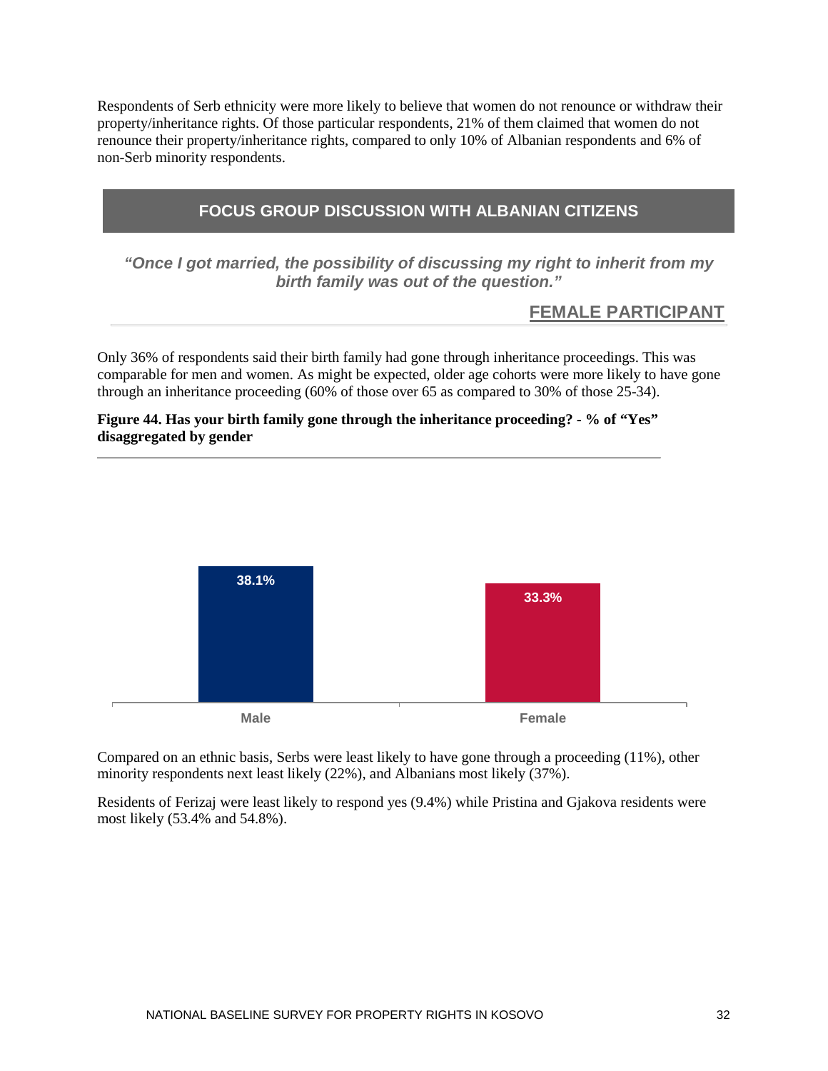Respondents of Serb ethnicity were more likely to believe that women do not renounce or withdraw their property/inheritance rights. Of those particular respondents, 21% of them claimed that women do not renounce their property/inheritance rights, compared to only 10% of Albanian respondents and 6% of non-Serb minority respondents.

## FOCUS GROUP DISCUSSION WITH ALBANIAN CITIZENS

***"Once I got married, the possibility of discussing my right to inherit from my birth family was out of the question."***

**FEMALE PARTICIPANT**

Only 36% of respondents said their birth family had gone through inheritance proceedings. This was comparable for men and women. As might be expected, older age cohorts were more likely to have gone through an inheritance proceeding (60% of those over 65 as compared to 30% of those 25-34).

**Figure 44. Has your birth family gone through the inheritance proceeding? - % of "Yes" disaggregated by gender**

| Gender | % Yes |
|---|---|
| Male | 38.1% |
| Female | 33.3% |

Compared on an ethnic basis, Serbs were least likely to have gone through a proceeding (11%), other minority respondents next least likely (22%), and Albanians most likely (37%).

Residents of Ferizaj were least likely to respond yes (9.4%) while Pristina and Gjakova residents were most likely (53.4% and 54.8%).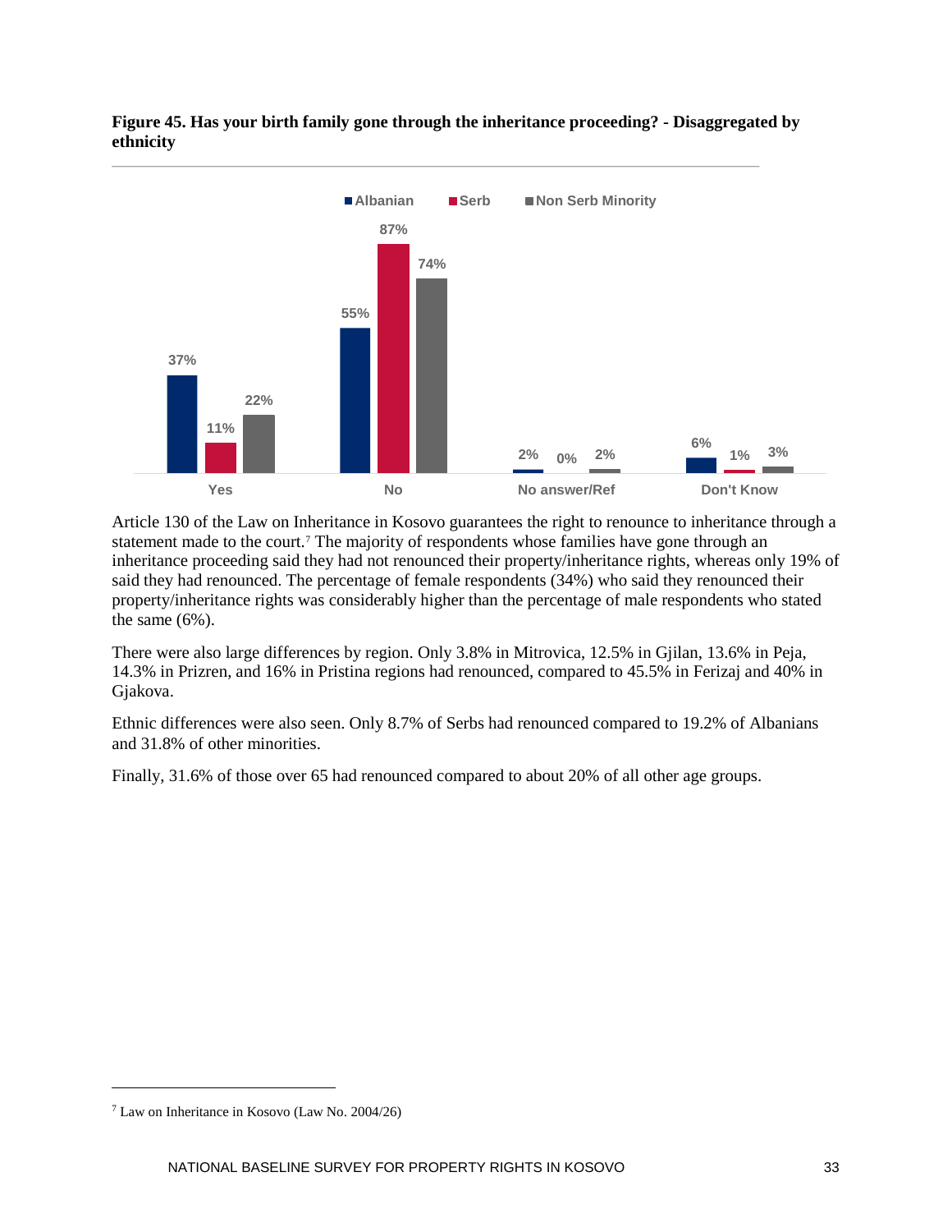**Figure 45. Has your birth family gone through the inheritance proceeding? - Disaggregated by ethnicity**

| | Albanian | Serb | Non Serb Minority |
|---|---|---|---|
| Yes | 37% | 11% | 22% |
| No | 55% | 87% | 74% |
| No answer/Ref | 2% | 0% | 2% |
| Don't Know | 6% | 1% | 3% |

Article 130 of the Law on Inheritance in Kosovo guarantees the right to renounce to inheritance through a statement made to the court.[7] The majority of respondents whose families have gone through an inheritance proceeding said they had not renounced their property/inheritance rights, whereas only 19% of said they had renounced. The percentage of female respondents (34%) who said they renounced their property/inheritance rights was considerably higher than the percentage of male respondents who stated the same (6%).

There were also large differences by region. Only 3.8% in Mitrovica, 12.5% in Gjilan, 13.6% in Peja, 14.3% in Prizren, and 16% in Pristina regions had renounced, compared to 45.5% in Ferizaj and 40% in Gjakova.

Ethnic differences were also seen. Only 8.7% of Serbs had renounced compared to 19.2% of Albanians and 31.8% of other minorities.

Finally, 31.6% of those over 65 had renounced compared to about 20% of all other age groups.

[7] Law on Inheritance in Kosovo (Law No. 2004/26)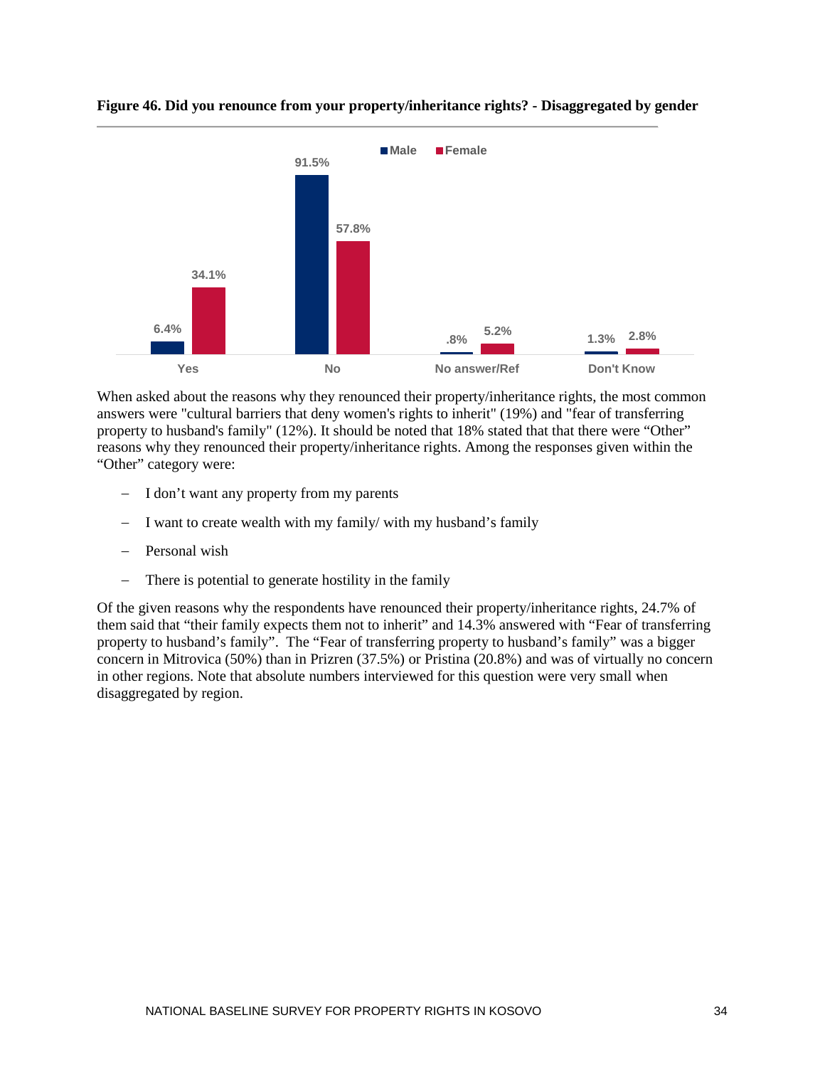**Figure 46. Did you renounce from your property/inheritance rights? - Disaggregated by gender**

| | Male | Female |
|---|---|---|
| Yes | 6.4% | 34.1% |
| No | 91.5% | 57.8% |
| No answer/Ref | .8% | 5.2% |
| Don't Know | 1.3% | 2.8% |

When asked about the reasons why they renounced their property/inheritance rights, the most common answers were "cultural barriers that deny women's rights to inherit" (19%) and "fear of transferring property to husband's family" (12%). It should be noted that 18% stated that that there were "Other" reasons why they renounced their property/inheritance rights. Among the responses given within the "Other" category were:

- I don't want any property from my parents
- I want to create wealth with my family/ with my husband's family
- Personal wish
- There is potential to generate hostility in the family

Of the given reasons why the respondents have renounced their property/inheritance rights, 24.7% of them said that "their family expects them not to inherit" and 14.3% answered with "Fear of transferring property to husband's family". The "Fear of transferring property to husband's family" was a bigger concern in Mitrovica (50%) than in Prizren (37.5%) or Pristina (20.8%) and was of virtually no concern in other regions. Note that absolute numbers interviewed for this question were very small when disaggregated by region.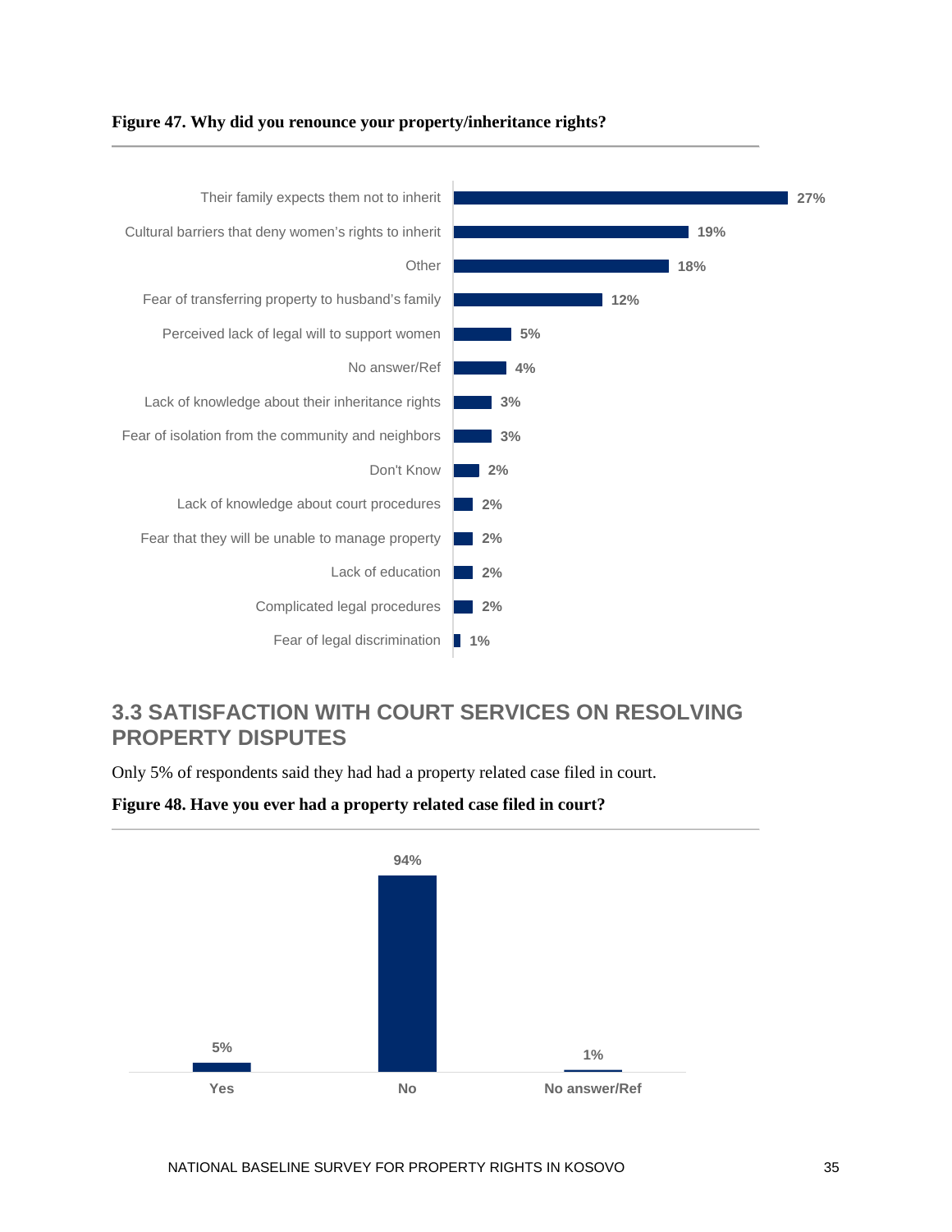**Figure 47. Why did you renounce your property/inheritance rights?**

| Reason | % |
|---|---|
| Their family expects them not to inherit | 27% |
| Cultural barriers that deny women's rights to inherit | 19% |
| Other | 18% |
| Fear of transferring property to husband's family | 12% |
| Perceived lack of legal will to support women | 5% |
| No answer/Ref | 4% |
| Lack of knowledge about their inheritance rights | 3% |
| Fear of isolation from the community and neighbors | 3% |
| Don't Know | 2% |
| Lack of knowledge about court procedures | 2% |
| Fear that they will be unable to manage property | 2% |
| Lack of education | 2% |
| Complicated legal procedures | 2% |
| Fear of legal discrimination | 1% |

## 3.3 SATISFACTION WITH COURT SERVICES ON RESOLVING PROPERTY DISPUTES

Only 5% of respondents said they had had a property related case filed in court.

**Figure 48. Have you ever had a property related case filed in court?**

| Response | % |
|---|---|
| Yes | 5% |
| No | 94% |
| No answer/Ref | 1% |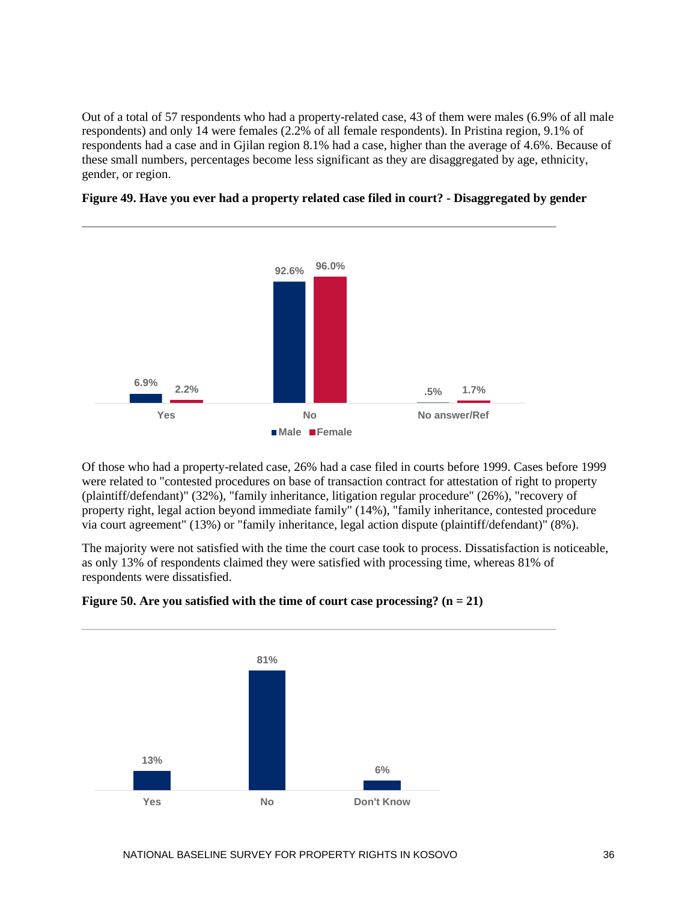Out of a total of 57 respondents who had a property-related case, 43 of them were males (6.9% of all male respondents) and only 14 were females (2.2% of all female respondents). In Pristina region, 9.1% of respondents had a case and in Gjilan region 8.1% had a case, higher than the average of 4.6%. Because of these small numbers, percentages become less significant as they are disaggregated by age, ethnicity, gender, or region.

**Figure 49. Have you ever had a property related case filed in court? - Disaggregated by gender**

| | Male | Female |
|---|---|---|
| Yes | 6.9% | 2.2% |
| No | 92.6% | 96.0% |
| No answer/Ref | .5% | 1.7% |

Of those who had a property-related case, 26% had a case filed in courts before 1999. Cases before 1999 were related to "contested procedures on base of transaction contract for attestation of right to property (plaintiff/defendant)" (32%), "family inheritance, litigation regular procedure" (26%), "recovery of property right, legal action beyond immediate family" (14%), "family inheritance, contested procedure via court agreement" (13%) or "family inheritance, legal action dispute (plaintiff/defendant)" (8%).

The majority were not satisfied with the time the court case took to process. Dissatisfaction is noticeable, as only 13% of respondents claimed they were satisfied with processing time, whereas 81% of respondents were dissatisfied.

**Figure 50. Are you satisfied with the time of court case processing? (n = 21)**

| Response | Percentage |
|---|---|
| Yes | 13% |
| No | 81% |
| Don't Know | 6% |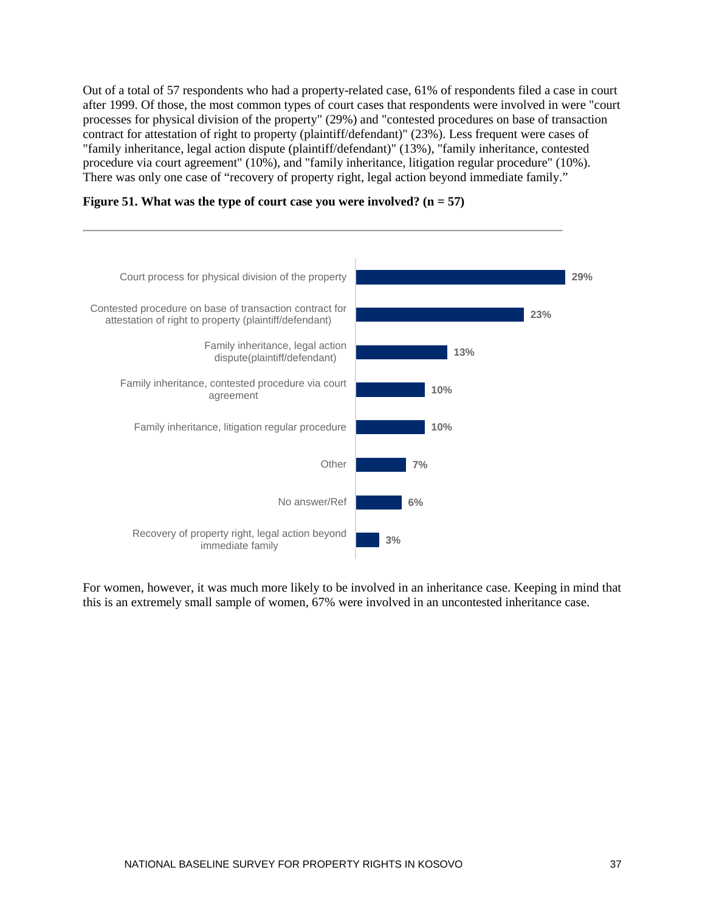Out of a total of 57 respondents who had a property-related case, 61% of respondents filed a case in court after 1999. Of those, the most common types of court cases that respondents were involved in were "court processes for physical division of the property" (29%) and "contested procedures on base of transaction contract for attestation of right to property (plaintiff/defendant)" (23%). Less frequent were cases of "family inheritance, legal action dispute (plaintiff/defendant)" (13%), "family inheritance, contested procedure via court agreement" (10%), and "family inheritance, litigation regular procedure" (10%). There was only one case of "recovery of property right, legal action beyond immediate family."

**Figure 51. What was the type of court case you were involved? (n = 57)**

| Type of court case | % |
|---|---|
| Court process for physical division of the property | 29% |
| Contested procedure on base of transaction contract for attestation of right to property (plaintiff/defendant) | 23% |
| Family inheritance, legal action dispute(plaintiff/defendant) | 13% |
| Family inheritance, contested procedure via court agreement | 10% |
| Family inheritance, litigation regular procedure | 10% |
| Other | 7% |
| No answer/Ref | 6% |
| Recovery of property right, legal action beyond immediate family | 3% |

For women, however, it was much more likely to be involved in an inheritance case. Keeping in mind that this is an extremely small sample of women, 67% were involved in an uncontested inheritance case.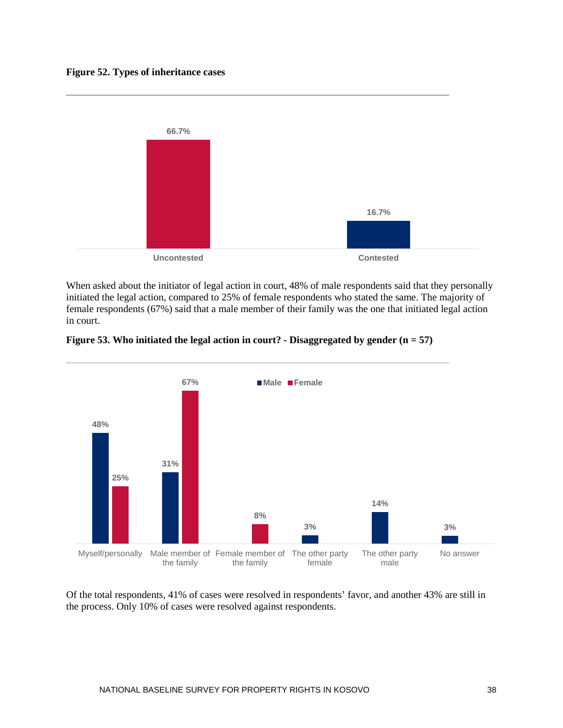**Figure 52. Types of inheritance cases**

| Type | Percentage |
|---|---|
| Uncontested | 66.7% |
| Contested | 16.7% |

When asked about the initiator of legal action in court, 48% of male respondents said that they personally initiated the legal action, compared to 25% of female respondents who stated the same. The majority of female respondents (67%) said that a male member of their family was the one that initiated legal action in court.

**Figure 53. Who initiated the legal action in court? - Disaggregated by gender (n = 57)**

| | Male | Female |
|---|---|---|
| Myself/personally | 48% | 25% |
| Male member of the family | 31% | 67% |
| Female member of the family | | 8% |
| The other party female | 3% | |
| The other party male | 14% | |
| No answer | 3% | |

Of the total respondents, 41% of cases were resolved in respondents' favor, and another 43% are still in the process. Only 10% of cases were resolved against respondents.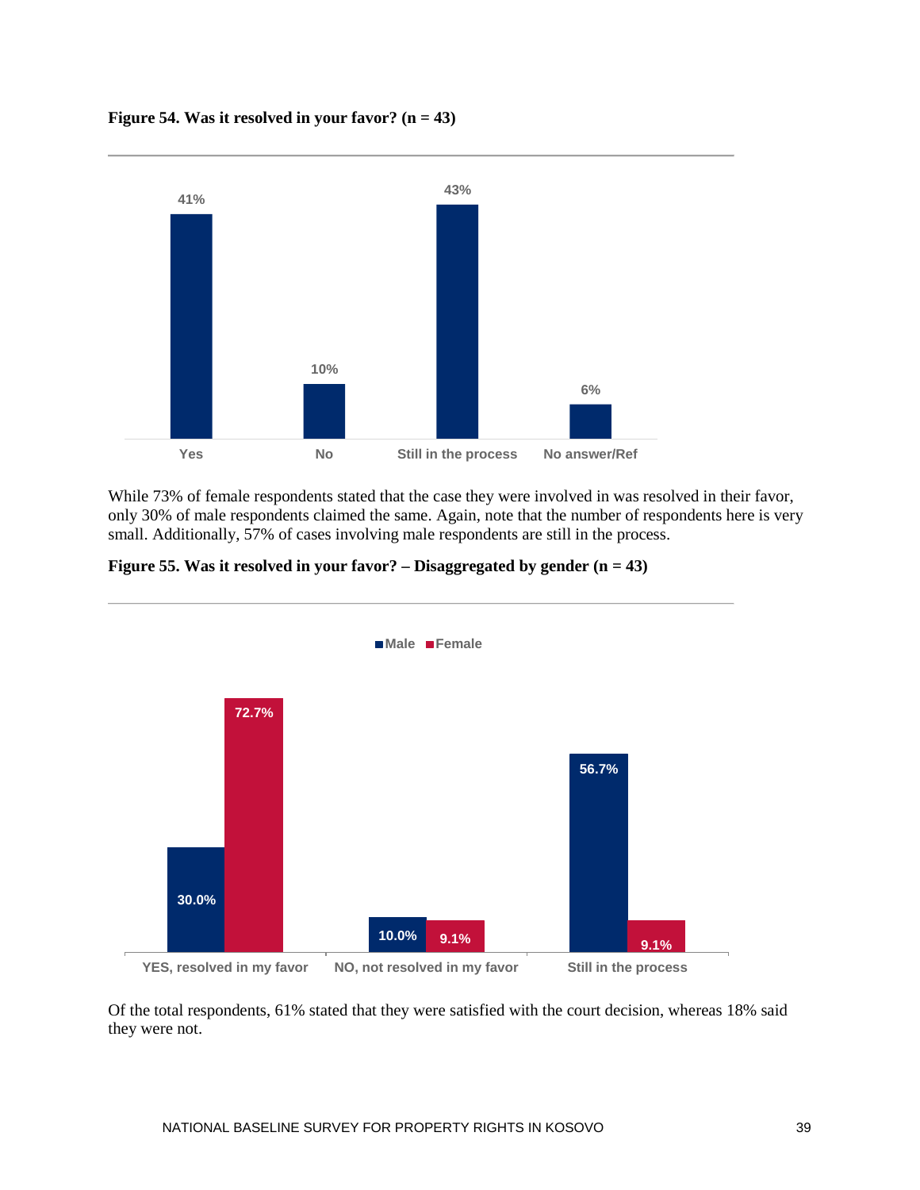**Figure 54. Was it resolved in your favor? (n = 43)**

| Response | % |
|---|---|
| Yes | 41% |
| No | 10% |
| Still in the process | 43% |
| No answer/Ref | 6% |

While 73% of female respondents stated that the case they were involved in was resolved in their favor, only 30% of male respondents claimed the same. Again, note that the number of respondents here is very small. Additionally, 57% of cases involving male respondents are still in the process.

**Figure 55. Was it resolved in your favor? – Disaggregated by gender (n = 43)**

| | Male | Female |
|---|---|---|
| YES, resolved in my favor | 30.0% | 72.7% |
| NO, not resolved in my favor | 10.0% | 9.1% |
| Still in the process | 56.7% | 9.1% |

Of the total respondents, 61% stated that they were satisfied with the court decision, whereas 18% said they were not.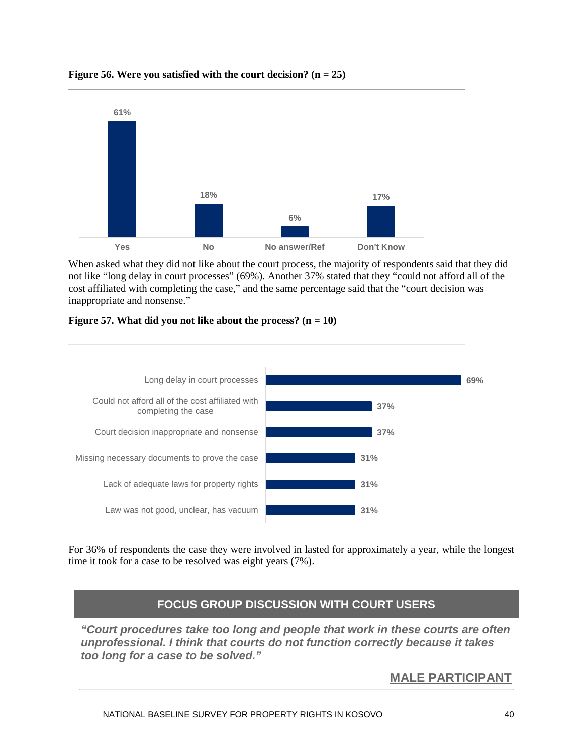**Figure 56. Were you satisfied with the court decision? (n = 25)**

| Response | Percentage |
|---|---|
| Yes | 61% |
| No | 18% |
| No answer/Ref | 6% |
| Don't Know | 17% |

When asked what they did not like about the court process, the majority of respondents said that they did not like "long delay in court processes" (69%). Another 37% stated that they "could not afford all of the cost affiliated with completing the case," and the same percentage said that the "court decision was inappropriate and nonsense."

**Figure 57. What did you not like about the process? (n = 10)**

| Response | Percentage |
|---|---|
| Long delay in court processes | 69% |
| Could not afford all of the cost affiliated with completing the case | 37% |
| Court decision inappropriate and nonsense | 37% |
| Missing necessary documents to prove the case | 31% |
| Lack of adequate laws for property rights | 31% |
| Law was not good, unclear, has vacuum | 31% |

For 36% of respondents the case they were involved in lasted for approximately a year, while the longest time it took for a case to be resolved was eight years (7%).

### FOCUS GROUP DISCUSSION WITH COURT USERS

***"Court procedures take too long and people that work in these courts are often unprofessional. I think that courts do not function correctly because it takes too long for a case to be solved."***

**MALE PARTICIPANT**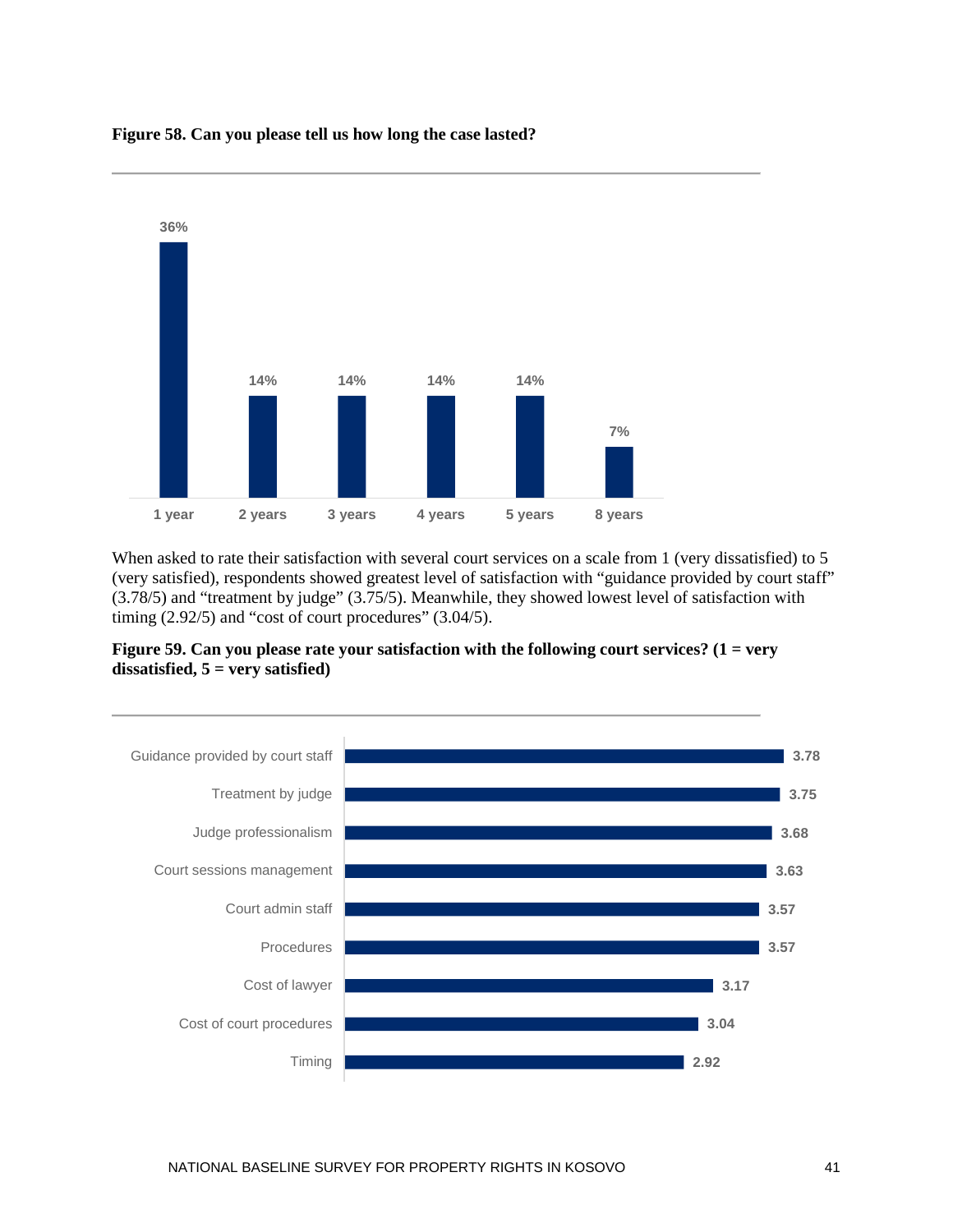**Figure 58. Can you please tell us how long the case lasted?**

| Duration | Percentage |
| --- | --- |
| 1 year | 36% |
| 2 years | 14% |
| 3 years | 14% |
| 4 years | 14% |
| 5 years | 14% |
| 8 years | 7% |

When asked to rate their satisfaction with several court services on a scale from 1 (very dissatisfied) to 5 (very satisfied), respondents showed greatest level of satisfaction with "guidance provided by court staff" (3.78/5) and "treatment by judge" (3.75/5). Meanwhile, they showed lowest level of satisfaction with timing (2.92/5) and "cost of court procedures" (3.04/5).

**Figure 59. Can you please rate your satisfaction with the following court services? (1 = very dissatisfied, 5 = very satisfied)**

| Court service | Rating |
| --- | --- |
| Guidance provided by court staff | 3.78 |
| Treatment by judge | 3.75 |
| Judge professionalism | 3.68 |
| Court sessions management | 3.63 |
| Court admin staff | 3.57 |
| Procedures | 3.57 |
| Cost of lawyer | 3.17 |
| Cost of court procedures | 3.04 |
| Timing | 2.92 |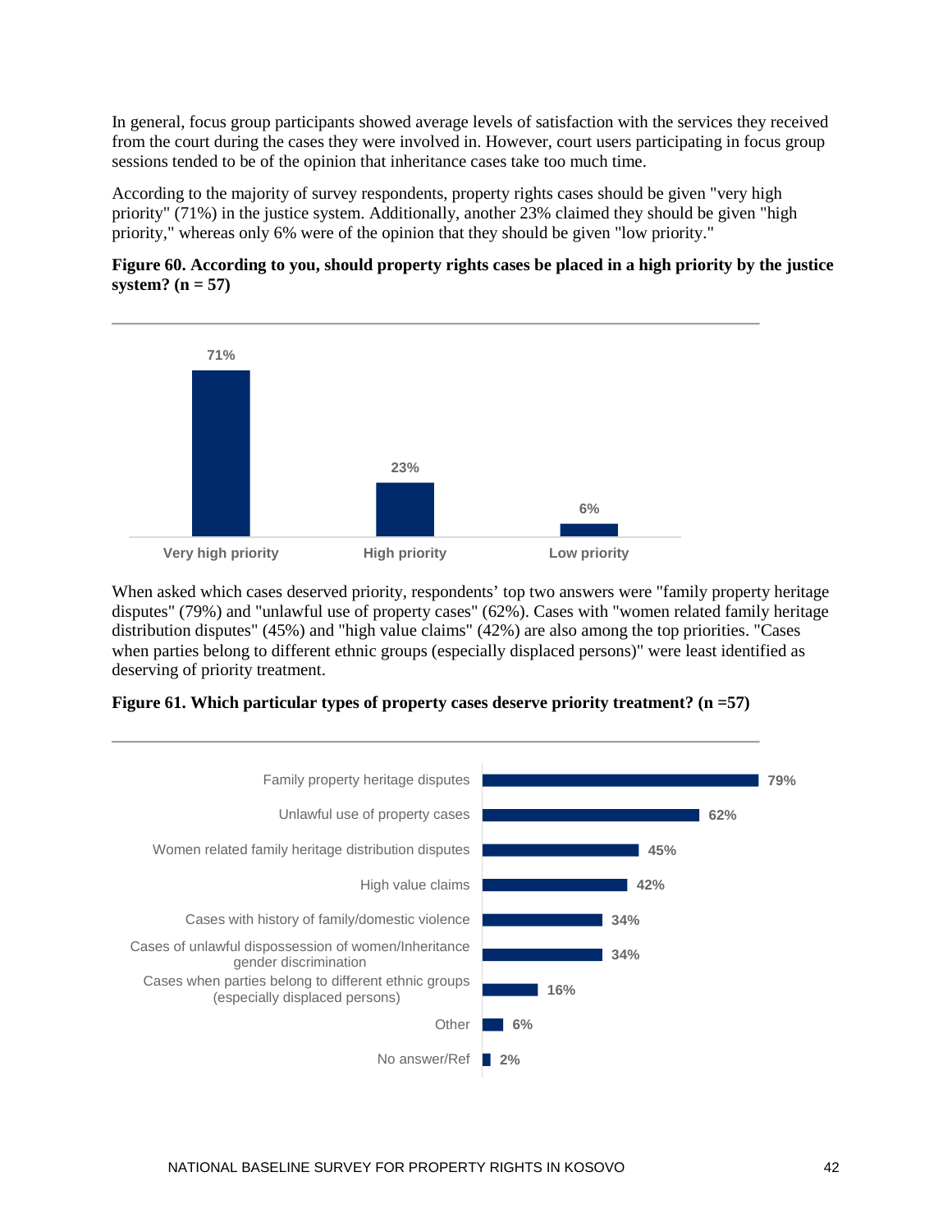In general, focus group participants showed average levels of satisfaction with the services they received from the court during the cases they were involved in. However, court users participating in focus group sessions tended to be of the opinion that inheritance cases take too much time.

According to the majority of survey respondents, property rights cases should be given "very high priority" (71%) in the justice system. Additionally, another 23% claimed they should be given "high priority," whereas only 6% were of the opinion that they should be given "low priority."

**Figure 60. According to you, should property rights cases be placed in a high priority by the justice system? (n = 57)**

| Response | Percentage |
|---|---|
| Very high priority | 71% |
| High priority | 23% |
| Low priority | 6% |

When asked which cases deserved priority, respondents' top two answers were "family property heritage disputes" (79%) and "unlawful use of property cases" (62%). Cases with "women related family heritage distribution disputes" (45%) and "high value claims" (42%) are also among the top priorities. "Cases when parties belong to different ethnic groups (especially displaced persons)" were least identified as deserving of priority treatment.

**Figure 61. Which particular types of property cases deserve priority treatment? (n =57)**

| Type of case | Percentage |
|---|---|
| Family property heritage disputes | 79% |
| Unlawful use of property cases | 62% |
| Women related family heritage distribution disputes | 45% |
| High value claims | 42% |
| Cases with history of family/domestic violence | 34% |
| Cases of unlawful dispossession of women/Inheritance gender discrimination | 34% |
| Cases when parties belong to different ethnic groups (especially displaced persons) | 16% |
| Other | 6% |
| No answer/Ref | 2% |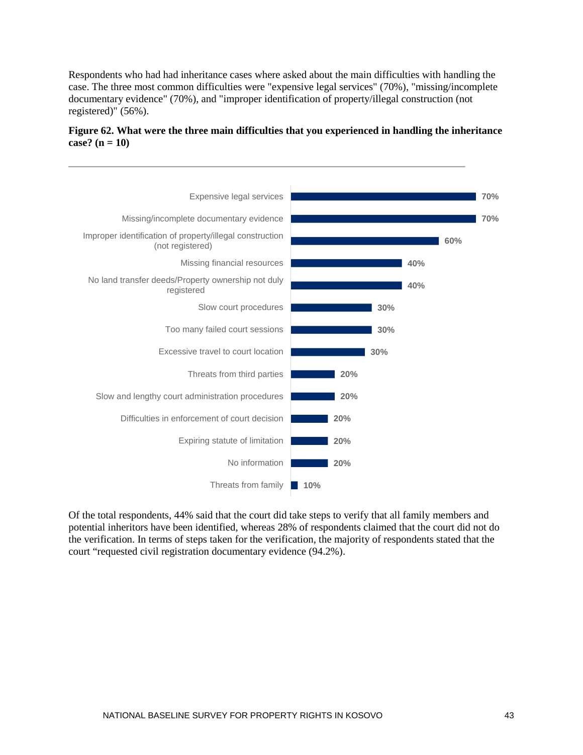Respondents who had had inheritance cases where asked about the main difficulties with handling the case. The three most common difficulties were "expensive legal services" (70%), "missing/incomplete documentary evidence" (70%), and "improper identification of property/illegal construction (not registered)" (56%).

**Figure 62. What were the three main difficulties that you experienced in handling the inheritance case? (n = 10)**

| Difficulty | Percentage |
|---|---|
| Expensive legal services | 70% |
| Missing/incomplete documentary evidence | 70% |
| Improper identification of property/illegal construction (not registered) | 60% |
| Missing financial resources | 40% |
| No land transfer deeds/Property ownership not duly registered | 40% |
| Slow court procedures | 30% |
| Too many failed court sessions | 30% |
| Excessive travel to court location | 30% |
| Threats from third parties | 20% |
| Slow and lengthy court administration procedures | 20% |
| Difficulties in enforcement of court decision | 20% |
| Expiring statute of limitation | 20% |
| No information | 20% |
| Threats from family | 10% |

Of the total respondents, 44% said that the court did take steps to verify that all family members and potential inheritors have been identified, whereas 28% of respondents claimed that the court did not do the verification. In terms of steps taken for the verification, the majority of respondents stated that the court "requested civil registration documentary evidence (94.2%).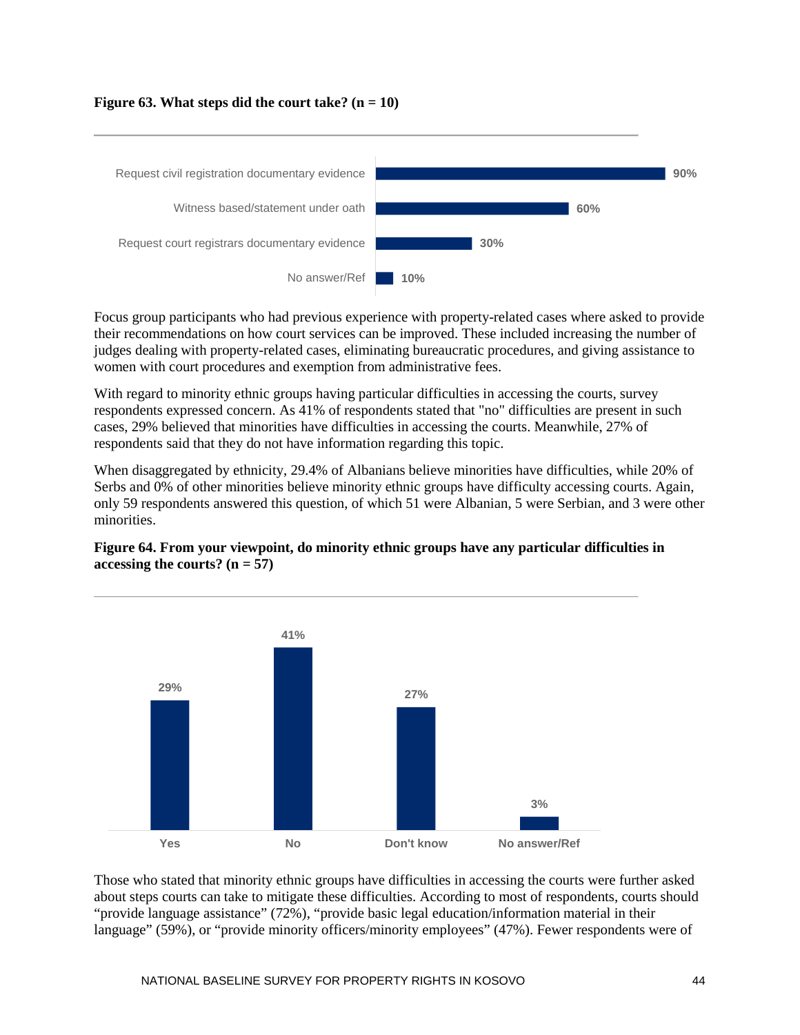**Figure 63. What steps did the court take? (n = 10)**

| Step | Percentage |
|---|---|
| Request civil registration documentary evidence | 90% |
| Witness based/statement under oath | 60% |
| Request court registrars documentary evidence | 30% |
| No answer/Ref | 10% |

Focus group participants who had previous experience with property-related cases where asked to provide their recommendations on how court services can be improved. These included increasing the number of judges dealing with property-related cases, eliminating bureaucratic procedures, and giving assistance to women with court procedures and exemption from administrative fees.

With regard to minority ethnic groups having particular difficulties in accessing the courts, survey respondents expressed concern. As 41% of respondents stated that "no" difficulties are present in such cases, 29% believed that minorities have difficulties in accessing the courts. Meanwhile, 27% of respondents said that they do not have information regarding this topic.

When disaggregated by ethnicity, 29.4% of Albanians believe minorities have difficulties, while 20% of Serbs and 0% of other minorities believe minority ethnic groups have difficulty accessing courts. Again, only 59 respondents answered this question, of which 51 were Albanian, 5 were Serbian, and 3 were other minorities.

**Figure 64. From your viewpoint, do minority ethnic groups have any particular difficulties in accessing the courts? (n = 57)**

| Response | Percentage |
|---|---|
| Yes | 29% |
| No | 41% |
| Don't know | 27% |
| No answer/Ref | 3% |

Those who stated that minority ethnic groups have difficulties in accessing the courts were further asked about steps courts can take to mitigate these difficulties. According to most of respondents, courts should "provide language assistance" (72%), "provide basic legal education/information material in their language" (59%), or "provide minority officers/minority employees" (47%). Fewer respondents were of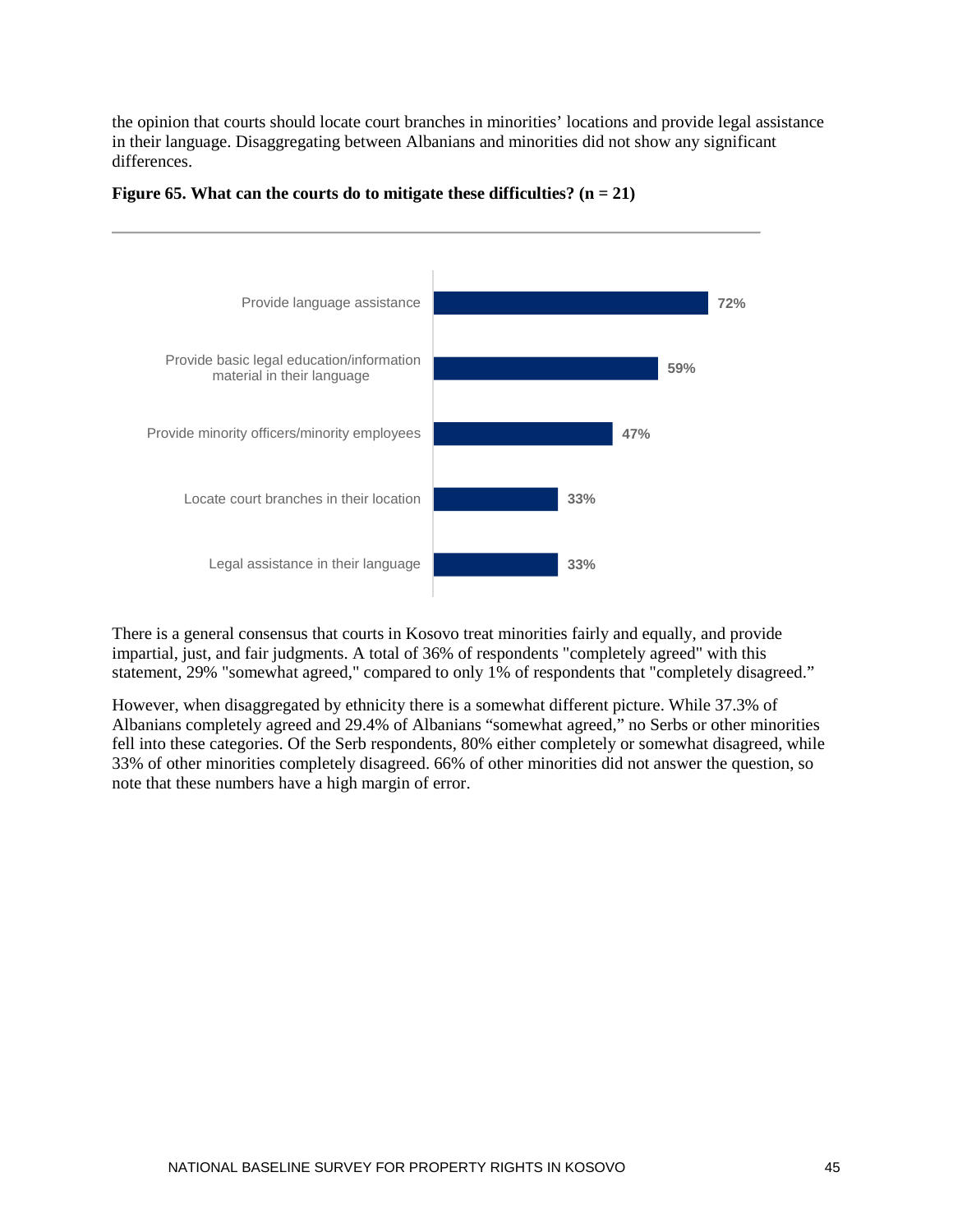the opinion that courts should locate court branches in minorities' locations and provide legal assistance in their language. Disaggregating between Albanians and minorities did not show any significant differences.

**Figure 65. What can the courts do to mitigate these difficulties? (n = 21)**

| Response | Percentage |
|---|---|
| Provide language assistance | 72% |
| Provide basic legal education/information material in their language | 59% |
| Provide minority officers/minority employees | 47% |
| Locate court branches in their location | 33% |
| Legal assistance in their language | 33% |

There is a general consensus that courts in Kosovo treat minorities fairly and equally, and provide impartial, just, and fair judgments. A total of 36% of respondents "completely agreed" with this statement, 29% "somewhat agreed," compared to only 1% of respondents that "completely disagreed."

However, when disaggregated by ethnicity there is a somewhat different picture. While 37.3% of Albanians completely agreed and 29.4% of Albanians "somewhat agreed," no Serbs or other minorities fell into these categories. Of the Serb respondents, 80% either completely or somewhat disagreed, while 33% of other minorities completely disagreed. 66% of other minorities did not answer the question, so note that these numbers have a high margin of error.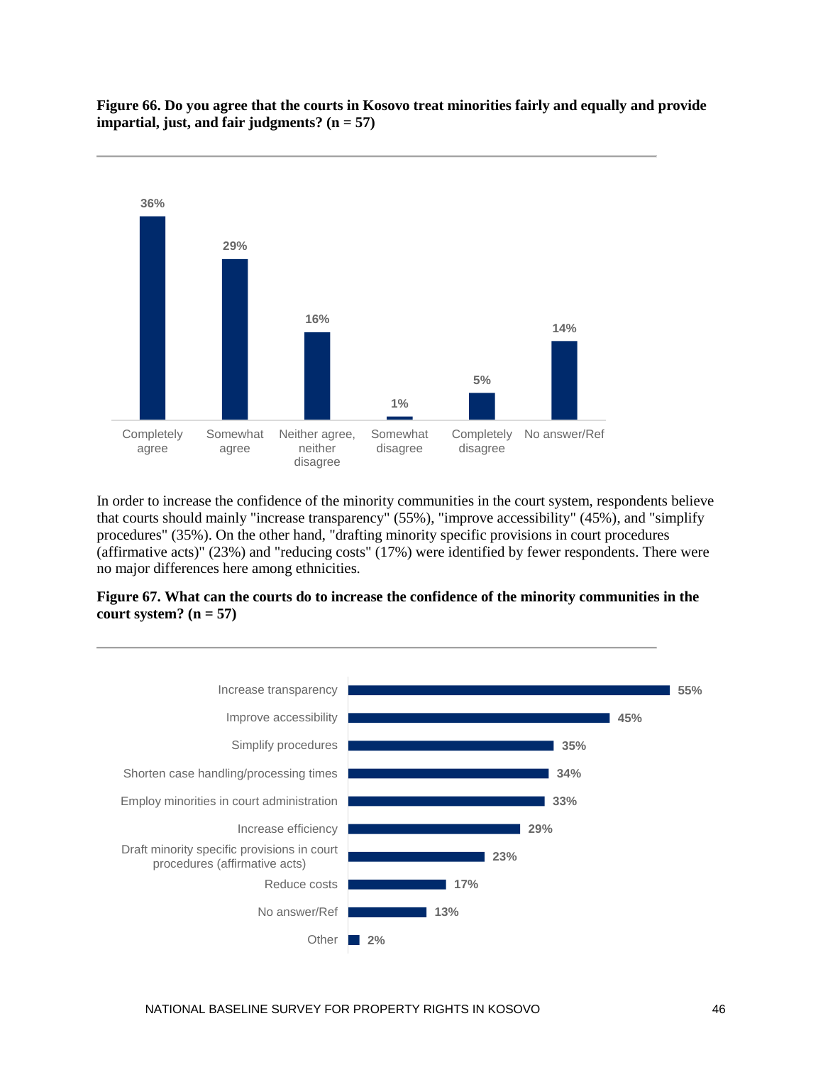**Figure 66. Do you agree that the courts in Kosovo treat minorities fairly and equally and provide impartial, just, and fair judgments? (n = 57)**

| Response | % |
|---|---|
| Completely agree | 36% |
| Somewhat agree | 29% |
| Neither agree, neither disagree | 16% |
| Somewhat disagree | 1% |
| Completely disagree | 5% |
| No answer/Ref | 14% |

In order to increase the confidence of the minority communities in the court system, respondents believe that courts should mainly "increase transparency" (55%), "improve accessibility" (45%), and "simplify procedures" (35%). On the other hand, "drafting minority specific provisions in court procedures (affirmative acts)" (23%) and "reducing costs" (17%) were identified by fewer respondents. There were no major differences here among ethnicities.

**Figure 67. What can the courts do to increase the confidence of the minority communities in the court system? (n = 57)**

| Response | % |
|---|---|
| Increase transparency | 55% |
| Improve accessibility | 45% |
| Simplify procedures | 35% |
| Shorten case handling/processing times | 34% |
| Employ minorities in court administration | 33% |
| Increase efficiency | 29% |
| Draft minority specific provisions in court procedures (affirmative acts) | 23% |
| Reduce costs | 17% |
| No answer/Ref | 13% |
| Other | 2% |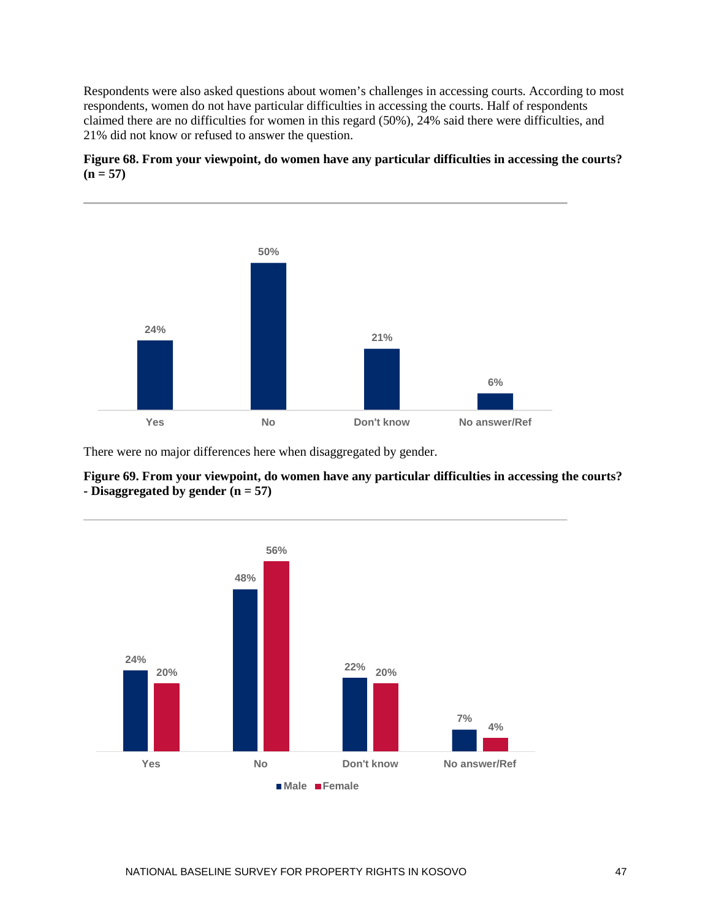Respondents were also asked questions about women's challenges in accessing courts. According to most respondents, women do not have particular difficulties in accessing the courts. Half of respondents claimed there are no difficulties for women in this regard (50%), 24% said there were difficulties, and 21% did not know or refused to answer the question.

**Figure 68. From your viewpoint, do women have any particular difficulties in accessing the courts? (n = 57)**

| Yes | No | Don't know | No answer/Ref |
|---|---|---|---|
| 24% | 50% | 21% | 6% |

There were no major differences here when disaggregated by gender.

**Figure 69. From your viewpoint, do women have any particular difficulties in accessing the courts? - Disaggregated by gender (n = 57)**

| | Yes | No | Don't know | No answer/Ref |
|---|---|---|---|---|
| Male | 24% | 48% | 22% | 7% |
| Female | 20% | 56% | 20% | 4% |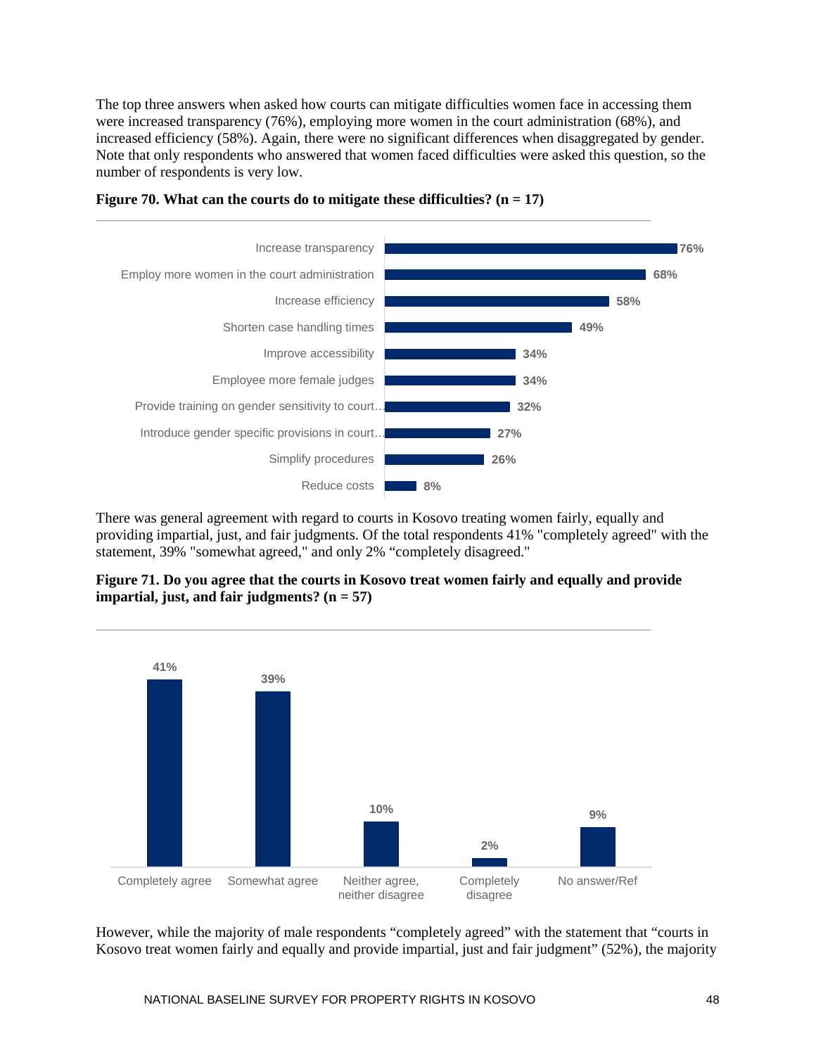The top three answers when asked how courts can mitigate difficulties women face in accessing them were increased transparency (76%), employing more women in the court administration (68%), and increased efficiency (58%). Again, there were no significant differences when disaggregated by gender. Note that only respondents who answered that women faced difficulties were asked this question, so the number of respondents is very low.

**Figure 70. What can the courts do to mitigate these difficulties? (n = 17)**

| Response | Percentage |
|---|---|
| Increase transparency | 76% |
| Employ more women in the court administration | 68% |
| Increase efficiency | 58% |
| Shorten case handling times | 49% |
| Improve accessibility | 34% |
| Employee more female judges | 34% |
| Provide training on gender sensitivity to court… | 32% |
| Introduce gender specific provisions in court… | 27% |
| Simplify procedures | 26% |
| Reduce costs | 8% |

There was general agreement with regard to courts in Kosovo treating women fairly, equally and providing impartial, just, and fair judgments. Of the total respondents 41% "completely agreed" with the statement, 39% "somewhat agreed," and only 2% "completely disagreed."

**Figure 71. Do you agree that the courts in Kosovo treat women fairly and equally and provide impartial, just, and fair judgments? (n = 57)**

| Response | Percentage |
|---|---|
| Completely agree | 41% |
| Somewhat agree | 39% |
| Neither agree, neither disagree | 10% |
| Completely disagree | 2% |
| No answer/Ref | 9% |

However, while the majority of male respondents "completely agreed" with the statement that "courts in Kosovo treat women fairly and equally and provide impartial, just and fair judgment" (52%), the majority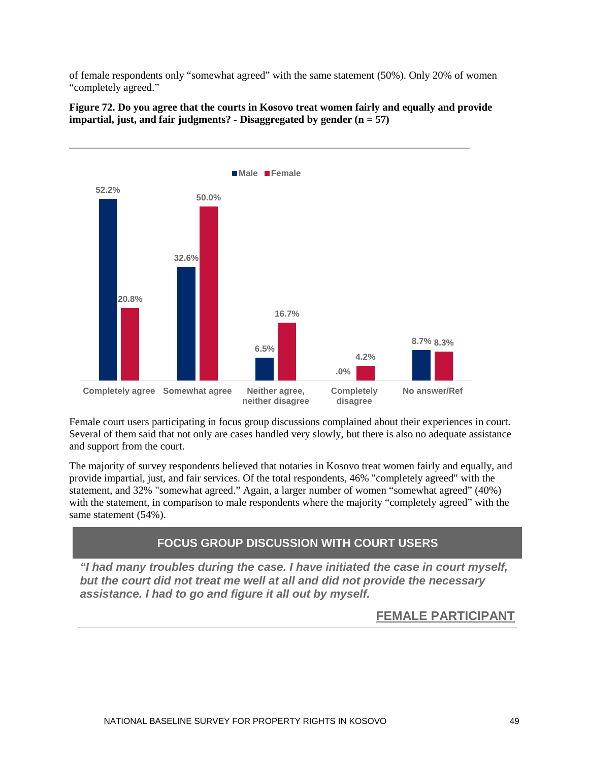of female respondents only "somewhat agreed" with the same statement (50%). Only 20% of women "completely agreed."

**Figure 72. Do you agree that the courts in Kosovo treat women fairly and equally and provide impartial, just, and fair judgments? - Disaggregated by gender (n = 57)**

| | Male | Female |
|---|---|---|
| Completely agree | 52.2% | 20.8% |
| Somewhat agree | 32.6% | 50.0% |
| Neither agree, neither disagree | 6.5% | 16.7% |
| Completely disagree | .0% | 4.2% |
| No answer/Ref | 8.7% | 8.3% |

Female court users participating in focus group discussions complained about their experiences in court. Several of them said that not only are cases handled very slowly, but there is also no adequate assistance and support from the court.

The majority of survey respondents believed that notaries in Kosovo treat women fairly and equally, and provide impartial, just, and fair services. Of the total respondents, 46% "completely agreed" with the statement, and 32% "somewhat agreed." Again, a larger number of women "somewhat agreed" (40%) with the statement, in comparison to male respondents where the majority "completely agreed" with the same statement (54%).

**FOCUS GROUP DISCUSSION WITH COURT USERS**

***"I had many troubles during the case. I have initiated the case in court myself, but the court did not treat me well at all and did not provide the necessary assistance. I had to go and figure it all out by myself.***

**FEMALE PARTICIPANT**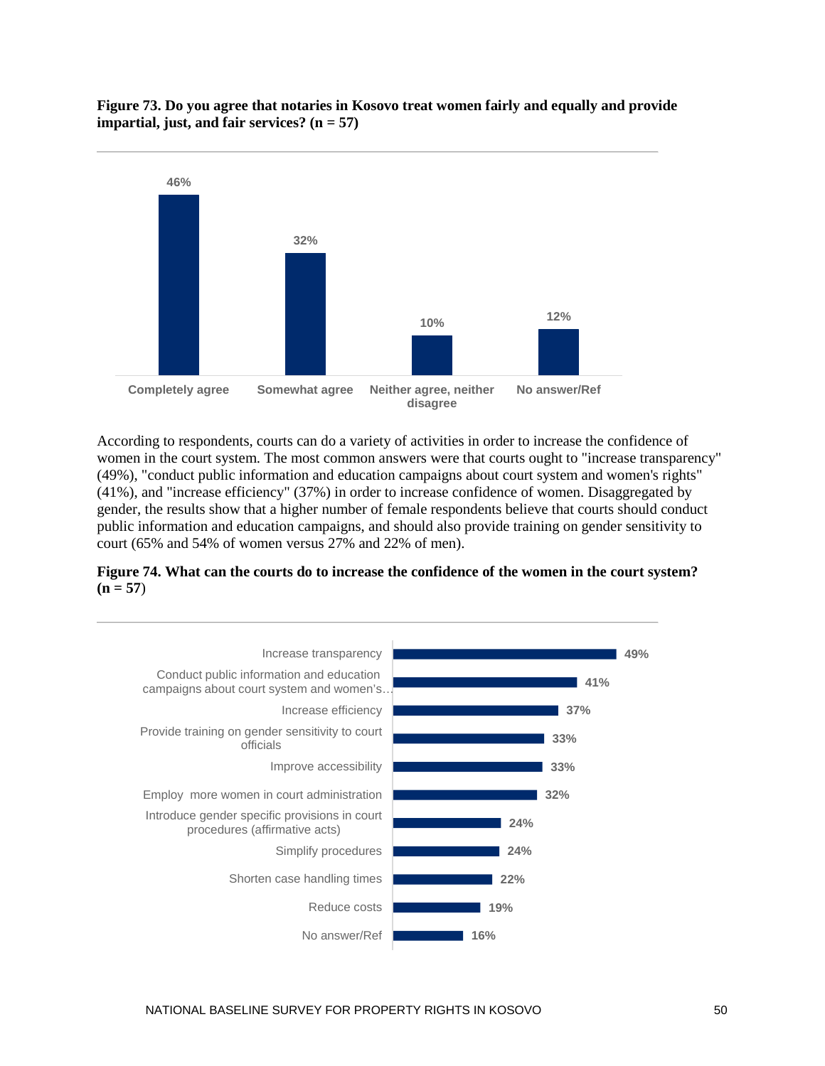**Figure 73. Do you agree that notaries in Kosovo treat women fairly and equally and provide impartial, just, and fair services? (n = 57)**

| Response | Percentage |
|---|---|
| Completely agree | 46% |
| Somewhat agree | 32% |
| Neither agree, neither disagree | 10% |
| No answer/Ref | 12% |

According to respondents, courts can do a variety of activities in order to increase the confidence of women in the court system. The most common answers were that courts ought to "increase transparency" (49%), "conduct public information and education campaigns about court system and women's rights" (41%), and "increase efficiency" (37%) in order to increase confidence of women. Disaggregated by gender, the results show that a higher number of female respondents believe that courts should conduct public information and education campaigns, and should also provide training on gender sensitivity to court (65% and 54% of women versus 27% and 22% of men).

**Figure 74. What can the courts do to increase the confidence of the women in the court system? (n = 57)**

| Response | Percentage |
|---|---|
| Increase transparency | 49% |
| Conduct public information and education campaigns about court system and women's… | 41% |
| Increase efficiency | 37% |
| Provide training on gender sensitivity to court officials | 33% |
| Improve accessibility | 33% |
| Employ more women in court administration | 32% |
| Introduce gender specific provisions in court procedures (affirmative acts) | 24% |
| Simplify procedures | 24% |
| Shorten case handling times | 22% |
| Reduce costs | 19% |
| No answer/Ref | 16% |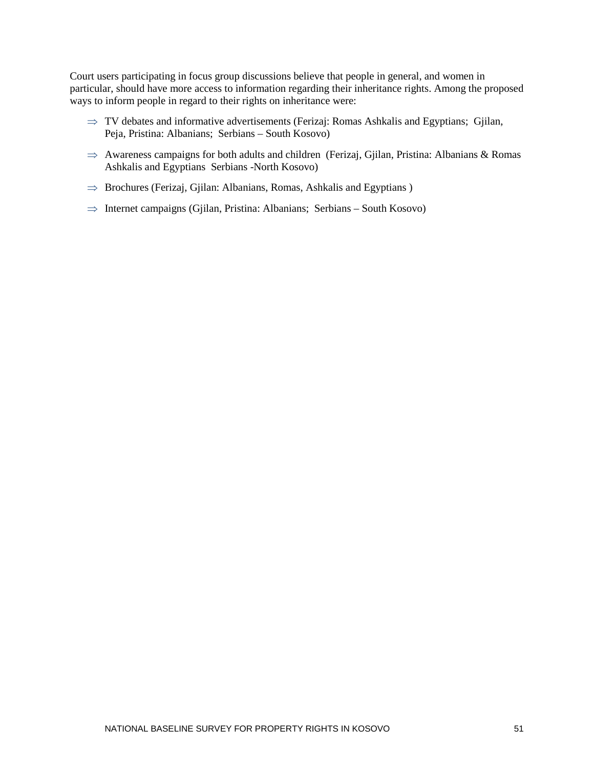Court users participating in focus group discussions believe that people in general, and women in particular, should have more access to information regarding their inheritance rights. Among the proposed ways to inform people in regard to their rights on inheritance were:

⇒ TV debates and informative advertisements (Ferizaj: Romas Ashkalis and Egyptians; Gjilan, Peja, Pristina: Albanians; Serbians – South Kosovo)

⇒ Awareness campaigns for both adults and children (Ferizaj, Gjilan, Pristina: Albanians & Romas Ashkalis and Egyptians Serbians -North Kosovo)

⇒ Brochures (Ferizaj, Gjilan: Albanians, Romas, Ashkalis and Egyptians )

⇒ Internet campaigns (Gjilan, Pristina: Albanians; Serbians – South Kosovo)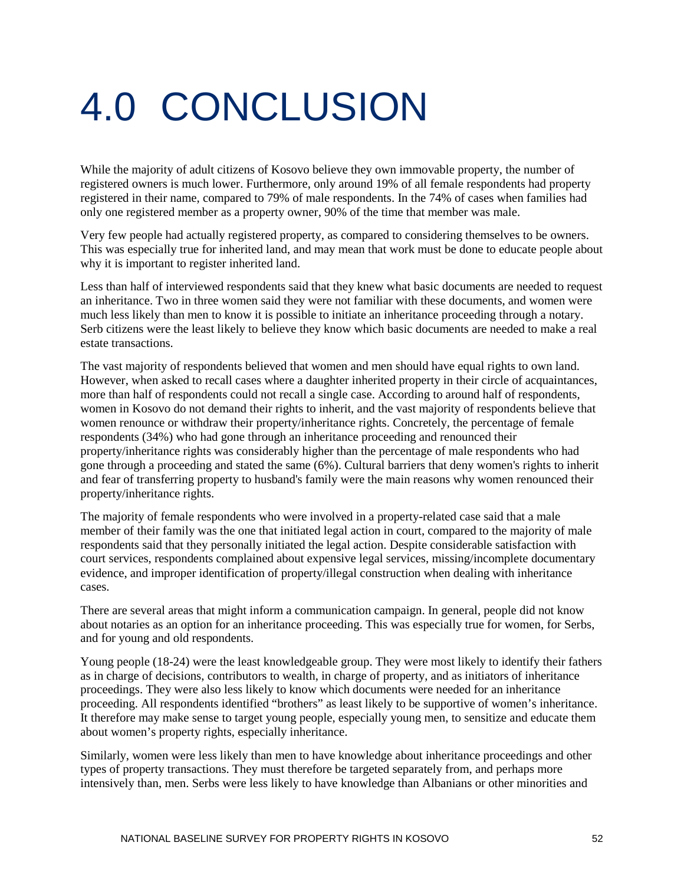# 4.0 CONCLUSION

While the majority of adult citizens of Kosovo believe they own immovable property, the number of registered owners is much lower. Furthermore, only around 19% of all female respondents had property registered in their name, compared to 79% of male respondents. In the 74% of cases when families had only one registered member as a property owner, 90% of the time that member was male.

Very few people had actually registered property, as compared to considering themselves to be owners. This was especially true for inherited land, and may mean that work must be done to educate people about why it is important to register inherited land.

Less than half of interviewed respondents said that they knew what basic documents are needed to request an inheritance. Two in three women said they were not familiar with these documents, and women were much less likely than men to know it is possible to initiate an inheritance proceeding through a notary. Serb citizens were the least likely to believe they know which basic documents are needed to make a real estate transactions.

The vast majority of respondents believed that women and men should have equal rights to own land. However, when asked to recall cases where a daughter inherited property in their circle of acquaintances, more than half of respondents could not recall a single case. According to around half of respondents, women in Kosovo do not demand their rights to inherit, and the vast majority of respondents believe that women renounce or withdraw their property/inheritance rights. Concretely, the percentage of female respondents (34%) who had gone through an inheritance proceeding and renounced their property/inheritance rights was considerably higher than the percentage of male respondents who had gone through a proceeding and stated the same (6%). Cultural barriers that deny women's rights to inherit and fear of transferring property to husband's family were the main reasons why women renounced their property/inheritance rights.

The majority of female respondents who were involved in a property-related case said that a male member of their family was the one that initiated legal action in court, compared to the majority of male respondents said that they personally initiated the legal action. Despite considerable satisfaction with court services, respondents complained about expensive legal services, missing/incomplete documentary evidence, and improper identification of property/illegal construction when dealing with inheritance cases.

There are several areas that might inform a communication campaign. In general, people did not know about notaries as an option for an inheritance proceeding. This was especially true for women, for Serbs, and for young and old respondents.

Young people (18-24) were the least knowledgeable group. They were most likely to identify their fathers as in charge of decisions, contributors to wealth, in charge of property, and as initiators of inheritance proceedings. They were also less likely to know which documents were needed for an inheritance proceeding. All respondents identified “brothers” as least likely to be supportive of women’s inheritance. It therefore may make sense to target young people, especially young men, to sensitize and educate them about women’s property rights, especially inheritance.

Similarly, women were less likely than men to have knowledge about inheritance proceedings and other types of property transactions. They must therefore be targeted separately from, and perhaps more intensively than, men. Serbs were less likely to have knowledge than Albanians or other minorities and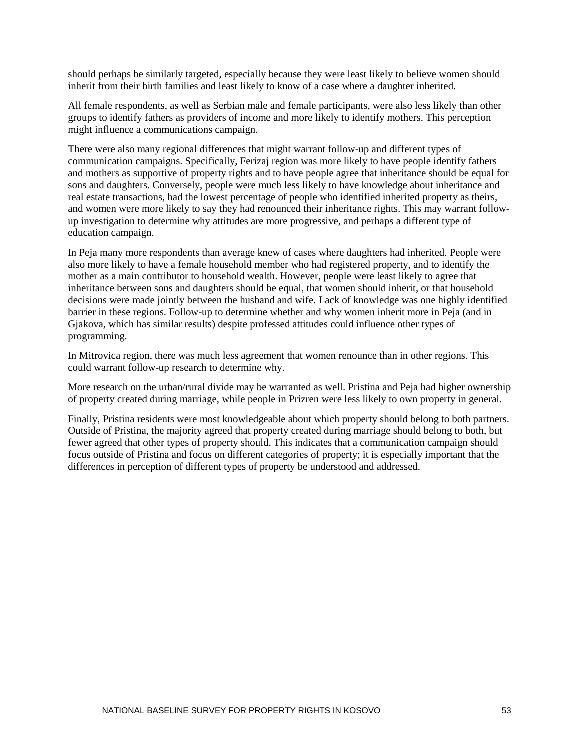should perhaps be similarly targeted, especially because they were least likely to believe women should inherit from their birth families and least likely to know of a case where a daughter inherited.

All female respondents, as well as Serbian male and female participants, were also less likely than other groups to identify fathers as providers of income and more likely to identify mothers. This perception might influence a communications campaign.

There were also many regional differences that might warrant follow-up and different types of communication campaigns. Specifically, Ferizaj region was more likely to have people identify fathers and mothers as supportive of property rights and to have people agree that inheritance should be equal for sons and daughters. Conversely, people were much less likely to have knowledge about inheritance and real estate transactions, had the lowest percentage of people who identified inherited property as theirs, and women were more likely to say they had renounced their inheritance rights. This may warrant follow-up investigation to determine why attitudes are more progressive, and perhaps a different type of education campaign.

In Peja many more respondents than average knew of cases where daughters had inherited. People were also more likely to have a female household member who had registered property, and to identify the mother as a main contributor to household wealth. However, people were least likely to agree that inheritance between sons and daughters should be equal, that women should inherit, or that household decisions were made jointly between the husband and wife. Lack of knowledge was one highly identified barrier in these regions. Follow-up to determine whether and why women inherit more in Peja (and in Gjakova, which has similar results) despite professed attitudes could influence other types of programming.

In Mitrovica region, there was much less agreement that women renounce than in other regions. This could warrant follow-up research to determine why.

More research on the urban/rural divide may be warranted as well. Pristina and Peja had higher ownership of property created during marriage, while people in Prizren were less likely to own property in general.

Finally, Pristina residents were most knowledgeable about which property should belong to both partners. Outside of Pristina, the majority agreed that property created during marriage should belong to both, but fewer agreed that other types of property should. This indicates that a communication campaign should focus outside of Pristina and focus on different categories of property; it is especially important that the differences in perception of different types of property be understood and addressed.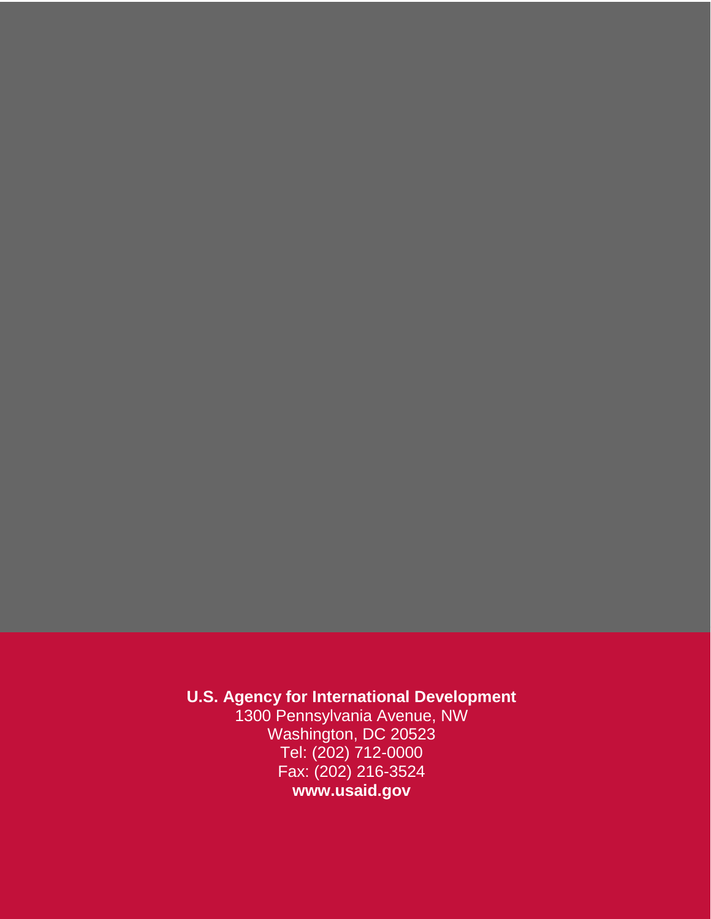**U.S. Agency for International Development**
1300 Pennsylvania Avenue, NW
Washington, DC 20523
Tel: (202) 712-0000
Fax: (202) 216-3524
**www.usaid.gov**